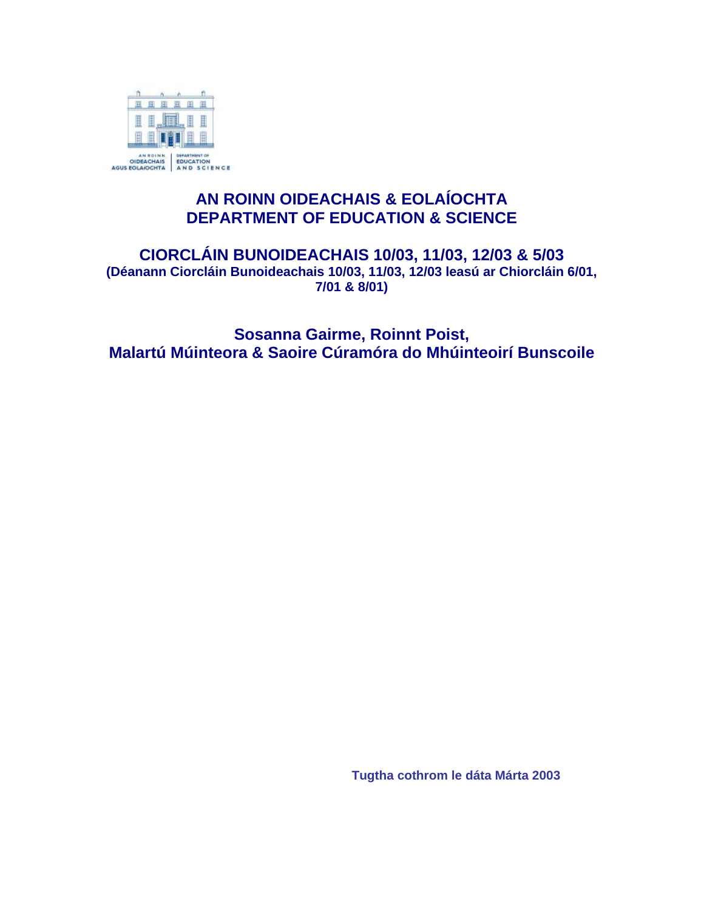# AN ROINN OIDEACHAIS & EOLAÍOCHTA
# DEPARTMENT OF EDUCATION & SCIENCE

## CIORCLÁIN BUNOIDEACHAIS 10/03, 11/03, 12/03 & 5/03

**(Déanann Ciorcláin Bunoideachais 10/03, 11/03, 12/03 leasú ar Chiorcláin 6/01, 7/01 & 8/01)**

## Sosanna Gairme, Roinnt Poist, Malartú Múinteora & Saoire Cúramóra do Mhúinteoirí Bunscoile

**Tugtha cothrom le dáta Márta 2003**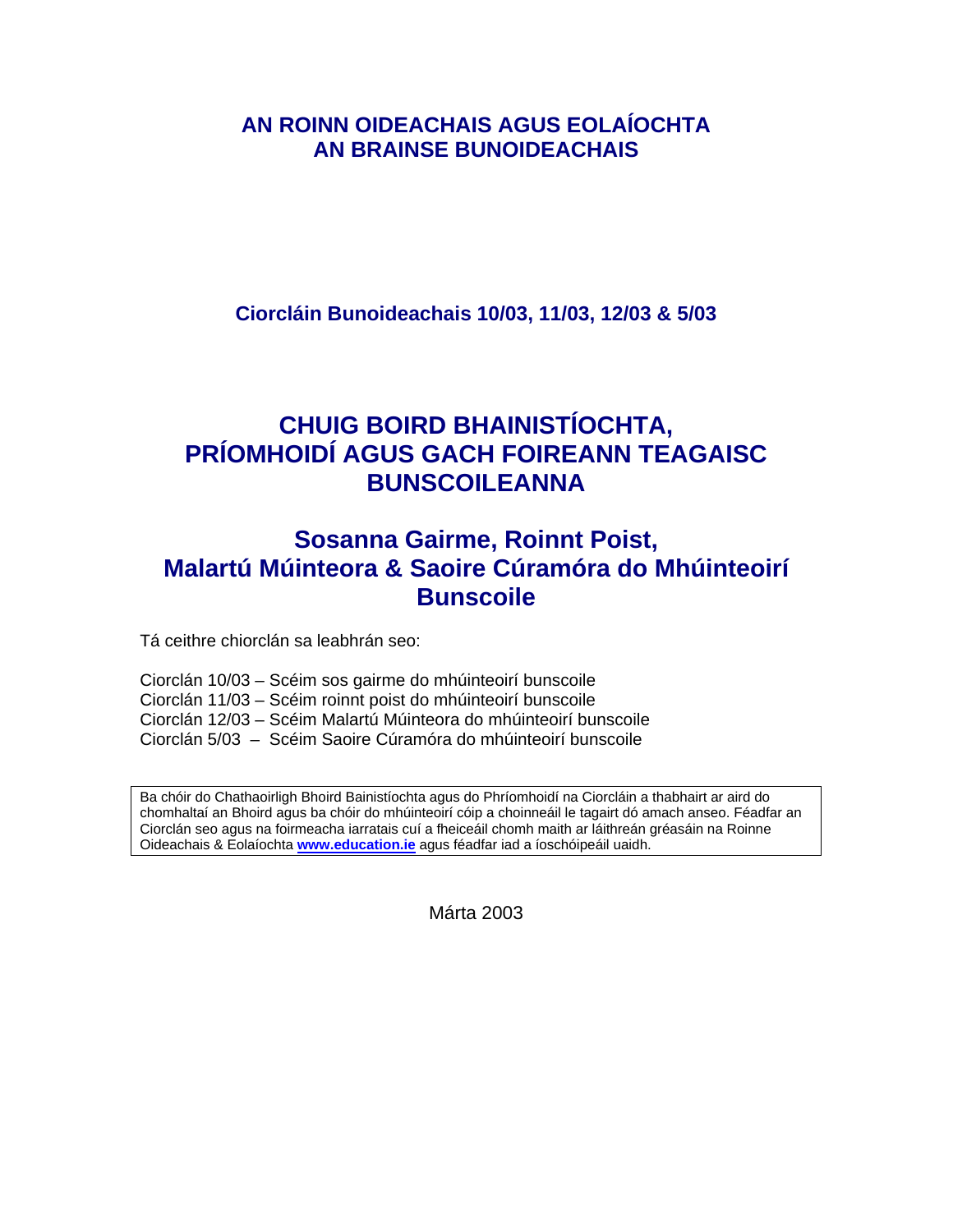## AN ROINN OIDEACHAIS AGUS EOLAÍOCHTA
## AN BRAINSE BUNOIDEACHAIS

**Ciorcláin Bunoideachais 10/03, 11/03, 12/03 & 5/03**

# CHUIG BOIRD BHAINISTÍOCHTA, PRÍOMHOIDÍ AGUS GACH FOIREANN TEAGAISC BUNSCOILEANNA

# Sosanna Gairme, Roinnt Poist, Malartú Múinteora & Saoire Cúramóra do Mhúinteoirí Bunscoile

Tá ceithre chiorclán sa leabhrán seo:

Ciorclán 10/03 – Scéim sos gairme do mhúinteoirí bunscoile
Ciorclán 11/03 – Scéim roinnt poist do mhúinteoirí bunscoile
Ciorclán 12/03 – Scéim Malartú Múinteora do mhúinteoirí bunscoile
Ciorclán 5/03 – Scéim Saoire Cúramóra do mhúinteoirí bunscoile

Ba chóir do Chathaoirligh Bhoird Bainistíochta agus do Phríomhoidí na Ciorcláin a thabhairt ar aird do chomhaltaí an Bhoird agus ba chóir do mhúinteoirí cóip a choinneáil le tagairt dó amach anseo. Féadfar an Ciorclán seo agus na foirmeacha iarratais cuí a fheiceáil chomh maith ar láithreán gréasáin na Roinne Oideachais & Eolaíochta **www.education.ie** agus féadfar iad a íoschóipeáil uaidh.

Márta 2003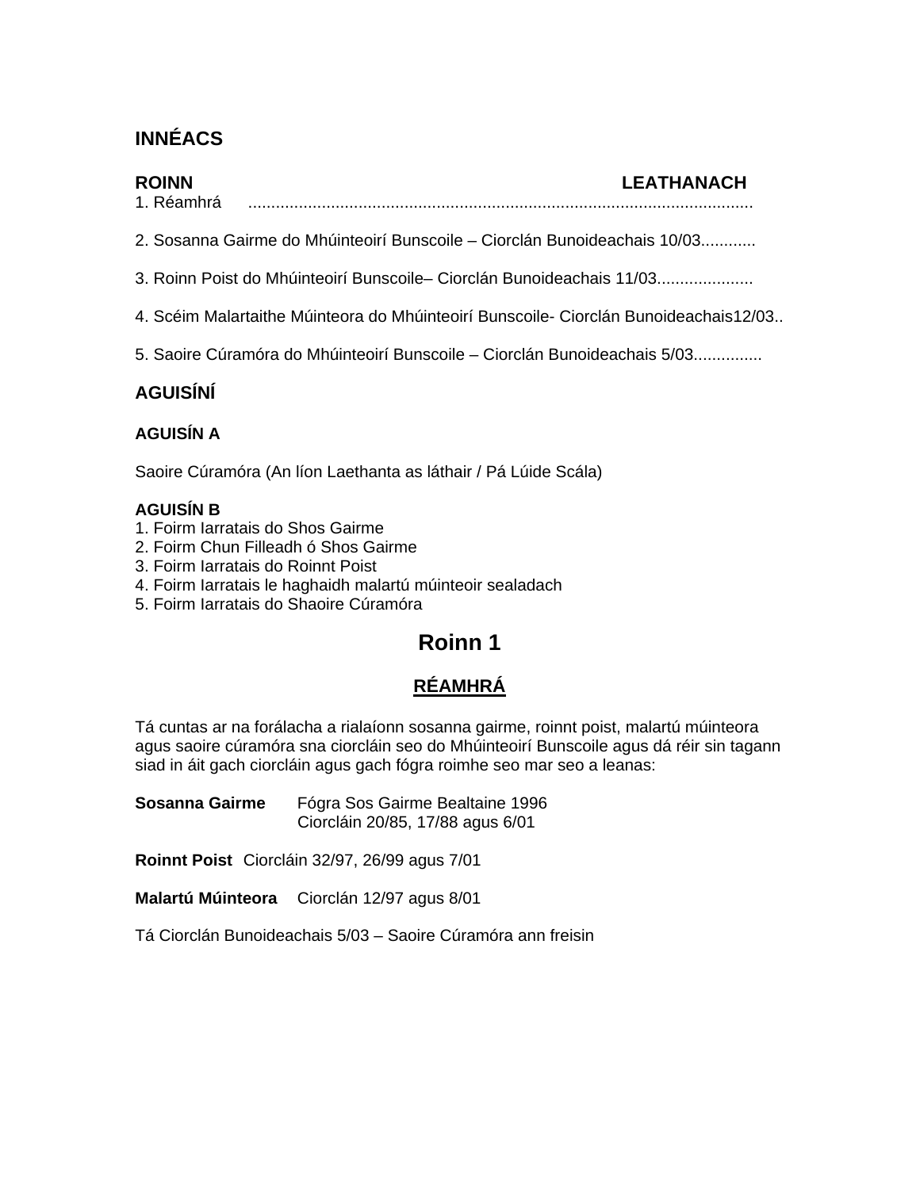## INNÉACS

**ROINN** **LEATHANACH**

1. Réamhrá ..............................................................................................................

2. Sosanna Gairme do Mhúinteoirí Bunscoile – Ciorclán Bunoideachais 10/03............

3. Roinn Poist do Mhúinteoirí Bunscoile– Ciorclán Bunoideachais 11/03.....................

4. Scéim Malartaithe Múinteora do Mhúinteoirí Bunscoile- Ciorclán Bunoideachais12/03..

5. Saoire Cúramóra do Mhúinteoirí Bunscoile – Ciorclán Bunoideachais 5/03...............

## AGUISÍNÍ

### AGUISÍN A

Saoire Cúramóra (An líon Laethanta as láthair / Pá Lúide Scála)

### AGUISÍN B

1. Foirm Iarratais do Shos Gairme
2. Foirm Chun Filleadh ó Shos Gairme
3. Foirm Iarratais do Roinnt Poist
4. Foirm Iarratais le haghaidh malartú múinteoir sealadach
5. Foirm Iarratais do Shaoire Cúramóra

# Roinn 1

## RÉAMHRÁ

Tá cuntas ar na forálacha a rialaíonn sosanna gairme, roinnt poist, malartú múinteora agus saoire cúramóra sna ciorcláin seo do Mhúinteoirí Bunscoile agus dá réir sin tagann siad in áit gach ciorcláin agus gach fógra roimhe seo mar seo a leanas:

**Sosanna Gairme** Fógra Sos Gairme Bealtaine 1996
Ciorcláin 20/85, 17/88 agus 6/01

**Roinnt Poist** Ciorcláin 32/97, 26/99 agus 7/01

**Malartú Múinteora** Ciorclán 12/97 agus 8/01

Tá Ciorclán Bunoideachais 5/03 – Saoire Cúramóra ann freisin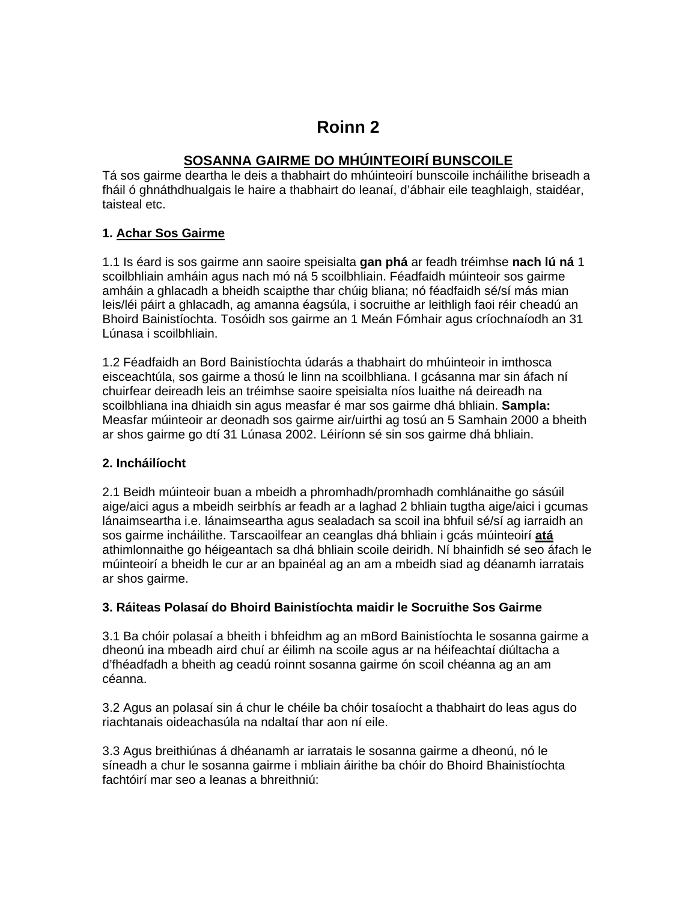# Roinn 2

## SOSANNA GAIRME DO MHÚINTEOIRÍ BUNSCOILE

Tá sos gairme deartha le deis a thabhairt do mhúinteoirí bunscoile incháilithe briseadh a fháil ó ghnáthdhualgais le haire a thabhairt do leanaí, d'ábhair eile teaghlaigh, staidéar, taisteal etc.

**1. Achar Sos Gairme**

1.1 Is éard is sos gairme ann saoire speisialta **gan phá** ar feadh tréimhse **nach lú ná** 1 scoilbhliain amháin agus nach mó ná 5 scoilbhliain. Féadfaidh múinteoir sos gairme amháin a ghlacadh a bheidh scaipthe thar chúig bliana; nó féadfaidh sé/sí más mian leis/léi páirt a ghlacadh, ag amanna éagsúla, i socruithe ar leithligh faoi réir cheadú an Bhoird Bainistíochta. Tosóidh sos gairme an 1 Meán Fómhair agus críochnaíodh an 31 Lúnasa i scoilbhliain.

1.2 Féadfaidh an Bord Bainistíochta údarás a thabhairt do mhúinteoir in imthosca eisceachtúla, sos gairme a thosú le linn na scoilbhliana. I gcásanna mar sin áfach ní chuirfear deireadh leis an tréimhse saoire speisialta níos luaithe ná deireadh na scoilbhliana ina dhiaidh sin agus measfar é mar sos gairme dhá bhliain. **Sampla:** Measfar múinteoir ar deonadh sos gairme air/uirthi ag tosú an 5 Samhain 2000 a bheith ar shos gairme go dtí 31 Lúnasa 2002. Léiríonn sé sin sos gairme dhá bhliain.

**2. Incháilíocht**

2.1 Beidh múinteoir buan a mbeidh a phromhadh/promhadh comhlánaithe go sásúil aige/aici agus a mbeidh seirbhís ar feadh ar a laghad 2 bhliain tugtha aige/aici i gcumas lánaimseartha i.e. lánaimseartha agus sealadach sa scoil ina bhfuil sé/sí ag iarraidh an sos gairme incháilithe. Tarscaoilfear an ceanglas dhá bhliain i gcás múinteoirí **atá** athimlonnaithe go héigeantach sa dhá bhliain scoile deiridh. Ní bhainfidh sé seo áfach le múinteoirí a bheidh le cur ar an bpainéal ag an am a mbeidh siad ag déanamh iarratais ar shos gairme.

**3. Ráiteas Polasaí do Bhoird Bainistíochta maidir le Socruithe Sos Gairme**

3.1 Ba chóir polasaí a bheith i bhfeidhm ag an mBord Bainistíochta le sosanna gairme a dheonú ina mbeadh aird chuí ar éilimh na scoile agus ar na héifeachtaí diúltacha a d'fhéadfadh a bheith ag ceadú roinnt sosanna gairme ón scoil chéanna ag an am céanna.

3.2 Agus an polasaí sin á chur le chéile ba chóir tosaíocht a thabhairt do leas agus do riachtanais oideachasúla na ndaltaí thar aon ní eile.

3.3 Agus breithiúnas á dhéanamh ar iarratais le sosanna gairme a dheonú, nó le síneadh a chur le sosanna gairme i mbliain áirithe ba chóir do Bhoird Bhainistíochta fachtóirí mar seo a leanas a bhreithniú: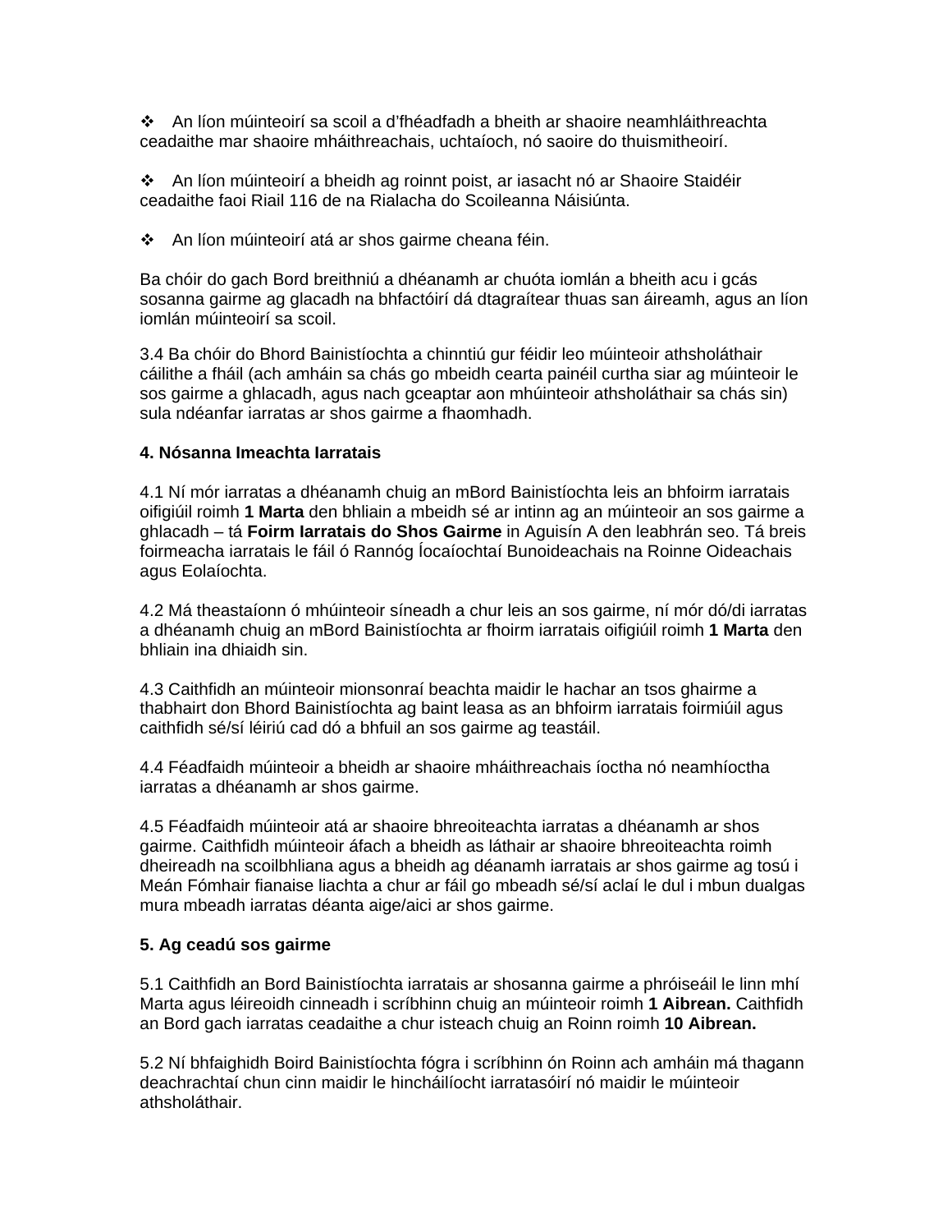- An líon múinteoirí sa scoil a d'fhéadfadh a bheith ar shaoire neamhláithreachta ceadaithe mar shaoire mháithreachais, uchtaíoch, nó saoire do thuismitheoirí.

- An líon múinteoirí a bheidh ag roinnt poist, ar iasacht nó ar Shaoire Staidéir ceadaithe faoi Riail 116 de na Rialacha do Scoileanna Náisiúnta.

- An líon múinteoirí atá ar shos gairme cheana féin.

Ba chóir do gach Bord breithniú a dhéanamh ar chuóta iomlán a bheith acu i gcás sosanna gairme ag glacadh na bhfactóirí dá dtagraítear thuas san áireamh, agus an líon iomlán múinteoirí sa scoil.

3.4 Ba chóir do Bhord Bainistíochta a chinntiú gur féidir leo múinteoir athsholáthair cáilithe a fháil (ach amháin sa chás go mbeidh cearta painéil curtha siar ag múinteoir le sos gairme a ghlacadh, agus nach gceaptar aon mhúinteoir athsholáthair sa chás sin) sula ndéanfar iarratas ar shos gairme a fhaomhadh.

**4. Nósanna Imeachta Iarratais**

4.1 Ní mór iarratas a dhéanamh chuig an mBord Bainistíochta leis an bhfoirm iarratais oifigiúil roimh **1 Marta** den bhliain a mbeidh sé ar intinn ag an múinteoir an sos gairme a ghlacadh – tá **Foirm Iarratais do Shos Gairme** in Aguisín A den leabhrán seo. Tá breis foirmeacha iarratais le fáil ó Rannóg Íocaíochtaí Bunoideachais na Roinne Oideachais agus Eolaíochta.

4.2 Má theastaíonn ó mhúinteoir síneadh a chur leis an sos gairme, ní mór dó/di iarratas a dhéanamh chuig an mBord Bainistíochta ar fhoirm iarratais oifigiúil roimh **1 Marta** den bhliain ina dhiaidh sin.

4.3 Caithfidh an múinteoir mionsonraí beachta maidir le hachar an tsos ghairme a thabhairt don Bhord Bainistíochta ag baint leasa as an bhfoirm iarratais foirmiúil agus caithfidh sé/sí léiriú cad dó a bhfuil an sos gairme ag teastáil.

4.4 Féadfaidh múinteoir a bheidh ar shaoire mháithreachais íoctha nó neamhíoctha iarratas a dhéanamh ar shos gairme.

4.5 Féadfaidh múinteoir atá ar shaoire bhreoiteachta iarratas a dhéanamh ar shos gairme. Caithfidh múinteoir áfach a bheidh as láthair ar shaoire bhreoiteachta roimh dheireadh na scoilbhliana agus a bheidh ag déanamh iarratais ar shos gairme ag tosú i Meán Fómhair fianaise liachta a chur ar fáil go mbeadh sé/sí aclaí le dul i mbun dualgas mura mbeadh iarratas déanta aige/aici ar shos gairme.

**5. Ag ceadú sos gairme**

5.1 Caithfidh an Bord Bainistíochta iarratais ar shosanna gairme a phróiseáil le linn mhí Marta agus léireoidh cinneadh i scríbhinn chuig an múinteoir roimh **1 Aibrean.** Caithfidh an Bord gach iarratas ceadaithe a chur isteach chuig an Roinn roimh **10 Aibrean.**

5.2 Ní bhfaighidh Boird Bainistíochta fógra i scríbhinn ón Roinn ach amháin má thagann deachrachtaí chun cinn maidir le hincháilíocht iarratasóirí nó maidir le múinteoir athsholáthair.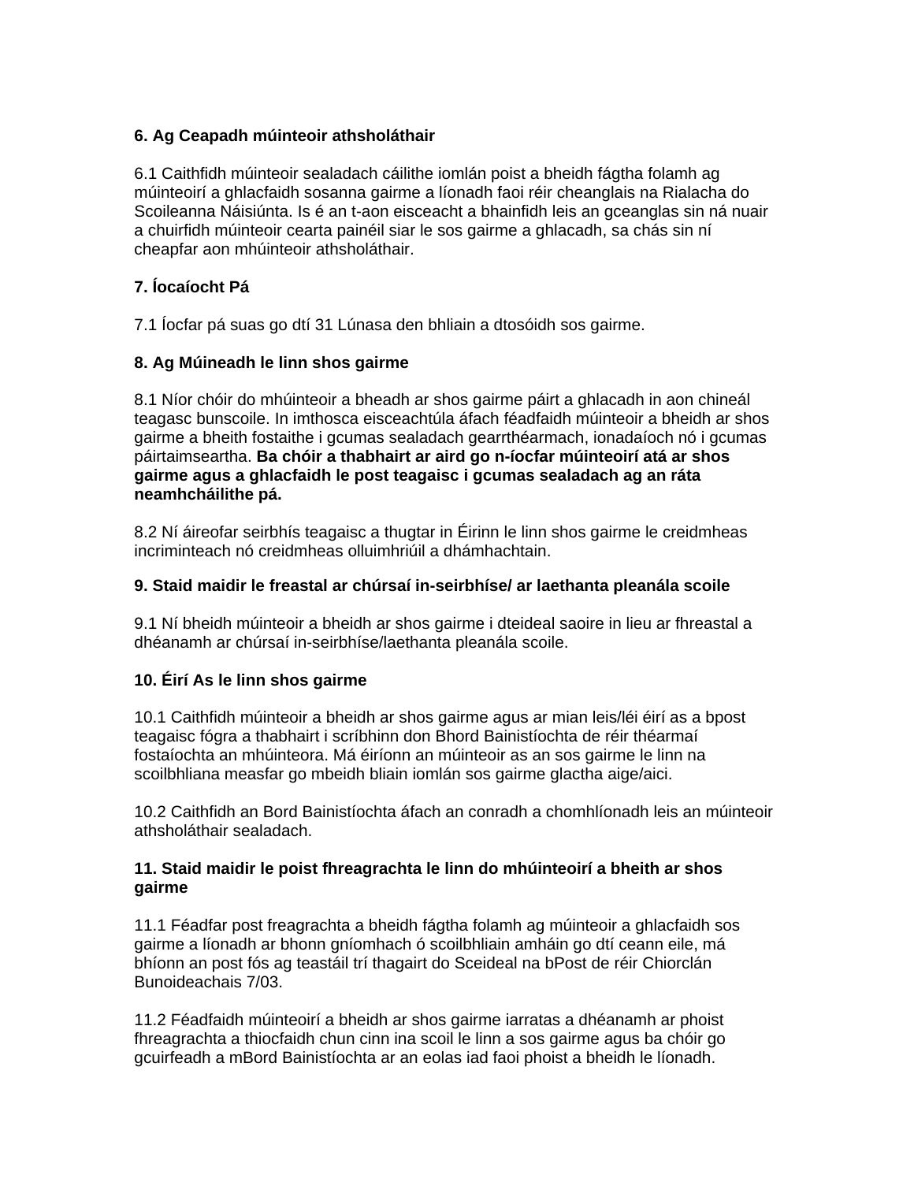**6. Ag Ceapadh múinteoir athsholáthair**

6.1 Caithfidh múinteoir sealadach cáilithe iomlán poist a bheidh fágtha folamh ag múinteoirí a ghlacfaidh sosanna gairme a líonadh faoi réir cheanglais na Rialacha do Scoileanna Náisiúnta. Is é an t-aon eisceacht a bhainfidh leis an gceanglas sin ná nuair a chuirfidh múinteoir cearta painéil siar le sos gairme a ghlacadh, sa chás sin ní cheapfar aon mhúinteoir athsholáthair.

**7. Íocaíocht Pá**

7.1 Íocfar pá suas go dtí 31 Lúnasa den bhliain a dtosóidh sos gairme.

**8. Ag Múineadh le linn shos gairme**

8.1 Níor chóir do mhúinteoir a bheadh ar shos gairme páirt a ghlacadh in aon chineál teagasc bunscoile. In imthosca eisceachtúla áfach féadfaidh múinteoir a bheidh ar shos gairme a bheith fostaithe i gcumas sealadach gearrthéarmach, ionadaíoch nó i gcumas páirtaimseartha. **Ba chóir a thabhairt ar aird go n-íocfar múinteoirí atá ar shos gairme agus a ghlacfaidh le post teagaisc i gcumas sealadach ag an ráta neamhcháilithe pá.**

8.2 Ní áireofar seirbhís teagaisc a thugtar in Éirinn le linn shos gairme le creidmheas incriminteach nó creidmheas olluimhriúil a dhámhachtain.

**9. Staid maidir le freastal ar chúrsaí in-seirbhíse/ ar laethanta pleanála scoile**

9.1 Ní bheidh múinteoir a bheidh ar shos gairme i dteideal saoire in lieu ar fhreastal a dhéanamh ar chúrsaí in-seirbhíse/laethanta pleanála scoile.

**10. Éirí As le linn shos gairme**

10.1 Caithfidh múinteoir a bheidh ar shos gairme agus ar mian leis/léi éirí as a bpost teagaisc fógra a thabhairt i scríbhinn don Bhord Bainistíochta de réir théarmaí fostaíochta an mhúinteora. Má éiríonn an múinteoir as an sos gairme le linn na scoilbhliana measfar go mbeidh bliain iomlán sos gairme glactha aige/aici.

10.2 Caithfidh an Bord Bainistíochta áfach an conradh a chomhlíonadh leis an múinteoir athsholáthair sealadach.

**11. Staid maidir le poist fhreagrachta le linn do mhúinteoirí a bheith ar shos gairme**

11.1 Féadfar post freagrachta a bheidh fágtha folamh ag múinteoir a ghlacfaidh sos gairme a líonadh ar bhonn gníomhach ó scoilbhliain amháin go dtí ceann eile, má bhíonn an post fós ag teastáil trí thagairt do Sceideal na bPost de réir Chiorclán Bunoideachais 7/03.

11.2 Féadfaidh múinteoirí a bheidh ar shos gairme iarratas a dhéanamh ar phoist fhreagrachta a thiocfaidh chun cinn ina scoil le linn a sos gairme agus ba chóir go gcuirfeadh a mBord Bainistíochta ar an eolas iad faoi phoist a bheidh le líonadh.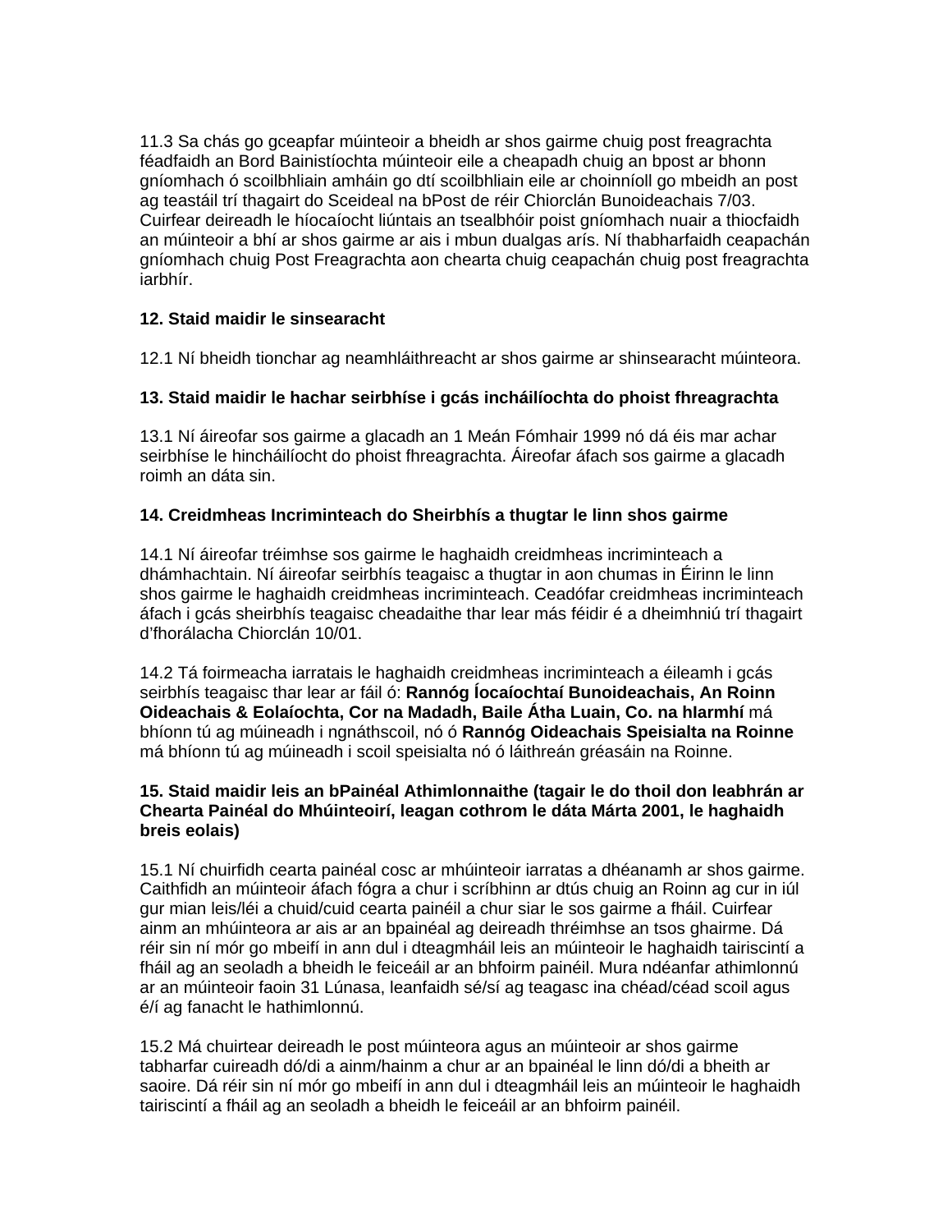11.3 Sa chás go gceapfar múinteoir a bheidh ar shos gairme chuig post freagrachta féadfaidh an Bord Bainistíochta múinteoir eile a cheapadh chuig an bpost ar bhonn gníomhach ó scoilbhliain amháin go dtí scoilbhliain eile ar choinníoll go mbeidh an post ag teastáil trí thagairt do Sceideal na bPost de réir Chiorclán Bunoideachais 7/03. Cuirfear deireadh le híocaíocht liúntais an tsealbhóir poist gníomhach nuair a thiocfaidh an múinteoir a bhí ar shos gairme ar ais i mbun dualgas arís. Ní thabharfaidh ceapachán gníomhach chuig Post Freagrachta aon chearta chuig ceapachán chuig post freagrachta iarbhír.

**12. Staid maidir le sinsearacht**

12.1 Ní bheidh tionchar ag neamhláithreacht ar shos gairme ar shinsearacht múinteora.

**13. Staid maidir le hachar seirbhíse i gcás incháilíochta do phoist fhreagrachta**

13.1 Ní áireofar sos gairme a glacadh an 1 Meán Fómhair 1999 nó dá éis mar achar seirbhíse le hincháilíocht do phoist fhreagrachta. Áireofar áfach sos gairme a glacadh roimh an dáta sin.

**14. Creidmheas Incriminteach do Sheirbhís a thugtar le linn shos gairme**

14.1 Ní áireofar tréimhse sos gairme le haghaidh creidmheas incriminteach a dhámhachtain. Ní áireofar seirbhís teagaisc a thugtar in aon chumas in Éirinn le linn shos gairme le haghaidh creidmheas incriminteach. Ceadófar creidmheas incriminteach áfach i gcás sheirbhís teagaisc cheadaithe thar lear más féidir é a dheimhniú trí thagairt d'fhorálacha Chiorclán 10/01.

14.2 Tá foirmeacha iarratais le haghaidh creidmheas incriminteach a éileamh i gcás seirbhís teagaisc thar lear ar fáil ó: **Rannóg Íocaíochtaí Bunoideachais, An Roinn Oideachais & Eolaíochta, Cor na Madadh, Baile Átha Luain, Co. na hIarmhí** má bhíonn tú ag múineadh i ngnáthscoil, nó ó **Rannóg Oideachais Speisialta na Roinne** má bhíonn tú ag múineadh i scoil speisialta nó ó láithreán gréasáin na Roinne.

**15. Staid maidir leis an bPainéal Athimlonnaithe (tagair le do thoil don leabhrán ar Chearta Painéal do Mhúinteoirí, leagan cothrom le dáta Márta 2001, le haghaidh breis eolais)**

15.1 Ní chuirfidh cearta painéal cosc ar mhúinteoir iarratas a dhéanamh ar shos gairme. Caithfidh an múinteoir áfach fógra a chur i scríbhinn ar dtús chuig an Roinn ag cur in iúl gur mian leis/léi a chuid/cuid cearta painéil a chur siar le sos gairme a fháil. Cuirfear ainm an mhúinteora ar ais ar an bpainéal ag deireadh thréimhse an tsos ghairme. Dá réir sin ní mór go mbeifí in ann dul i dteagmháil leis an múinteoir le haghaidh tairiscintí a fháil ag an seoladh a bheidh le feiceáil ar an bhfoirm painéil. Mura ndéanfar athimlonnú ar an múinteoir faoin 31 Lúnasa, leanfaidh sé/sí ag teagasc ina chéad/céad scoil agus é/í ag fanacht le hathimlonnú.

15.2 Má chuirtear deireadh le post múinteora agus an múinteoir ar shos gairme tabharfar cuireadh dó/di a ainm/hainm a chur ar an bpainéal le linn dó/di a bheith ar saoire. Dá réir sin ní mór go mbeifí in ann dul i dteagmháil leis an múinteoir le haghaidh tairiscintí a fháil ag an seoladh a bheidh le feiceáil ar an bhfoirm painéil.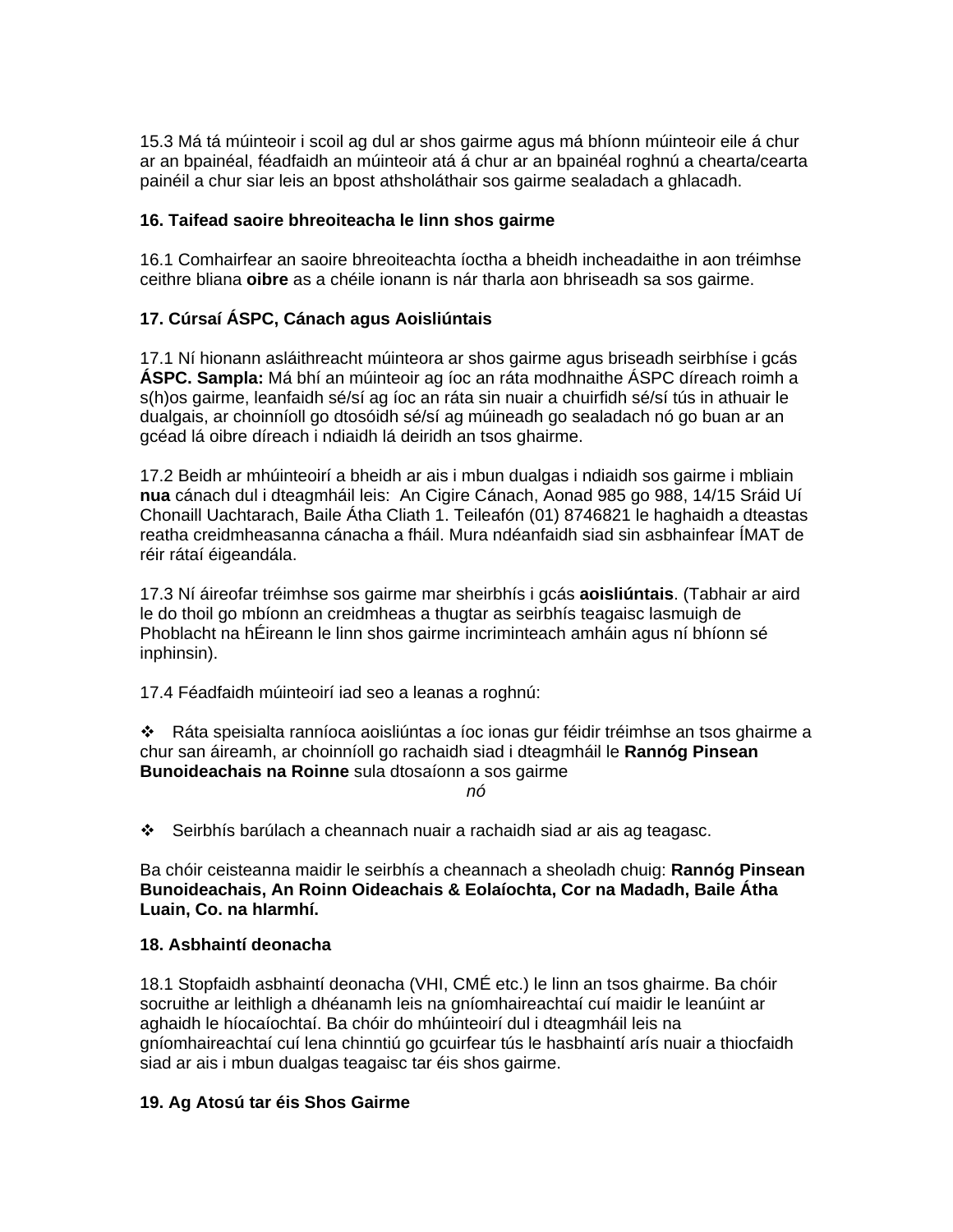15.3 Má tá múinteoir i scoil ag dul ar shos gairme agus má bhíonn múinteoir eile á chur ar an bpainéal, féadfaidh an múinteoir atá á chur ar an bpainéal roghnú a chearta/cearta painéil a chur siar leis an bpost athsholáthair sos gairme sealadach a ghlacadh.

**16. Taifead saoire bhreoiteacha le linn shos gairme**

16.1 Comhairfear an saoire bhreoiteachta íoctha a bheidh incheadaithe in aon tréimhse ceithre bliana **oibre** as a chéile ionann is nár tharla aon bhriseadh sa sos gairme.

**17. Cúrsaí ÁSPC, Cánach agus Aoisliúntais**

17.1 Ní hionann asláithreacht múinteora ar shos gairme agus briseadh seirbhíse i gcás **ÁSPC. Sampla:** Má bhí an múinteoir ag íoc an ráta modhnaithe ÁSPC díreach roimh a s(h)os gairme, leanfaidh sé/sí ag íoc an ráta sin nuair a chuirfidh sé/sí tús in athuair le dualgais, ar choinníoll go dtosóidh sé/sí ag múineadh go sealadach nó go buan ar an gcéad lá oibre díreach i ndiaidh lá deiridh an tsos ghairme.

17.2 Beidh ar mhúinteoirí a bheidh ar ais i mbun dualgas i ndiaidh sos gairme i mbliain **nua** cánach dul i dteagmháil leis: An Cigire Cánach, Aonad 985 go 988, 14/15 Sráid Uí Chonaill Uachtarach, Baile Átha Cliath 1. Teileafón (01) 8746821 le haghaidh a dteastas reatha creidmheasanna cánacha a fháil. Mura ndéanfaidh siad sin asbhainfear ÍMAT de réir rátaí éigeandála.

17.3 Ní áireofar tréimhse sos gairme mar sheirbhís i gcás **aoisliúntais**. (Tabhair ar aird le do thoil go mbíonn an creidmheas a thugtar as seirbhís teagaisc lasmuigh de Phoblacht na hÉireann le linn shos gairme incriminteach amháin agus ní bhíonn sé inphinsin).

17.4 Féadfaidh múinteoirí iad seo a leanas a roghnú:

- Ráta speisialta ranníoca aoisliúntas a íoc ionas gur féidir tréimhse an tsos ghairme a chur san áireamh, ar choinníoll go rachaidh siad i dteagmháil le **Rannóg Pinsean Bunoideachais na Roinne** sula dtosaíonn a sos gairme

*nó*

- Seirbhís barúlach a cheannach nuair a rachaidh siad ar ais ag teagasc.

Ba chóir ceisteanna maidir le seirbhís a cheannach a sheoladh chuig: **Rannóg Pinsean Bunoideachais, An Roinn Oideachais & Eolaíochta, Cor na Madadh, Baile Átha Luain, Co. na hIarmhí.**

**18. Asbhaintí deonacha**

18.1 Stopfaidh asbhaintí deonacha (VHI, CMÉ etc.) le linn an tsos ghairme. Ba chóir socruithe ar leithligh a dhéanamh leis na gníomhaireachtaí cuí maidir le leanúint ar aghaidh le híocaíochtaí. Ba chóir do mhúinteoirí dul i dteagmháil leis na gníomhaireachtaí cuí lena chinntiú go gcuirfear tús le hasbhaintí arís nuair a thiocfaidh siad ar ais i mbun dualgas teagaisc tar éis shos gairme.

**19. Ag Atosú tar éis Shos Gairme**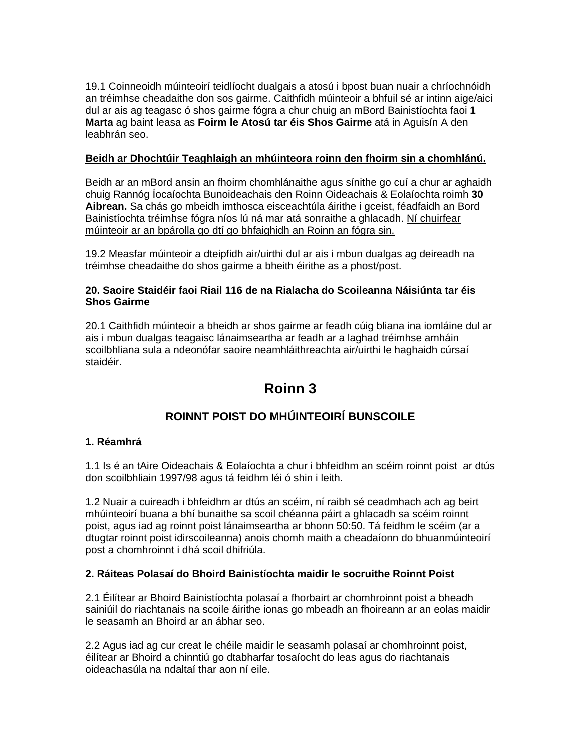19.1 Coinneoidh múinteoirí teidlíocht dualgais a atosú i bpost buan nuair a chríochnóidh an tréimhse cheadaithe don sos gairme. Caithfidh múinteoir a bhfuil sé ar intinn aige/aici dul ar ais ag teagasc ó shos gairme fógra a chur chuig an mBord Bainistíochta faoi **1 Marta** ag baint leasa as **Foirm le Atosú tar éis Shos Gairme** atá in Aguisín A den leabhrán seo.

<u>**Beidh ar Dhochtúir Teaghlaigh an mhúinteora roinn den fhoirm sin a chomhlánú.**</u>

Beidh ar an mBord ansin an fhoirm chomhlánaithe agus sínithe go cuí a chur ar aghaidh chuig Rannóg Íocaíochta Bunoideachais den Roinn Oideachais & Eolaíochta roimh **30 Aibrean.** Sa chás go mbeidh imthosca eisceachtúla áirithe i gceist, féadfaidh an Bord Bainistíochta tréimhse fógra níos lú ná mar atá sonraithe a ghlacadh. <u>Ní chuirfear múinteoir ar an bpárolla go dtí go bhfaighidh an Roinn an fógra sin.</u>

19.2 Measfar múinteoir a dteipfidh air/uirthi dul ar ais i mbun dualgas ag deireadh na tréimhse cheadaithe do shos gairme a bheith éirithe as a phost/post.

**20. Saoire Staidéir faoi Riail 116 de na Rialacha do Scoileanna Náisiúnta tar éis Shos Gairme**

20.1 Caithfidh múinteoir a bheidh ar shos gairme ar feadh cúig bliana ina iomláine dul ar ais i mbun dualgas teagaisc lánaimseartha ar feadh ar a laghad tréimhse amháin scoilbhliana sula a ndeonófar saoire neamhláithreachta air/uirthi le haghaidh cúrsaí staidéir.

# Roinn 3

## ROINNT POIST DO MHÚINTEOIRÍ BUNSCOILE

**1. Réamhrá**

1.1 Is é an tAire Oideachais & Eolaíochta a chur i bhfeidhm an scéim roinnt poist ar dtús don scoilbhliain 1997/98 agus tá feidhm léi ó shin i leith.

1.2 Nuair a cuireadh i bhfeidhm ar dtús an scéim, ní raibh sé ceadmhach ach ag beirt mhúinteoirí buana a bhí bunaithe sa scoil chéanna páirt a ghlacadh sa scéim roinnt poist, agus iad ag roinnt poist lánaimseartha ar bhonn 50:50. Tá feidhm le scéim (ar a dtugtar roinnt poist idirscoileanna) anois chomh maith a cheadaíonn do bhuanmúinteoirí post a chomhroinnt i dhá scoil dhifriúla.

**2. Ráiteas Polasaí do Bhoird Bainistíochta maidir le socruithe Roinnt Poist**

2.1 Éilítear ar Bhoird Bainistíochta polasaí a fhorbairt ar chomhroinnt poist a bheadh sainiúil do riachtanais na scoile áirithe ionas go mbeadh an fhoireann ar an eolas maidir le seasamh an Bhoird ar an ábhar seo.

2.2 Agus iad ag cur creat le chéile maidir le seasamh polasaí ar chomhroinnt poist, éilítear ar Bhoird a chinntiú go dtabharfar tosaíocht do leas agus do riachtanais oideachasúla na ndaltaí thar aon ní eile.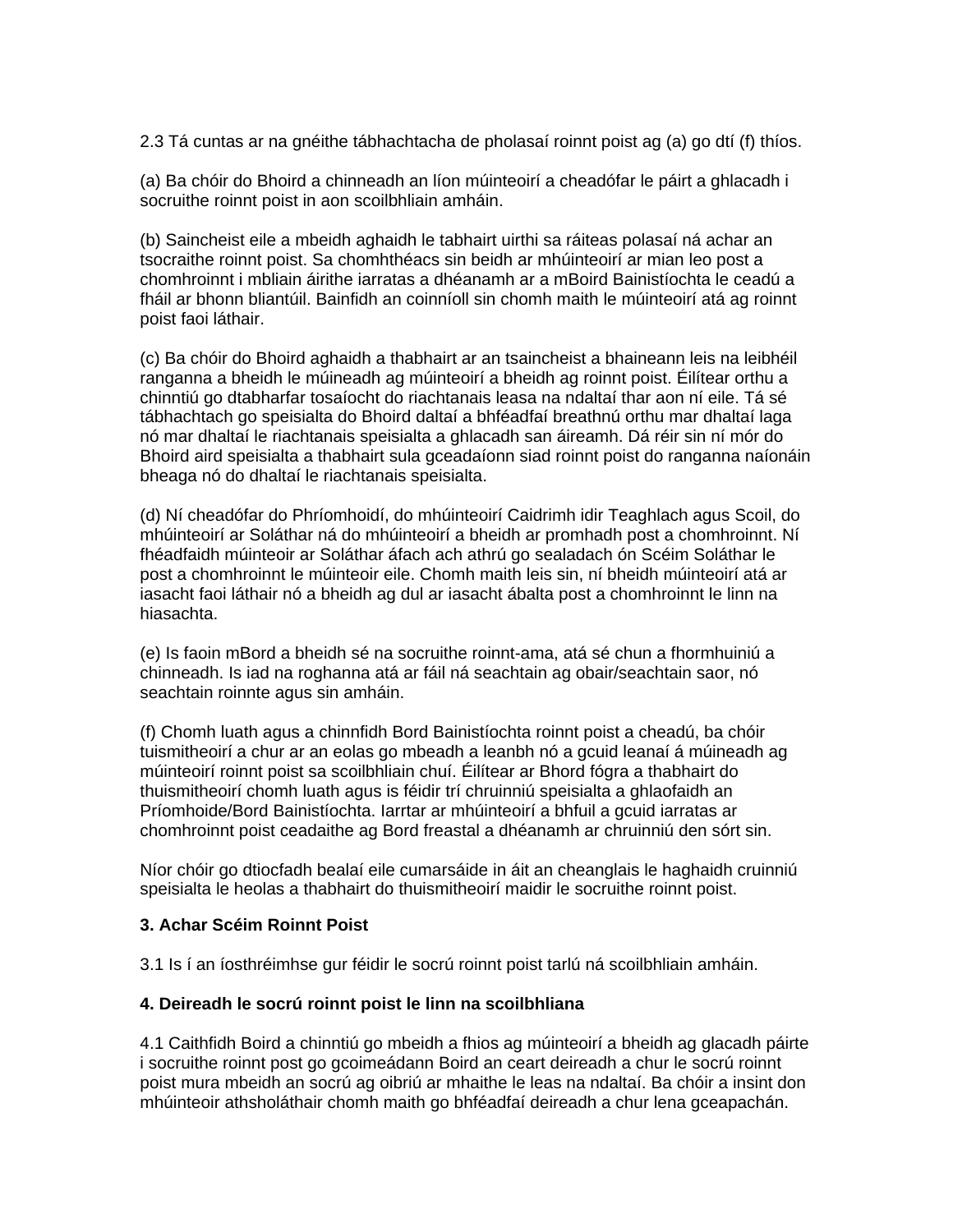2.3 Tá cuntas ar na gnéithe tábhachtacha de pholasaí roinnt poist ag (a) go dtí (f) thíos.

(a) Ba chóir do Bhoird a chinneadh an líon múinteoirí a cheadófar le páirt a ghlacadh i socruithe roinnt poist in aon scoilbhliain amháin.

(b) Saincheist eile a mbeidh aghaidh le tabhairt uirthi sa ráiteas polasaí ná achar an tsocraithe roinnt poist. Sa chomhthéacs sin beidh ar mhúinteoirí ar mian leo post a chomhroinnt i mbliain áirithe iarratas a dhéanamh ar a mBoird Bainistíochta le ceadú a fháil ar bhonn bliantúil. Bainfidh an coinníoll sin chomh maith le múinteoirí atá ag roinnt poist faoi láthair.

(c) Ba chóir do Bhoird aghaidh a thabhairt ar an tsaincheist a bhaineann leis na leibhéil ranganna a bheidh le múineadh ag múinteoirí a bheidh ag roinnt poist. Éilítear orthu a chinntiú go dtabharfar tosaíocht do riachtanais leasa na ndaltaí thar aon ní eile. Tá sé tábhachtach go speisialta do Bhoird daltaí a bhféadfaí breathnú orthu mar dhaltaí laga nó mar dhaltaí le riachtanais speisialta a ghlacadh san áireamh. Dá réir sin ní mór do Bhoird aird speisialta a thabhairt sula gceadaíonn siad roinnt poist do ranganna naíonáin bheaga nó do dhaltaí le riachtanais speisialta.

(d) Ní cheadófar do Phríomhoidí, do mhúinteoirí Caidrimh idir Teaghlach agus Scoil, do mhúinteoirí ar Soláthar ná do mhúinteoirí a bheidh ar promhadh post a chomhroinnt. Ní fhéadfaidh múinteoir ar Soláthar áfach ach athrú go sealadach ón Scéim Soláthar le post a chomhroinnt le múinteoir eile. Chomh maith leis sin, ní bheidh múinteoirí atá ar iasacht faoi láthair nó a bheidh ag dul ar iasacht ábalta post a chomhroinnt le linn na hiasachta.

(e) Is faoin mBord a bheidh sé na socruithe roinnt-ama, atá sé chun a fhormhuiniú a chinneadh. Is iad na roghanna atá ar fáil ná seachtain ag obair/seachtain saor, nó seachtain roinnte agus sin amháin.

(f) Chomh luath agus a chinnfidh Bord Bainistíochta roinnt poist a cheadú, ba chóir tuismitheoirí a chur ar an eolas go mbeadh a leanbh nó a gcuid leanaí á múineadh ag múinteoirí roinnt poist sa scoilbhliain chuí. Éilítear ar Bhord fógra a thabhairt do thuismitheoirí chomh luath agus is féidir trí chruinniú speisialta a ghlaofaidh an Príomhoide/Bord Bainistíochta. Iarrtar ar mhúinteoirí a bhfuil a gcuid iarratas ar chomhroinnt poist ceadaithe ag Bord freastal a dhéanamh ar chruinniú den sórt sin.

Níor chóir go dtiocfadh bealaí eile cumarsáide in áit an cheanglais le haghaidh cruinniú speisialta le heolas a thabhairt do thuismitheoirí maidir le socruithe roinnt poist.

**3. Achar Scéim Roinnt Poist**

3.1 Is í an íosthréimhse gur féidir le socrú roinnt poist tarlú ná scoilbhliain amháin.

**4. Deireadh le socrú roinnt poist le linn na scoilbhliana**

4.1 Caithfidh Boird a chinntiú go mbeidh a fhios ag múinteoirí a bheidh ag glacadh páirte i socruithe roinnt post go gcoimeádann Boird an ceart deireadh a chur le socrú roinnt poist mura mbeidh an socrú ag oibriú ar mhaithe le leas na ndaltaí. Ba chóir a insint don mhúinteoir athsholáthair chomh maith go bhféadfaí deireadh a chur lena gceapachán.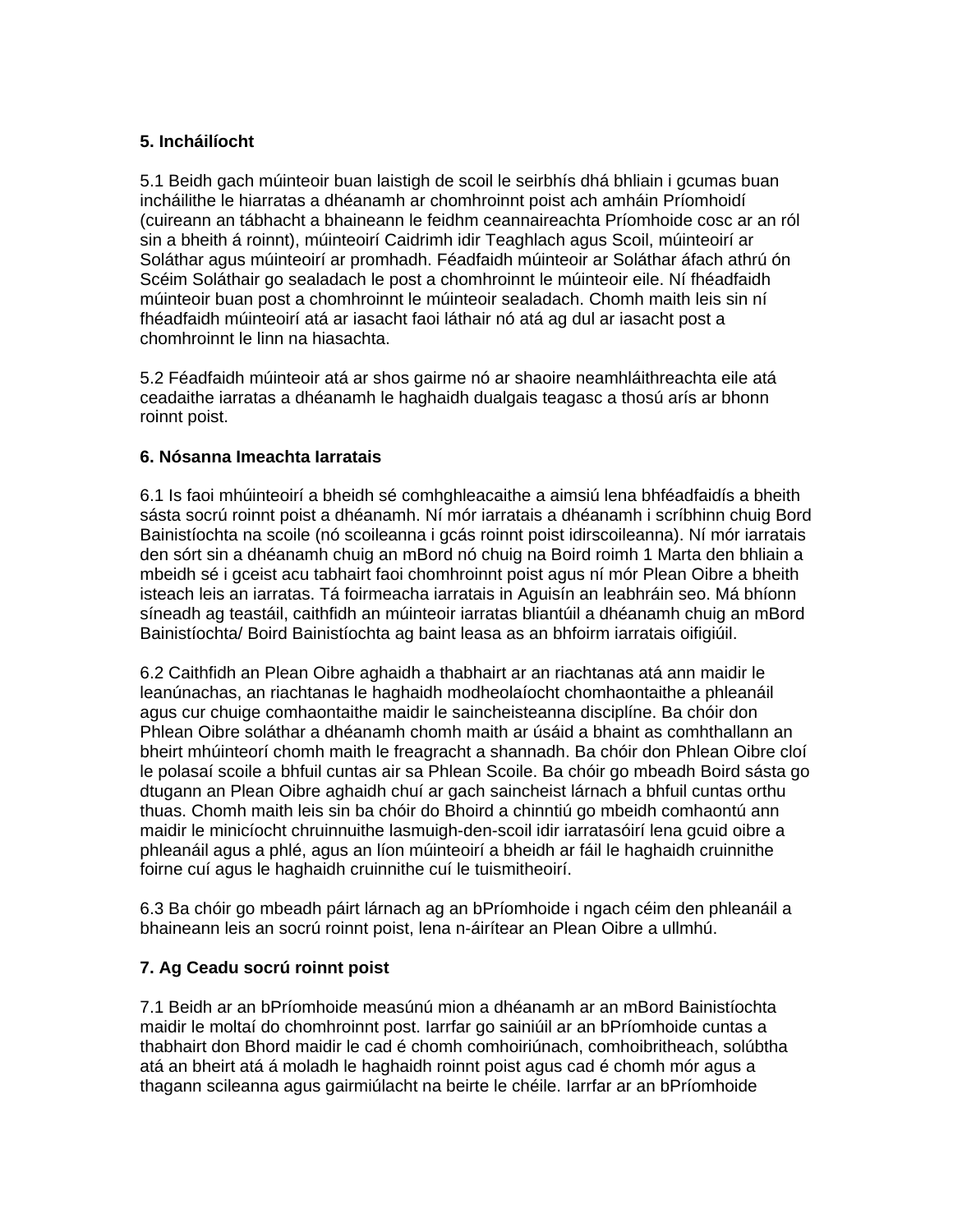**5. Incháilíocht**

5.1 Beidh gach múinteoir buan laistigh de scoil le seirbhís dhá bhliain i gcumas buan incháilithe le hiarratas a dhéanamh ar chomhroinnt poist ach amháin Príomhoidí (cuireann an tábhacht a bhaineann le feidhm ceannaireachta Príomhoide cosc ar an ról sin a bheith á roinnt), múinteoirí Caidrimh idir Teaghlach agus Scoil, múinteoirí ar Soláthar agus múinteoirí ar promhadh. Féadfaidh múinteoir ar Soláthar áfach athrú ón Scéim Soláthair go sealadach le post a chomhroinnt le múinteoir eile. Ní fhéadfaidh múinteoir buan post a chomhroinnt le múinteoir sealadach. Chomh maith leis sin ní fhéadfaidh múinteoirí atá ar iasacht faoi láthair nó atá ag dul ar iasacht post a chomhroinnt le linn na hiasachta.

5.2 Féadfaidh múinteoir atá ar shos gairme nó ar shaoire neamhláithreachta eile atá ceadaithe iarratas a dhéanamh le haghaidh dualgais teagasc a thosú arís ar bhonn roinnt poist.

**6. Nósanna Imeachta Iarratais**

6.1 Is faoi mhúinteoirí a bheidh sé comhghleacaithe a aimsiú lena bhféadfaidís a bheith sásta socrú roinnt poist a dhéanamh. Ní mór iarratais a dhéanamh i scríbhinn chuig Bord Bainistíochta na scoile (nó scoileanna i gcás roinnt poist idirscoileanna). Ní mór iarratais den sórt sin a dhéanamh chuig an mBord nó chuig na Boird roimh 1 Marta den bhliain a mbeidh sé i gceist acu tabhairt faoi chomhroinnt poist agus ní mór Plean Oibre a bheith isteach leis an iarratas. Tá foirmeacha iarratais in Aguisín an leabhráin seo. Má bhíonn síneadh ag teastáil, caithfidh an múinteoir iarratas bliantúil a dhéanamh chuig an mBord Bainistíochta/ Boird Bainistíochta ag baint leasa as an bhfoirm iarratais oifigiúil.

6.2 Caithfidh an Plean Oibre aghaidh a thabhairt ar an riachtanas atá ann maidir le leanúnachas, an riachtanas le haghaidh modheolaíocht chomhaontaithe a phleanáil agus cur chuige comhaontaithe maidir le saincheisteanna disciplíne. Ba chóir don Phlean Oibre soláthar a dhéanamh chomh maith ar úsáid a bhaint as comhthallann an bheirt mhúinteorí chomh maith le freagracht a shannadh. Ba chóir don Phlean Oibre cloí le polasaí scoile a bhfuil cuntas air sa Phlean Scoile. Ba chóir go mbeadh Boird sásta go dtugann an Plean Oibre aghaidh chuí ar gach saincheist lárnach a bhfuil cuntas orthu thuas. Chomh maith leis sin ba chóir do Bhoird a chinntiú go mbeidh comhaontú ann maidir le minicíocht chruinnuithe lasmuigh-den-scoil idir iarratasóirí lena gcuid oibre a phleanáil agus a phlé, agus an líon múinteoirí a bheidh ar fáil le haghaidh cruinnithe foirne cuí agus le haghaidh cruinnithe cuí le tuismitheoirí.

6.3 Ba chóir go mbeadh páirt lárnach ag an bPríomhoide i ngach céim den phleanáil a bhaineann leis an socrú roinnt poist, lena n-áirítear an Plean Oibre a ullmhú.

**7. Ag Ceadu socrú roinnt poist**

7.1 Beidh ar an bPríomhoide measúnú mion a dhéanamh ar an mBord Bainistíochta maidir le moltaí do chomhroinnt post. Iarrfar go sainiúil ar an bPríomhoide cuntas a thabhairt don Bhord maidir le cad é chomh comhoiriúnach, comhoibritheach, solúbtha atá an bheirt atá á moladh le haghaidh roinnt poist agus cad é chomh mór agus a thagann scileanna agus gairmiúlacht na beirte le chéile. Iarrfar ar an bPríomhoide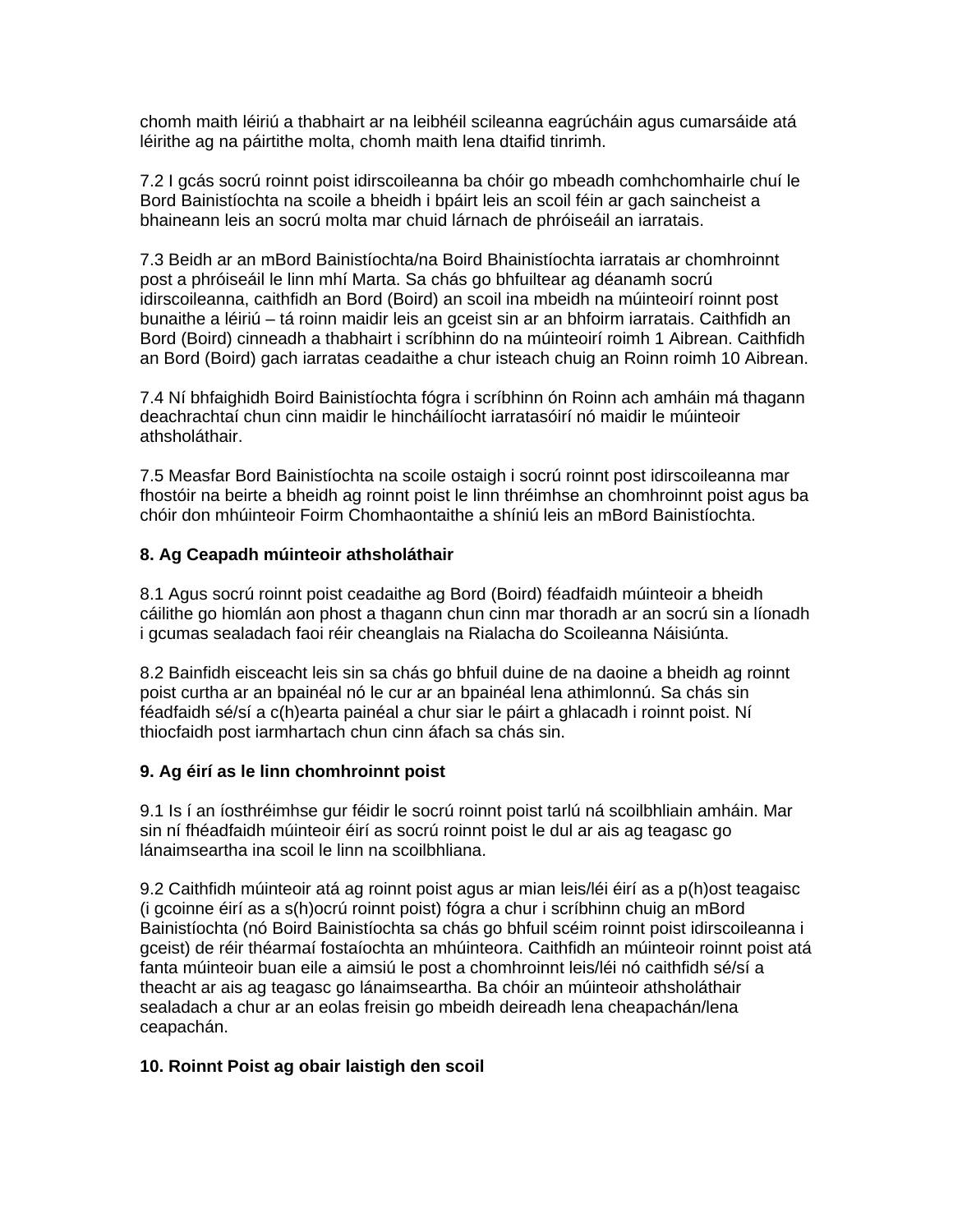chomh maith léiriú a thabhairt ar na leibhéil scileanna eagrúcháin agus cumarsáide atá léirithe ag na páirtithe molta, chomh maith lena dtaifid tinrimh.

7.2 I gcás socrú roinnt poist idirscoileanna ba chóir go mbeadh comhchomhairle chuí le Bord Bainistíochta na scoile a bheidh i bpáirt leis an scoil féin ar gach saincheist a bhaineann leis an socrú molta mar chuid lárnach de phróiseáil an iarratais.

7.3 Beidh ar an mBord Bainistíochta/na Boird Bhainistíochta iarratais ar chomhroinnt post a phróiseáil le linn mhí Marta. Sa chás go bhfuiltear ag déanamh socrú idirscoileanna, caithfidh an Bord (Boird) an scoil ina mbeidh na múinteoirí roinnt post bunaithe a léiriú – tá roinn maidir leis an gceist sin ar an bhfoirm iarratais. Caithfidh an Bord (Boird) cinneadh a thabhairt i scríbhinn do na múinteoirí roimh 1 Aibrean. Caithfidh an Bord (Boird) gach iarratas ceadaithe a chur isteach chuig an Roinn roimh 10 Aibrean.

7.4 Ní bhfaighidh Boird Bainistíochta fógra i scríbhinn ón Roinn ach amháin má thagann deachrachtaí chun cinn maidir le hincháilíocht iarratasóirí nó maidir le múinteoir athsholáthair.

7.5 Measfar Bord Bainistíochta na scoile ostaigh i socrú roinnt post idirscoileanna mar fhostóir na beirte a bheidh ag roinnt poist le linn thréimhse an chomhroinnt poist agus ba chóir don mhúinteoir Foirm Chomhaontaithe a shíniú leis an mBord Bainistíochta.

**8. Ag Ceapadh múinteoir athsholáthair**

8.1 Agus socrú roinnt poist ceadaithe ag Bord (Boird) féadfaidh múinteoir a bheidh cáilithe go hiomlán aon phost a thagann chun cinn mar thoradh ar an socrú sin a líonadh i gcumas sealadach faoi réir cheanglais na Rialacha do Scoileanna Náisiúnta.

8.2 Bainfidh eisceacht leis sin sa chás go bhfuil duine de na daoine a bheidh ag roinnt poist curtha ar an bpainéal nó le cur ar an bpainéal lena athimlonnú. Sa chás sin féadfaidh sé/sí a c(h)earta painéal a chur siar le páirt a ghlacadh i roinnt poist. Ní thiocfaidh post iarmhartach chun cinn áfach sa chás sin.

**9. Ag éirí as le linn chomhroinnt poist**

9.1 Is í an íosthréimhse gur féidir le socrú roinnt poist tarlú ná scoilbhliain amháin. Mar sin ní fhéadfaidh múinteoir éirí as socrú roinnt poist le dul ar ais ag teagasc go lánaimseartha ina scoil le linn na scoilbhliana.

9.2 Caithfidh múinteoir atá ag roinnt poist agus ar mian leis/léi éirí as a p(h)ost teagaisc (i gcoinne éirí as a s(h)ocrú roinnt poist) fógra a chur i scríbhinn chuig an mBord Bainistíochta (nó Boird Bainistíochta sa chás go bhfuil scéim roinnt poist idirscoileanna i gceist) de réir théarmaí fostaíochta an mhúinteora. Caithfidh an múinteoir roinnt poist atá fanta múinteoir buan eile a aimsiú le post a chomhroinnt leis/léi nó caithfidh sé/sí a theacht ar ais ag teagasc go lánaimseartha. Ba chóir an múinteoir athsholáthair sealadach a chur ar an eolas freisin go mbeidh deireadh lena cheapachán/lena ceapachán.

**10. Roinnt Poist ag obair laistigh den scoil**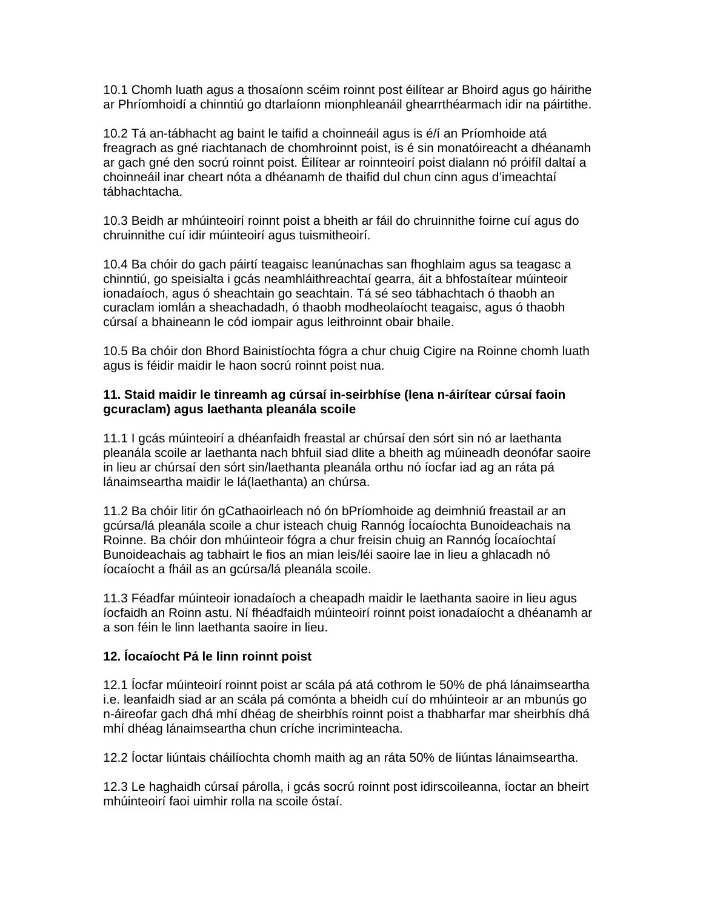10.1 Chomh luath agus a thosaíonn scéim roinnt post éilítear ar Bhoird agus go háirithe ar Phríomhoidí a chinntiú go dtarlaíonn mionphleanáil ghearrthéarmach idir na páirtithe.

10.2 Tá an-tábhacht ag baint le taifid a choinneáil agus is é/í an Príomhoide atá freagrach as gné riachtanach de chomhroinnt poist, is é sin monatóireacht a dhéanamh ar gach gné den socrú roinnt poist. Éilítear ar roinnteoirí poist dialann nó próifíl daltaí a choinneáil inar cheart nóta a dhéanamh de thaifid dul chun cinn agus d'imeachtaí tábhachtacha.

10.3 Beidh ar mhúinteoirí roinnt poist a bheith ar fáil do chruinnithe foirne cuí agus do chruinnithe cuí idir múinteoirí agus tuismitheoirí.

10.4 Ba chóir do gach páirtí teagaisc leanúnachas san fhoghlaim agus sa teagasc a chinntiú, go speisialta i gcás neamhláithreachtaí gearra, áit a bhfostaítear múinteoir ionadaíoch, agus ó sheachtain go seachtain. Tá sé seo tábhachtach ó thaobh an curaclam iomlán a sheachadadh, ó thaobh modheolaíocht teagaisc, agus ó thaobh cúrsaí a bhaineann le cód iompair agus leithroinnt obair bhaile.

10.5 Ba chóir don Bhord Bainistíochta fógra a chur chuig Cigire na Roinne chomh luath agus is féidir maidir le haon socrú roinnt poist nua.

**11. Staid maidir le tinreamh ag cúrsaí in-seirbhíse (lena n-áirítear cúrsaí faoin gcuraclam) agus laethanta pleanála scoile**

11.1 I gcás múinteoirí a dhéanfaidh freastal ar chúrsaí den sórt sin nó ar laethanta pleanála scoile ar laethanta nach bhfuil siad dlite a bheith ag múineadh deonófar saoire in lieu ar chúrsaí den sórt sin/laethanta pleanála orthu nó íocfar iad ag an ráta pá lánaimseartha maidir le lá(laethanta) an chúrsa.

11.2 Ba chóir litir ón gCathaoirleach nó ón bPríomhoide ag deimhniú freastail ar an gcúrsa/lá pleanála scoile a chur isteach chuig Rannóg Íocaíochta Bunoideachais na Roinne. Ba chóir don mhúinteoir fógra a chur freisin chuig an Rannóg Íocaíochtaí Bunoideachais ag tabhairt le fios an mian leis/léi saoire lae in lieu a ghlacadh nó íocaíocht a fháil as an gcúrsa/lá pleanála scoile.

11.3 Féadfar múinteoir ionadaíoch a cheapadh maidir le laethanta saoire in lieu agus íocfaidh an Roinn astu. Ní fhéadfaidh múinteoirí roinnt poist ionadaíocht a dhéanamh ar a son féin le linn laethanta saoire in lieu.

**12. Íocaíocht Pá le linn roinnt poist**

12.1 Íocfar múinteoirí roinnt poist ar scála pá atá cothrom le 50% de phá lánaimseartha i.e. leanfaidh siad ar an scála pá comónta a bheidh cuí do mhúinteoir ar an mbunús go n-áireofar gach dhá mhí dhéag de sheirbhís roinnt poist a thabharfar mar sheirbhís dhá mhí dhéag lánaimseartha chun críche incriminteacha.

12.2 Íoctar liúntais cháilíochta chomh maith ag an ráta 50% de liúntas lánaimseartha.

12.3 Le haghaidh cúrsaí párolla, i gcás socrú roinnt post idirscoileanna, íoctar an bheirt mhúinteoirí faoi uimhir rolla na scoile óstaí.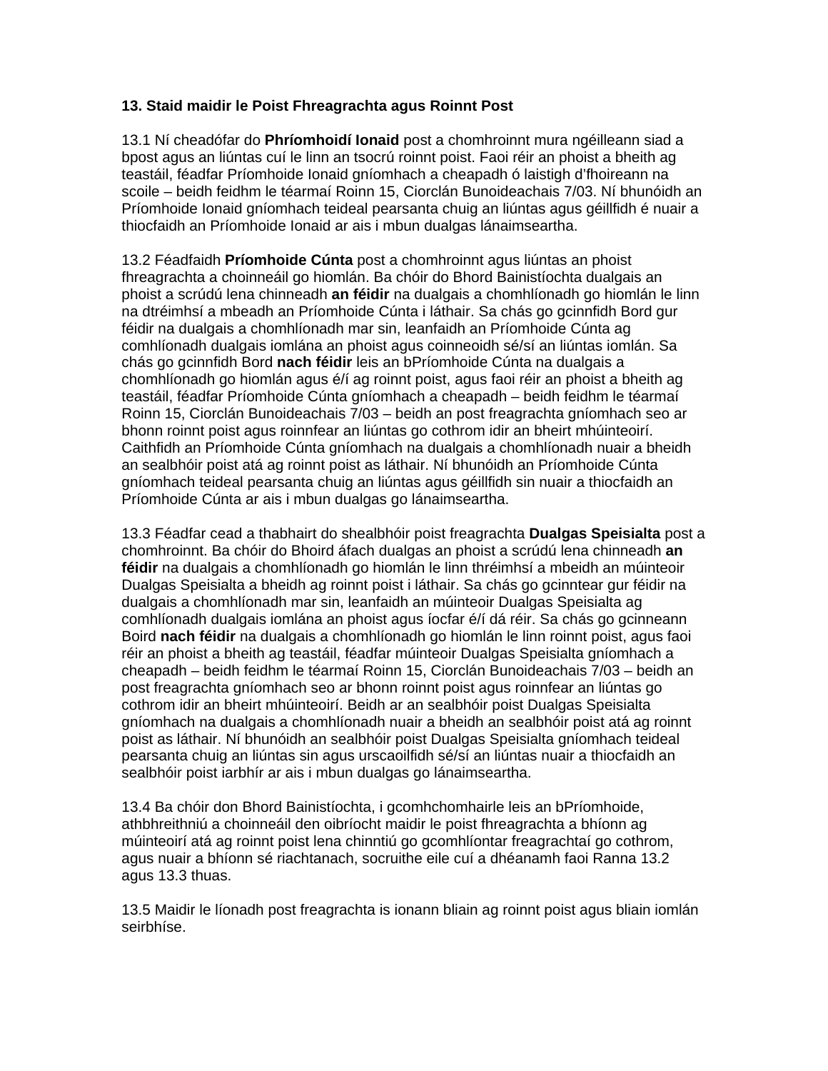**13. Staid maidir le Poist Fhreagrachta agus Roinnt Post**

13.1 Ní cheadófar do **Phríomhoidí Ionaid** post a chomhroinnt mura ngéilleann siad a bpost agus an liúntas cuí le linn an tsocrú roinnt poist. Faoi réir an phoist a bheith ag teastáil, féadfar Príomhoide Ionaid gníomhach a cheapadh ó laistigh d'fhoireann na scoile – beidh feidhm le téarmaí Roinn 15, Ciorclán Bunoideachais 7/03. Ní bhunóidh an Príomhoide Ionaid gníomhach teideal pearsanta chuig an liúntas agus géillfidh é nuair a thiocfaidh an Príomhoide Ionaid ar ais i mbun dualgas lánaimseartha.

13.2 Féadfaidh **Príomhoide Cúnta** post a chomhroinnt agus liúntas an phoist fhreagrachta a choinneáil go hiomlán. Ba chóir do Bhord Bainistíochta dualgais an phoist a scrúdú lena chinneadh **an féidir** na dualgais a chomhlíonadh go hiomlán le linn na dtréimhsí a mbeadh an Príomhoide Cúnta i láthair. Sa chás go gcinnfidh Bord gur féidir na dualgais a chomhlíonadh mar sin, leanfaidh an Príomhoide Cúnta ag comhlíonadh dualgais iomlána an phoist agus coinneoidh sé/sí an liúntas iomlán. Sa chás go gcinnfidh Bord **nach féidir** leis an bPríomhoide Cúnta na dualgais a chomhlíonadh go hiomlán agus é/í ag roinnt poist, agus faoi réir an phoist a bheith ag teastáil, féadfar Príomhoide Cúnta gníomhach a cheapadh – beidh feidhm le téarmaí Roinn 15, Ciorclán Bunoideachais 7/03 – beidh an post freagrachta gníomhach seo ar bhonn roinnt poist agus roinnfear an liúntas go cothrom idir an bheirt mhúinteoirí. Caithfidh an Príomhoide Cúnta gníomhach na dualgais a chomhlíonadh nuair a bheidh an sealbhóir poist atá ag roinnt poist as láthair. Ní bhunóidh an Príomhoide Cúnta gníomhach teideal pearsanta chuig an liúntas agus géillfidh sin nuair a thiocfaidh an Príomhoide Cúnta ar ais i mbun dualgas go lánaimseartha.

13.3 Féadfar cead a thabhairt do shealbhóir poist freagrachta **Dualgas Speisialta** post a chomhroinnt. Ba chóir do Bhoird áfach dualgas an phoist a scrúdú lena chinneadh **an féidir** na dualgais a chomhlíonadh go hiomlán le linn thréimhsí a mbeidh an múinteoir Dualgas Speisialta a bheidh ag roinnt poist i láthair. Sa chás go gcinntear gur féidir na dualgais a chomhlíonadh mar sin, leanfaidh an múinteoir Dualgas Speisialta ag comhlíonadh dualgais iomlána an phoist agus íocfar é/í dá réir. Sa chás go gcinneann Boird **nach féidir** na dualgais a chomhlíonadh go hiomlán le linn roinnt poist, agus faoi réir an phoist a bheith ag teastáil, féadfar múinteoir Dualgas Speisialta gníomhach a cheapadh – beidh feidhm le téarmaí Roinn 15, Ciorclán Bunoideachais 7/03 – beidh an post freagrachta gníomhach seo ar bhonn roinnt poist agus roinnfear an liúntas go cothrom idir an bheirt mhúinteoirí. Beidh ar an sealbhóir poist Dualgas Speisialta gníomhach na dualgais a chomhlíonadh nuair a bheidh an sealbhóir poist atá ag roinnt poist as láthair. Ní bhunóidh an sealbhóir poist Dualgas Speisialta gníomhach teideal pearsanta chuig an liúntas sin agus urscaoilfidh sé/sí an liúntas nuair a thiocfaidh an sealbhóir poist iarbhír ar ais i mbun dualgas go lánaimseartha.

13.4 Ba chóir don Bhord Bainistíochta, i gcomhchomhairle leis an bPríomhoide, athbhreithniú a choinneáil den oibríocht maidir le poist fhreagrachta a bhíonn ag múinteoirí atá ag roinnt poist lena chinntiú go gcomhlíontar freagrachtaí go cothrom, agus nuair a bhíonn sé riachtanach, socruithe eile cuí a dhéanamh faoi Ranna 13.2 agus 13.3 thuas.

13.5 Maidir le líonadh post freagrachta is ionann bliain ag roinnt poist agus bliain iomlán seirbhíse.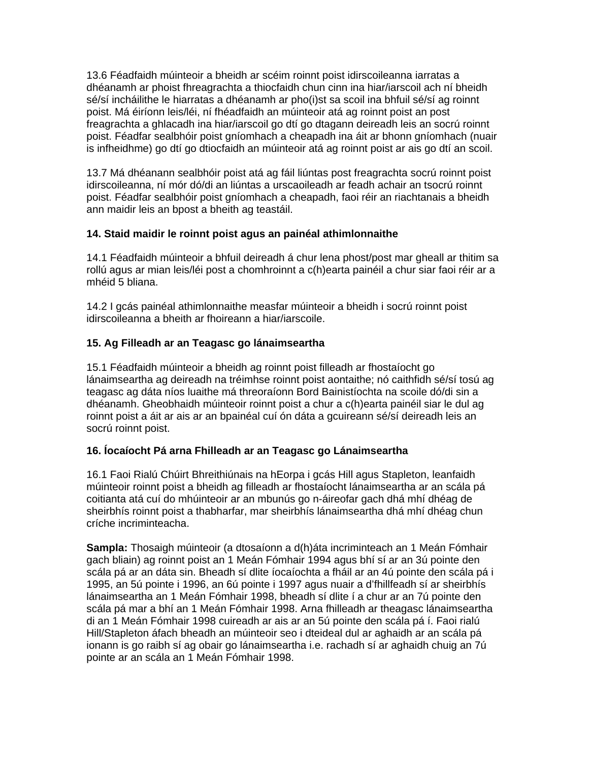13.6 Féadfaidh múinteoir a bheidh ar scéim roinnt poist idirscoileanna iarratas a dhéanamh ar phoist fhreagrachta a thiocfaidh chun cinn ina hiar/iarscoil ach ní bheidh sé/sí incháilithe le hiarratas a dhéanamh ar pho(i)st sa scoil ina bhfuil sé/sí ag roinnt poist. Má éiríonn leis/léi, ní fhéadfaidh an múinteoir atá ag roinnt poist an post freagrachta a ghlacadh ina hiar/iarscoil go dtí go dtagann deireadh leis an socrú roinnt poist. Féadfar sealbhóir poist gníomhach a cheapadh ina áit ar bhonn gníomhach (nuair is infheidhme) go dtí go dtiocfaidh an múinteoir atá ag roinnt poist ar ais go dtí an scoil.

13.7 Má dhéanann sealbhóir poist atá ag fáil liúntas post freagrachta socrú roinnt poist idirscoileanna, ní mór dó/di an liúntas a urscaoileadh ar feadh achair an tsocrú roinnt poist. Féadfar sealbhóir poist gníomhach a cheapadh, faoi réir an riachtanais a bheidh ann maidir leis an bpost a bheith ag teastáil.

**14. Staid maidir le roinnt poist agus an painéal athimlonnaithe**

14.1 Féadfaidh múinteoir a bhfuil deireadh á chur lena phost/post mar gheall ar thitim sa rollú agus ar mian leis/léi post a chomhroinnt a c(h)earta painéil a chur siar faoi réir ar a mhéid 5 bliana.

14.2 I gcás painéal athimlonnaithe measfar múinteoir a bheidh i socrú roinnt poist idirscoileanna a bheith ar fhoireann a hiar/iarscoile.

**15. Ag Filleadh ar an Teagasc go lánaimseartha**

15.1 Féadfaidh múinteoir a bheidh ag roinnt poist filleadh ar fhostaíocht go lánaimseartha ag deireadh na tréimhse roinnt poist aontaithe; nó caithfidh sé/sí tosú ag teagasc ag dáta níos luaithe má threoraíonn Bord Bainistíochta na scoile dó/di sin a dhéanamh. Gheobhaidh múinteoir roinnt poist a chur a c(h)earta painéil siar le dul ag roinnt poista a áit ar ais ar an bpainéal cuí ón dáta a gcuireann sé/sí deireadh leis an socrú roinnt poist.

**16. Íocaíocht Pá arna Fhilleadh ar an Teagasc go Lánaimseartha**

16.1 Faoi Rialú Chúirt Bhreithiúnais na hEorpa i gcás Hill agus Stapleton, leanfaidh múinteoir roinnt poist a bheidh ag filleadh ar fhostaíocht lánaimseartha ar an scála pá coitianta atá cuí do mhúinteoir ar an mbunús go n-áireofar gach dhá mhí dhéag de sheirbhís roinnt poist a thabharfar, mar sheirbhís lánaimseartha dhá mhí dhéag chun críche incriminteacha.

**Sampla:** Thosaigh múinteoir (a dtosaíonn a d(h)áta incriminteach an 1 Meán Fómhair gach bliain) ag roinnt poist an 1 Meán Fómhair 1994 agus bhí sí ar an 3ú pointe den scála pá ar an dáta sin. Bheadh sí dlite íocaíochta a fháil ar an 4ú pointe den scála pá i 1995, an 5ú pointe i 1996, an 6ú pointe i 1997 agus nuair a d'fhillfeadh sí ar sheirbhís lánaimseartha an 1 Meán Fómhair 1998, bheadh sí dlite í a chur ar an 7ú pointe den scála pá mar a bhí an 1 Meán Fómhair 1998. Arna fhilleadh ar theagasc lánaimseartha di an 1 Meán Fómhair 1998 cuireadh ar ais ar an 5ú pointe den scála pá í. Faoi rialú Hill/Stapleton áfach bheadh an múinteoir seo i dteideal dul ar aghaidh ar an scála pá ionann is go raibh sí ag obair go lánaimseartha i.e. rachadh sí ar aghaidh chuig an 7ú pointe ar an scála an 1 Meán Fómhair 1998.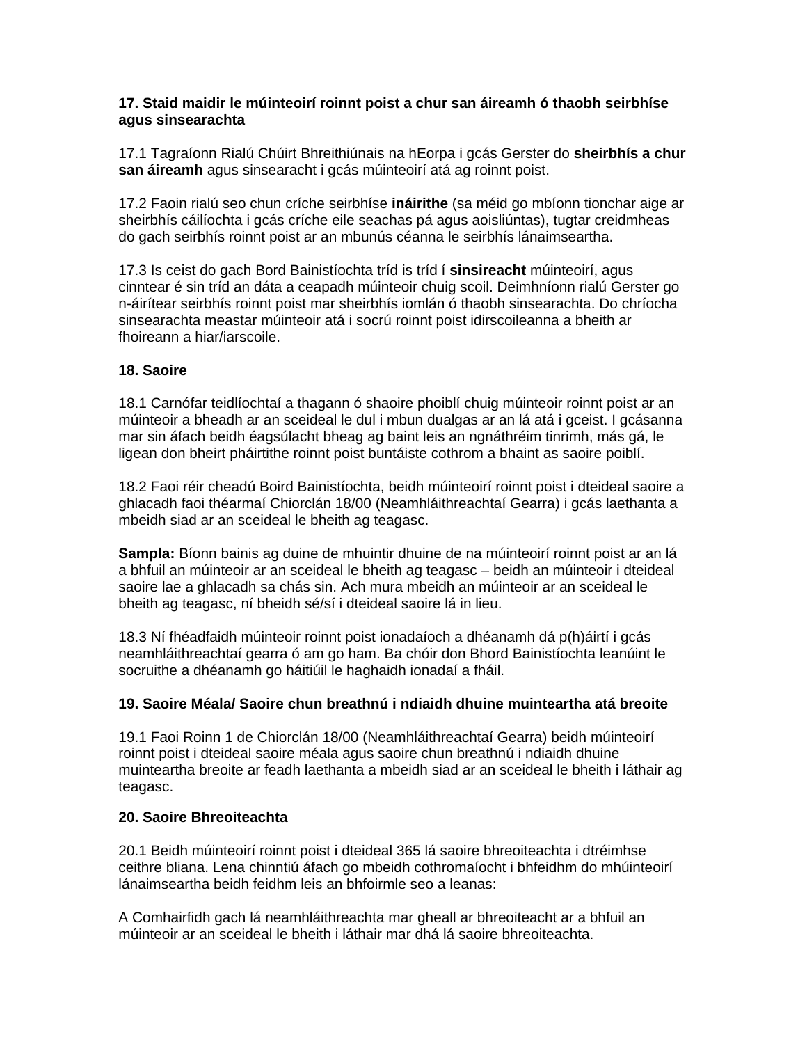**17. Staid maidir le múinteoirí roinnt poist a chur san áireamh ó thaobh seirbhíse agus sinsearachta**

17.1 Tagraíonn Rialú Chúirt Bhreithiúnais na hEorpa i gcás Gerster do **sheirbhís a chur san áireamh** agus sinsearacht i gcás múinteoirí atá ag roinnt poist.

17.2 Faoin rialú seo chun críche seirbhíse **ináirithe** (sa méid go mbíonn tionchar aige ar sheirbhís cáilíochta i gcás críche eile seachas pá agus aoisliúntas), tugtar creidmheas do gach seirbhís roinnt poist ar an mbunús céanna le seirbhís lánaimseartha.

17.3 Is ceist do gach Bord Bainistíochta tríd is tríd í **sinsireacht** múinteoirí, agus cinntear é sin tríd an dáta a ceapadh múinteoir chuig scoil. Deimhníonn rialú Gerster go n-áirítear seirbhís roinnt poist mar sheirbhís iomlán ó thaobh sinsearachta. Do chríocha sinsearachta meastar múinteoir atá i socrú roinnt poist idirscoileanna a bheith ar fhoireann a hiar/iarscoile.

**18. Saoire**

18.1 Carnófar teidlíochtaí a thagann ó shaoire phoiblí chuig múinteoir roinnt poist ar an múinteoir a bheadh ar an sceideal le dul i mbun dualgas ar an lá atá i gceist. I gcásanna mar sin áfach beidh éagsúlacht bheag ag baint leis an ngnáthréim tinrimh, más gá, le ligean don bheirt pháirtithe roinnt poist buntáiste cothrom a bhaint as saoire poiblí.

18.2 Faoi réir cheadú Boird Bainistíochta, beidh múinteoirí roinnt poist i dteideal saoire a ghlacadh faoi théarmaí Chiorclán 18/00 (Neamhláithreachtaí Gearra) i gcás laethanta a mbeidh siad ar an sceideal le bheith ag teagasc.

**Sampla:** Bíonn bainis ag duine de mhuintir dhuine de na múinteoirí roinnt poist ar an lá a bhfuil an múinteoir ar an sceideal le bheith ag teagasc – beidh an múinteoir i dteideal saoire lae a ghlacadh sa chás sin. Ach mura mbeidh an múinteoir ar an sceideal le bheith ag teagasc, ní bheidh sé/sí i dteideal saoire lá in lieu.

18.3 Ní fhéadfaidh múinteoir roinnt poist ionadaíoch a dhéanamh dá p(h)áirtí i gcás neamhláithreachtaí gearra ó am go ham. Ba chóir don Bhord Bainistíochta leanúint le socruithe a dhéanamh go háitiúil le haghaidh ionadaí a fháil.

**19. Saoire Méala/ Saoire chun breathnú i ndiaidh dhuine muinteartha atá breoite**

19.1 Faoi Roinn 1 de Chiorclán 18/00 (Neamhláithreachtaí Gearra) beidh múinteoirí roinnt poist i dteideal saoire méala agus saoire chun breathnú i ndiaidh dhuine muinteartha breoite ar feadh laethanta a mbeidh siad ar an sceideal le bheith i láthair ag teagasc.

**20. Saoire Bhreoiteachta**

20.1 Beidh múinteoirí roinnt poist i dteideal 365 lá saoire bhreoiteachta i dtréimhse ceithre bliana. Lena chinntiú áfach go mbeidh cothromaíocht i bhfeidhm do mhúinteoirí lánaimseartha beidh feidhm leis an bhfoirmle seo a leanas:

A Comhairfidh gach lá neamhláithreachta mar gheall ar bhreoiteacht ar a bhfuil an múinteoir ar an sceideal le bheith i láthair mar dhá lá saoire bhreoiteachta.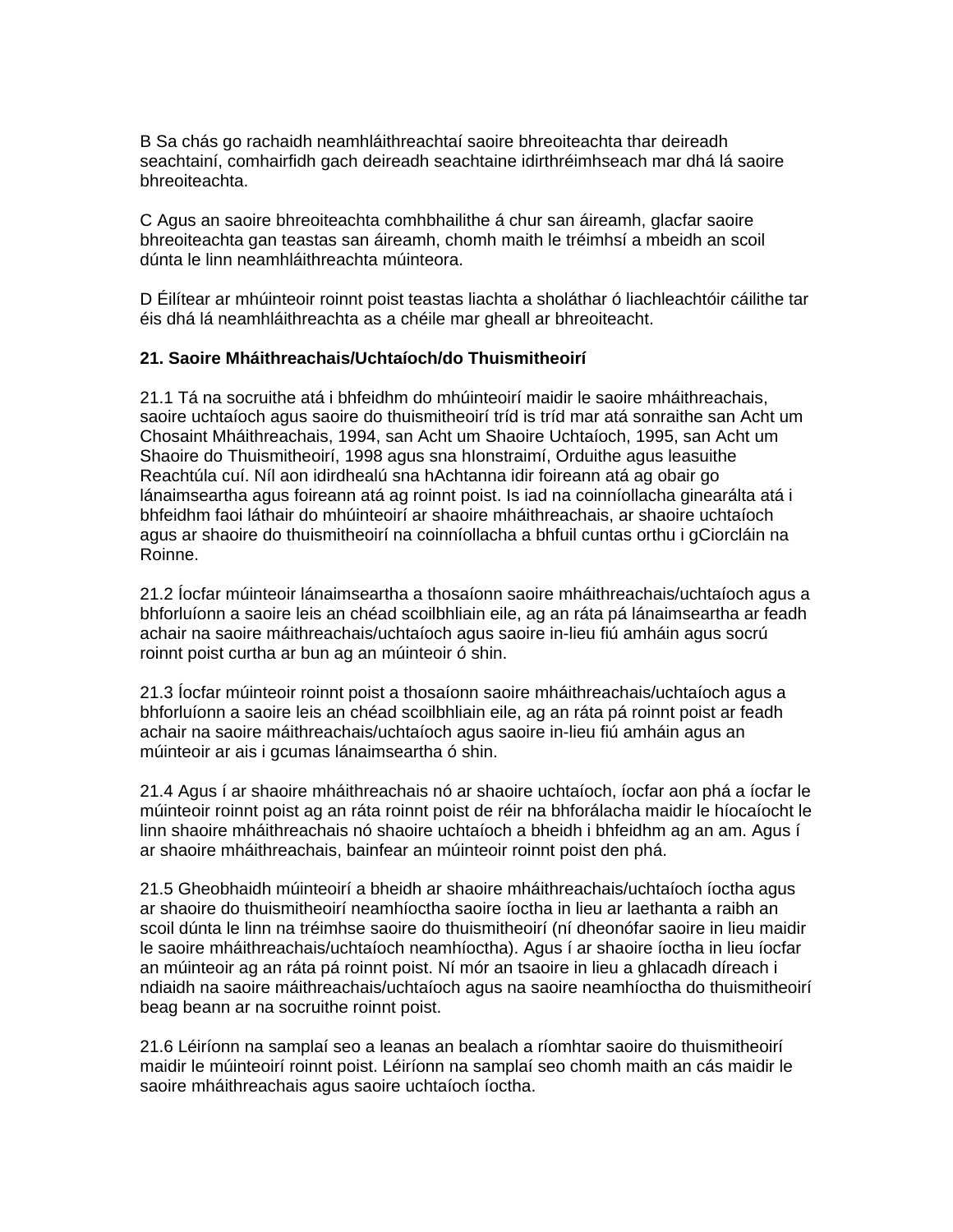B Sa chás go rachaidh neamhláithreachtaí saoire bhreoiteachta thar deireadh seachtainí, comhairfidh gach deireadh seachtaine idirthréimhseach mar dhá lá saoire bhreoiteachta.

C Agus an saoire bhreoiteachta comhbhailithe á chur san áireamh, glacfar saoire bhreoiteachta gan teastas san áireamh, chomh maith le tréimhsí a mbeidh an scoil dúnta le linn neamhláithreachta múinteora.

D Éilítear ar mhúinteoir roinnt poist teastas liachta a sholáthar ó liachleachtóir cáilithe tar éis dhá lá neamhláithreachta as a chéile mar gheall ar bhreoiteacht.

**21. Saoire Mháithreachais/Uchtaíoch/do Thuismitheoirí**

21.1 Tá na socruithe atá i bhfeidhm do mhúinteoirí maidir le saoire mháithreachais, saoire uchtaíoch agus saoire do thuismitheoirí tríd is tríd mar atá sonraithe san Acht um Chosaint Mháithreachais, 1994, san Acht um Shaoire Uchtaíoch, 1995, san Acht um Shaoire do Thuismitheoirí, 1998 agus sna hIonstraimí, Orduithe agus leasuithe Reachtúla cuí. Níl aon idirdhealú sna hAchtanna idir foireann atá ag obair go lánaimseartha agus foireann atá ag roinnt poist. Is iad na coinníollacha ginearálta atá i bhfeidhm faoi láthair do mhúinteoirí ar shaoire mháithreachais, ar shaoire uchtaíoch agus ar shaoire do thuismitheoirí na coinníollacha a bhfuil cuntas orthu i gCiorcláin na Roinne.

21.2 Íocfar múinteoir lánaimseartha a thosaíonn saoire mháithreachais/uchtaíoch agus a bhforluíonn a saoire leis an chéad scoilbhliain eile, ag an ráta pá lánaimseartha ar feadh achair na saoire máithreachais/uchtaíoch agus saoire in-lieu fiú amháin agus socrú roinnt poist curtha ar bun ag an múinteoir ó shin.

21.3 Íocfar múinteoir roinnt poist a thosaíonn saoire mháithreachais/uchtaíoch agus a bhforluíonn a saoire leis an chéad scoilbhliain eile, ag an ráta pá roinnt poist ar feadh achair na saoire máithreachais/uchtaíoch agus saoire in-lieu fiú amháin agus an múinteoir ar ais i gcumas lánaimseartha ó shin.

21.4 Agus í ar shaoire mháithreachais nó ar shaoire uchtaíoch, íocfar aon phá a íocfar le múinteoir roinnt poist ag an ráta roinnt poist de réir na bhforálacha maidir le híocaíocht le linn shaoire mháithreachais nó shaoire uchtaíoch a bheidh i bhfeidhm ag an am. Agus í ar shaoire mháithreachais, bainfear an múinteoir roinnt poist den phá.

21.5 Gheobhaidh múinteoirí a bheidh ar shaoire mháithreachais/uchtaíoch íoctha agus ar shaoire do thuismitheoirí neamhíoctha saoire íoctha in lieu ar laethanta a raibh an scoil dúnta le linn na tréimhse saoire do thuismitheoirí (ní dheonófar saoire in lieu maidir le saoire mháithreachais/uchtaíoch neamhíoctha). Agus í ar shaoire íoctha in lieu íocfar an múinteoir ag an ráta pá roinnt poist. Ní mór an tsaoire in lieu a ghlacadh díreach i ndiaidh na saoire máithreachais/uchtaíoch agus na saoire neamhíoctha do thuismitheoirí beag beann ar na socruithe roinnt poist.

21.6 Léiríonn na samplaí seo a leanas an bealach a ríomhtar saoire do thuismitheoirí maidir le múinteoirí roinnt poist. Léiríonn na samplaí seo chomh maith an cás maidir le saoire mháithreachais agus saoire uchtaíoch íoctha.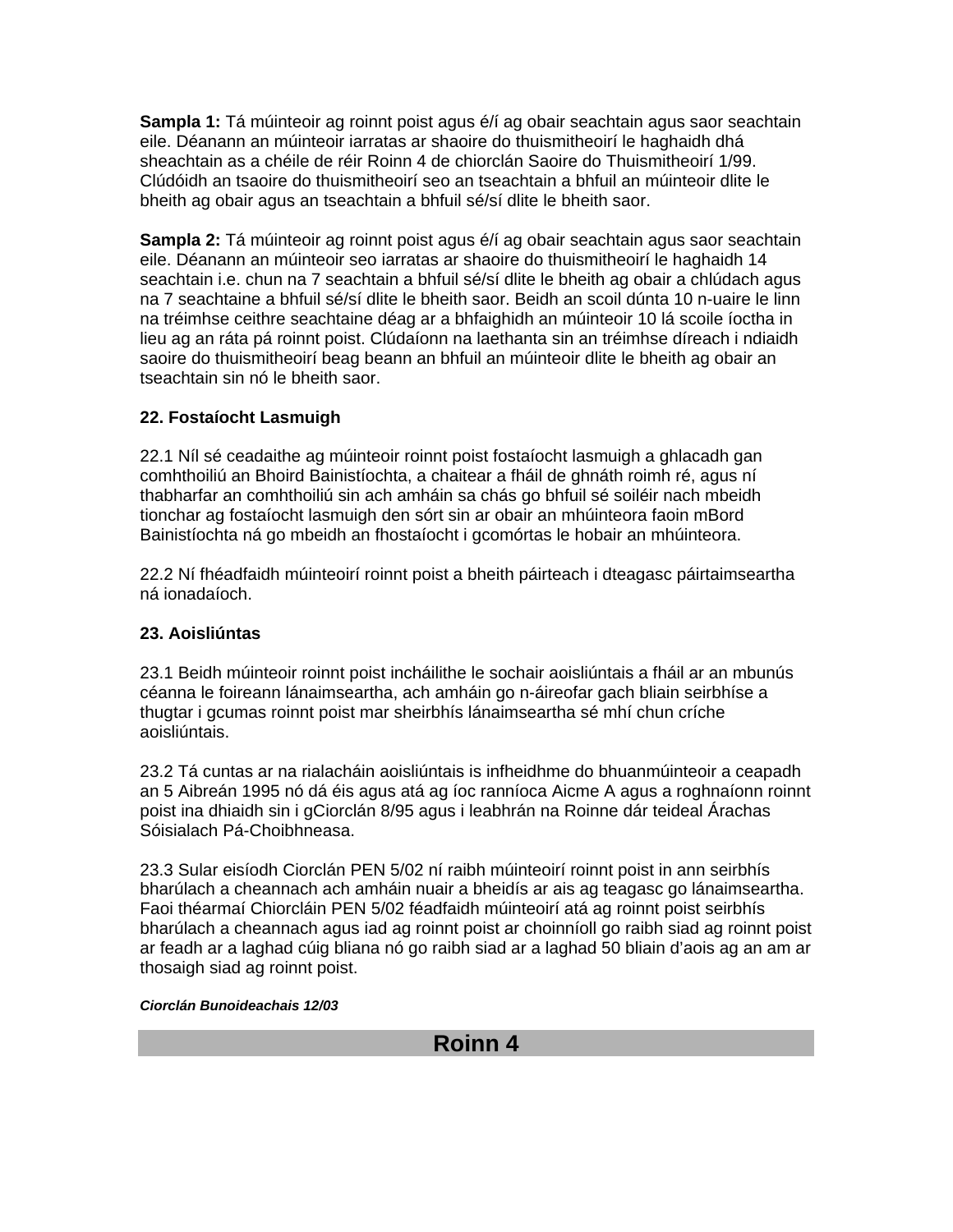**Sampla 1:** Tá múinteoir ag roinnt poist agus é/í ag obair seachtain agus saor seachtain eile. Déanann an múinteoir iarratas ar shaoire do thuismitheoirí le haghaidh dhá sheachtain as a chéile de réir Roinn 4 de chiorclán Saoire do Thuismitheoirí 1/99. Clúdóidh an tsaoire do thuismitheoirí seo an tseachtain a bhfuil an múinteoir dlite le bheith ag obair agus an tseachtain a bhfuil sé/sí dlite le bheith saor.

**Sampla 2:** Tá múinteoir ag roinnt poist agus é/í ag obair seachtain agus saor seachtain eile. Déanann an múinteoir seo iarratas ar shaoire do thuismitheoirí le haghaidh 14 seachtain i.e. chun na 7 seachtain a bhfuil sé/sí dlite le bheith ag obair a chlúdach agus na 7 seachtaine a bhfuil sé/sí dlite le bheith saor. Beidh an scoil dúnta 10 n-uaire le linn na tréimhse ceithre seachtaine déag ar a bhfaighidh an múinteoir 10 lá scoile íoctha in lieu ag an ráta pá roinnt poist. Clúdaíonn na laethanta sin an tréimhse díreach i ndiaidh saoire do thuismitheoirí beag beann an bhfuil an múinteoir dlite le bheith ag obair an tseachtain sin nó le bheith saor.

## 22. Fostaíocht Lasmuigh

22.1 Níl sé ceadaithe ag múinteoir roinnt poist fostaíocht lasmuigh a ghlacadh gan comhthoiliú an Bhoird Bainistíochta, a chaitear a fháil de ghnáth roimh ré, agus ní thabharfar an comhthoiliú sin ach amháin sa chás go bhfuil sé soiléir nach mbeidh tionchar ag fostaíocht lasmuigh den sórt sin ar obair an mhúinteora faoin mBord Bainistíochta ná go mbeidh an fhostaíocht i gcomórtas le hobair an mhúinteora.

22.2 Ní fhéadfaidh múinteoirí roinnt poist a bheith páirteach i dteagasc páirtaimseartha ná ionadaíoch.

## 23. Aoisliúntas

23.1 Beidh múinteoir roinnt poist incháilithe le sochair aoisliúntais a fháil ar an mbunús céanna le foireann lánaimseartha, ach amháin go n-áireofar gach bliain seirbhíse a thugtar i gcumas roinnt poist mar sheirbhís lánaimseartha sé mhí chun críche aoisliúntais.

23.2 Tá cuntas ar na rialacháin aoisliúntais is infheidhme do bhuanmúinteoir a ceapadh an 5 Aibreán 1995 nó dá éis agus atá ag íoc ranníoca Aicme A agus a roghnaíonn roinnt poist ina dhiaidh sin i gCiorclán 8/95 agus i leabhrán na Roinne dár teideal Árachas Sóisialach Pá-Choibhneasa.

23.3 Sular eisíodh Ciorclán PEN 5/02 ní raibh múinteoirí roinnt poist in ann seirbhís bharúlach a cheannach ach amháin nuair a bheidís ar ais ag teagasc go lánaimseartha. Faoi théarmaí Chiorcláin PEN 5/02 féadfaidh múinteoirí atá ag roinnt poist seirbhís bharúlach a cheannach agus iad ag roinnt poist ar choinníoll go raibh siad ag roinnt poist ar feadh ar a laghad cúig bliana nó go raibh siad ar a laghad 50 bliain d'aois ag an am ar thosaigh siad ag roinnt poist.

***Ciorclán Bunoideachais 12/03***

# Roinn 4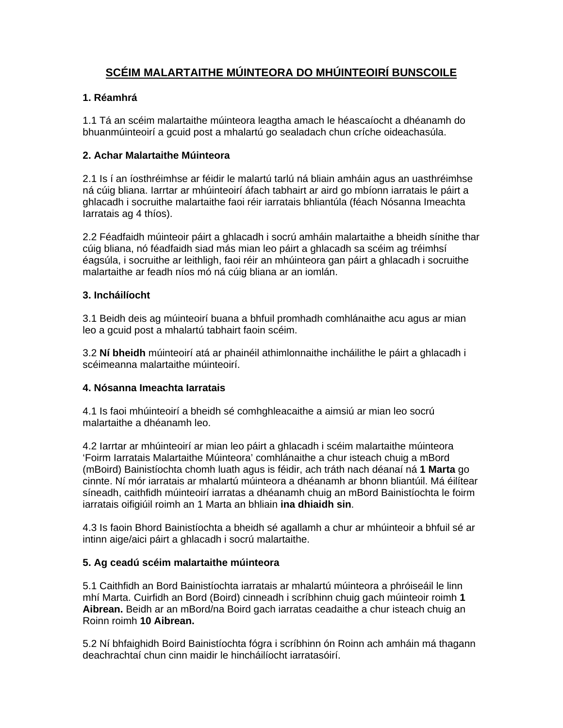# SCÉIM MALARTAITHE MÚINTEORA DO MHÚINTEOIRÍ BUNSCOILE

**1. Réamhrá**

1.1 Tá an scéim malartaithe múinteora leagtha amach le héascaíocht a dhéanamh do bhuanmúinteoirí a gcuid post a mhalartú go sealadach chun críche oideachasúla.

**2. Achar Malartaithe Múinteora**

2.1 Is í an íosthréimhse ar féidir le malartú tarlú ná bliain amháin agus an uasthréimhse ná cúig bliana. Iarrtar ar mhúinteoirí áfach tabhairt ar aird go mbíonn iarratais le páirt a ghlacadh i socruithe malartaithe faoi réir iarratais bhliantúla (féach Nósanna Imeachta Iarratais ag 4 thíos).

2.2 Féadfaidh múinteoir páirt a ghlacadh i socrú amháin malartaithe a bheidh sínithe thar cúig bliana, nó féadfaidh siad más mian leo páirt a ghlacadh sa scéim ag tréimhsí éagsúla, i socruithe ar leithligh, faoi réir an mhúinteora gan páirt a ghlacadh i socruithe malartaithe ar feadh níos mó ná cúig bliana ar an iomlán.

**3. Incháilíocht**

3.1 Beidh deis ag múinteoirí buana a bhfuil promhadh comhlánaithe acu agus ar mian leo a gcuid post a mhalartú tabhairt faoin scéim.

3.2 **Ní bheidh** múinteoirí atá ar phainéil athimlonnaithe incháilithe le páirt a ghlacadh i scéimeanna malartaithe múinteoirí.

**4. Nósanna Imeachta Iarratais**

4.1 Is faoi mhúinteoirí a bheidh sé comhghleacaithe a aimsiú ar mian leo socrú malartaithe a dhéanamh leo.

4.2 Iarrtar ar mhúinteoirí ar mian leo páirt a ghlacadh i scéim malartaithe múinteora 'Foirm Iarratais Malartaithe Múinteora' comhlánaithe a chur isteach chuig a mBord (mBoird) Bainistíochta chomh luath agus is féidir, ach tráth nach déanaí ná **1 Marta** go cinnte. Ní mór iarratais ar mhalartú múinteora a dhéanamh ar bhonn bliantúil. Má éilítear síneadh, caithfidh múinteoirí iarratas a dhéanamh chuig an mBord Bainistíochta le foirm iarratais oifigiúil roimh an 1 Marta an bhliain **ina dhiaidh sin**.

4.3 Is faoin Bhord Bainistíochta a bheidh sé agallamh a chur ar mhúinteoir a bhfuil sé ar intinn aige/aici páirt a ghlacadh i socrú malartaithe.

**5. Ag ceadú scéim malartaithe múinteora**

5.1 Caithfidh an Bord Bainistíochta iarratais ar mhalartú múinteora a phróiseáil le linn mhí Marta. Cuirfidh an Bord (Boird) cinneadh i scríbhinn chuig gach múinteoir roimh **1 Aibrean.** Beidh ar an mBord/na Boird gach iarratas ceadaithe a chur isteach chuig an Roinn roimh **10 Aibrean.**

5.2 Ní bhfaighidh Boird Bainistíochta fógra i scríbhinn ón Roinn ach amháin má thagann deachrachtaí chun cinn maidir le hincháilíocht iarratasóirí.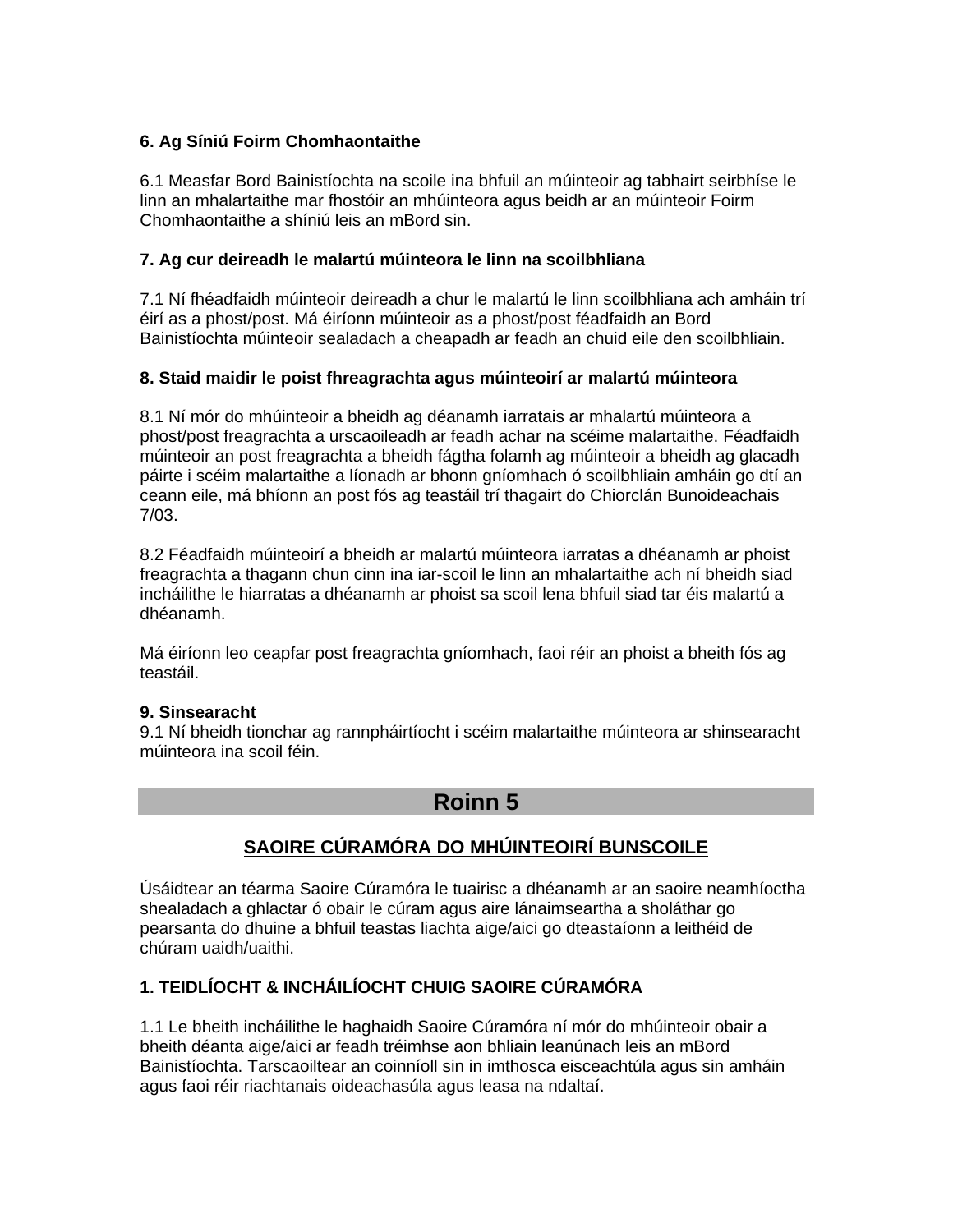**6. Ag Síniú Foirm Chomhaontaithe**

6.1 Measfar Bord Bainistíochta na scoile ina bhfuil an múinteoir ag tabhairt seirbhíse le linn an mhalartaithe mar fhostóir an mhúinteora agus beidh ar an múinteoir Foirm Chomhaontaithe a shíniú leis an mBord sin.

**7. Ag cur deireadh le malartú múinteora le linn na scoilbhliana**

7.1 Ní fhéadfaidh múinteoir deireadh a chur le malartú le linn scoilbhliana ach amháin trí éirí as a phost/post. Má éiríonn múinteoir as a phost/post féadfaidh an Bord Bainistíochta múinteoir sealadach a cheapadh ar feadh an chuid eile den scoilbhliain.

**8. Staid maidir le poist fhreagrachta agus múinteoirí ar malartú múinteora**

8.1 Ní mór do mhúinteoir a bheidh ag déanamh iarratais ar mhalartú múinteora a phost/post freagrachta a urscaoileadh ar feadh achar na scéime malartaithe. Féadfaidh múinteoir an post freagrachta a bheidh fágtha folamh ag múinteoir a bheidh ag glacadh páirte i scéim malartaithe a líonadh ar bhonn gníomhach ó scoilbhliain amháin go dtí an ceann eile, má bhíonn an post fós ag teastáil trí thagairt do Chiorclán Bunoideachais 7/03.

8.2 Féadfaidh múinteoirí a bheidh ar malartú múinteora iarratas a dhéanamh ar phoist freagrachta a thagann chun cinn ina iar-scoil le linn an mhalartaithe ach ní bheidh siad incháilithe le hiarratas a dhéanamh ar phoist sa scoil lena bhfuil siad tar éis malartú a dhéanamh.

Má éiríonn leo ceapfar post freagrachta gníomhach, faoi réir an phoist a bheith fós ag teastáil.

**9. Sinsearacht**
9.1 Ní bheidh tionchar ag rannpháirtíocht i scéim malartaithe múinteora ar shinsearacht múinteora ina scoil féin.

## Roinn 5

## SAOIRE CÚRAMÓRA DO MHÚINTEOIRÍ BUNSCOILE

Úsáidtear an téarma Saoire Cúramóra le tuairisc a dhéanamh ar an saoire neamhíoctha shealadach a ghlactar ó obair le cúram agus aire lánaimseartha a sholáthar go pearsanta do dhuine a bhfuil teastas liachta aige/aici go dteastaíonn a leithéid de chúram uaidh/uaithi.

**1. TEIDLÍOCHT & INCHÁILÍOCHT CHUIG SAOIRE CÚRAMÓRA**

1.1 Le bheith incháilithe le haghaidh Saoire Cúramóra ní mór do mhúinteoir obair a bheith déanta aige/aici ar feadh tréimhse aon bhliain leanúnach leis an mBord Bainistíochta. Tarscaoiltear an coinníoll sin in imthosca eisceachtúla agus sin amháin agus faoi réir riachtanais oideachasúla agus leasa na ndaltaí.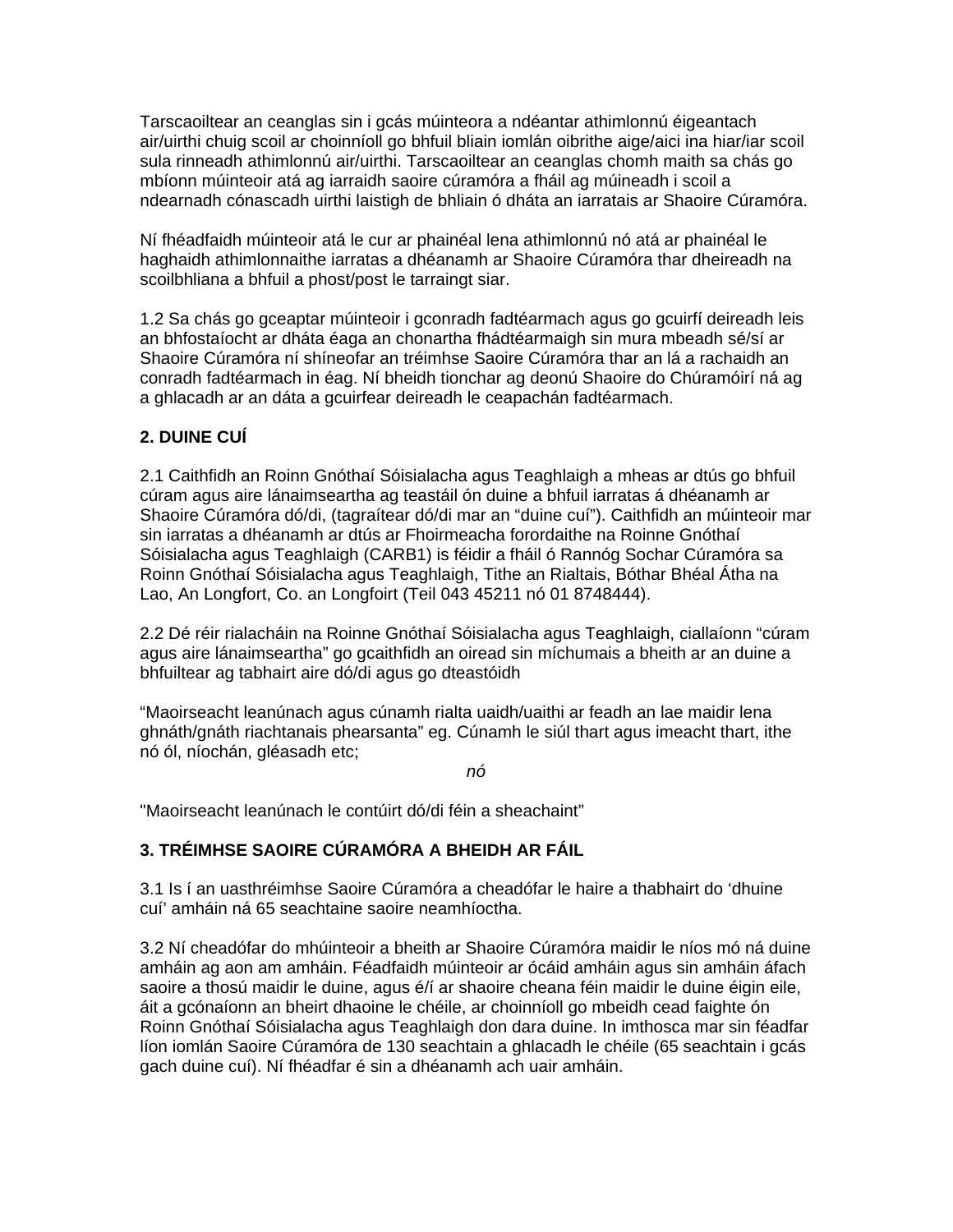Tarscaoiltear an ceanglas sin i gcás múinteora a ndéantar athimlonnú éigeantach air/uirthi chuig scoil ar choinníoll go bhfuil bliain iomlán oibrithe aige/aici ina hiar/iar scoil sula rinneadh athimlonnú air/uirthi. Tarscaoiltear an ceanglas chomh maith sa chás go mbíonn múinteoir atá ag iarraidh saoire cúramóra a fháil ag múineadh i scoil a ndearnadh cónascadh uirthi laistigh de bhliain ó dháta an iarratais ar Shaoire Cúramóra.

Ní fhéadfaidh múinteoir atá le cur ar phainéal lena athimlonnú nó atá ar phainéal le haghaidh athimlonnaithe iarratas a dhéanamh ar Shaoire Cúramóra thar dheireadh na scoilbhliana a bhfuil a phost/post le tarraingt siar.

1.2 Sa chás go gceaptar múinteoir i gconradh fadtéarmach agus go gcuirfí deireadh leis an bhfostaíocht ar dháta éaga an chonartha fhádtéarmaigh sin mura mbeadh sé/sí ar Shaoire Cúramóra ní shíneofar an tréimhse Saoire Cúramóra thar an lá a rachaidh an conradh fadtéarmach in éag. Ní bheidh tionchar ag deonú Shaoire do Chúramóirí ná ag a ghlacadh ar an dáta a gcuirfear deireadh le ceapachán fadtéarmach.

**2. DUINE CUÍ**

2.1 Caithfidh an Roinn Gnóthaí Sóisialacha agus Teaghlaigh a mheas ar dtús go bhfuil cúram agus aire lánaimseartha ag teastáil ón duine a bhfuil iarratas á dhéanamh ar Shaoire Cúramóra dó/di, (tagraítear dó/di mar an "duine cuí"). Caithfidh an múinteoir mar sin iarratas a dhéanamh ar dtús ar Fhoirmeacha forordaithe na Roinne Gnóthaí Sóisialacha agus Teaghlaigh (CARB1) is féidir a fháil ó Rannóg Sochar Cúramóra sa Roinn Gnóthaí Sóisialacha agus Teaghlaigh, Tithe an Rialtais, Bóthar Bhéal Átha na Lao, An Longfort, Co. an Longfoirt (Teil 043 45211 nó 01 8748444).

2.2 Dé réir rialacháin na Roinne Gnóthaí Sóisialacha agus Teaghlaigh, ciallaíonn "cúram agus aire lánaimseartha" go gcaithfidh an oiread sin míchumais a bheith ar an duine a bhfuiltear ag tabhairt aire dó/di agus go dteastóidh

"Maoirseacht leanúnach agus cúnamh rialta uaidh/uaithi ar feadh an lae maidir lena ghnáth/gnáth riachtanais phearsanta" eg. Cúnamh le siúl thart agus imeacht thart, ithe nó ól, níochán, gléasadh etc;

*nó*

"Maoirseacht leanúnach le contúirt dó/di féin a sheachaint"

**3. TRÉIMHSE SAOIRE CÚRAMÓRA A BHEIDH AR FÁIL**

3.1 Is í an uasthréimhse Saoire Cúramóra a cheadófar le haire a thabhairt do 'dhuine cuí' amháin ná 65 seachtaine saoire neamhíoctha.

3.2 Ní cheadófar do mhúinteoir a bheith ar Shaoire Cúramóra maidir le níos mó ná duine amháin ag aon am amháin. Féadfaidh múinteoir ar ócáid amháin agus sin amháin áfach saoire a thosú maidir le duine, agus é/í ar shaoire cheana féin maidir le duine éigin eile, áit a gcónaíonn an bheirt dhaoine le chéile, ar choinníoll go mbeidh cead faighte ón Roinn Gnóthaí Sóisialacha agus Teaghlaigh don dara duine. In imthosca mar sin féadfar líon iomlán Saoire Cúramóra de 130 seachtain a ghlacadh le chéile (65 seachtain i gcás gach duine cuí). Ní fhéadfar é sin a dhéanamh ach uair amháin.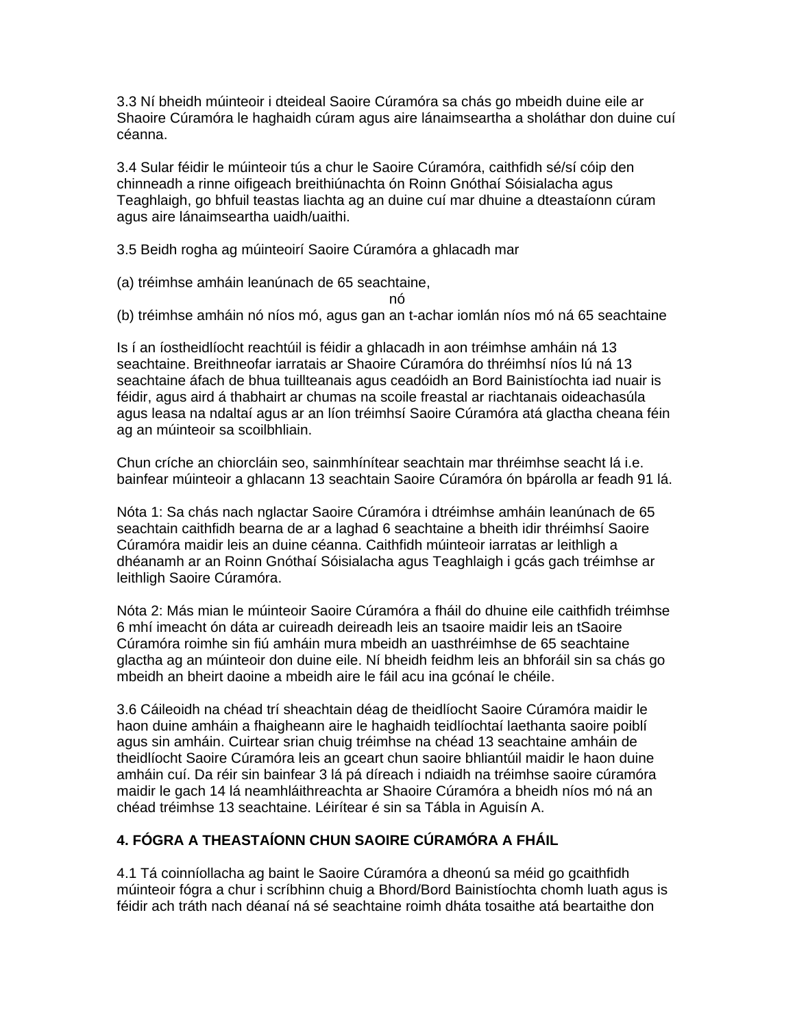3.3 Ní bheidh múinteoir i dteideal Saoire Cúramóra sa chás go mbeidh duine eile ar Shaoire Cúramóra le haghaidh cúram agus aire lánaimseartha a sholáthar don duine cuí céanna.

3.4 Sular féidir le múinteoir tús a chur le Saoire Cúramóra, caithfidh sé/sí cóip den chinneadh a rinne oifigeach breithiúnachta ón Roinn Gnóthaí Sóisialacha agus Teaghlaigh, go bhfuil teastas liachta ag an duine cuí mar dhuine a dteastaíonn cúram agus aire lánaimseartha uaidh/uaithi.

3.5 Beidh rogha ag múinteoirí Saoire Cúramóra a ghlacadh mar

(a) tréimhse amháin leanúnach de 65 seachtaine,

nó

(b) tréimhse amháin nó níos mó, agus gan an t-achar iomlán níos mó ná 65 seachtaine

Is í an íostheidlíocht reachtúil is féidir a ghlacadh in aon tréimhse amháin ná 13 seachtaine. Breithneofar iarratais ar Shaoire Cúramóra do thréimhsí níos lú ná 13 seachtaine áfach de bhua tuillteanais agus ceadóidh an Bord Bainistíochta iad nuair is féidir, agus aird á thabhairt ar chumas na scoile freastal ar riachtanais oideachasúla agus leasa na ndaltaí agus ar an líon tréimhsí Saoire Cúramóra atá glactha cheana féin ag an múinteoir sa scoilbhliain.

Chun críche an chiorcláin seo, sainmhínítear seachtain mar thréimhse seacht lá i.e. bainfear múinteoir a ghlacann 13 seachtain Saoire Cúramóra ón bpárolla ar feadh 91 lá.

Nóta 1: Sa chás nach nglactar Saoire Cúramóra i dtréimhse amháin leanúnach de 65 seachtain caithfidh bearna de ar a laghad 6 seachtaine a bheith idir thréimhsí Saoire Cúramóra maidir leis an duine céanna. Caithfidh múinteoir iarratas ar leithligh a dhéanamh ar an Roinn Gnóthaí Sóisialacha agus Teaghlaigh i gcás gach tréimhse ar leithligh Saoire Cúramóra.

Nóta 2: Más mian le múinteoir Saoire Cúramóra a fháil do dhuine eile caithfidh tréimhse 6 mhí imeacht ón dáta ar cuireadh deireadh leis an tsaoire maidir leis an tSaoire Cúramóra roimhe sin fiú amháin mura mbeidh an uasthréimhse de 65 seachtaine glactha ag an múinteoir don duine eile. Ní bheidh feidhm leis an bhforáil sin sa chás go mbeidh an bheirt daoine a mbeidh aire le fáil acu ina gcónaí le chéile.

3.6 Cáileoidh na chéad trí sheachtain déag de theidlíocht Saoire Cúramóra maidir le haon duine amháin a fhaigheann aire le haghaidh teidlíochtaí laethanta saoire poiblí agus sin amháin. Cuirtear srian chuig tréimhse na chéad 13 seachtaine amháin de theidlíocht Saoire Cúramóra leis an gceart chun saoire bhliantúil maidir le haon duine amháin cuí. Da réir sin bainfear 3 lá pá díreach i ndiaidh na tréimhse saoire cúramóra maidir le gach 14 lá neamhláithreachta ar Shaoire Cúramóra a bheidh níos mó ná an chéad tréimhse 13 seachtaine. Léirítear é sin sa Tábla in Aguisín A.

## 4. FÓGRA A THEASTAÍONN CHUN SAOIRE CÚRAMÓRA A FHÁIL

4.1 Tá coinníollacha ag baint le Saoire Cúramóra a dheonú sa méid go gcaithfidh múinteoir fógra a chur i scríbhinn chuig a Bhord/Bord Bainistíochta chomh luath agus is féidir ach tráth nach déanaí ná sé seachtaine roimh dháta tosaithe atá beartaithe don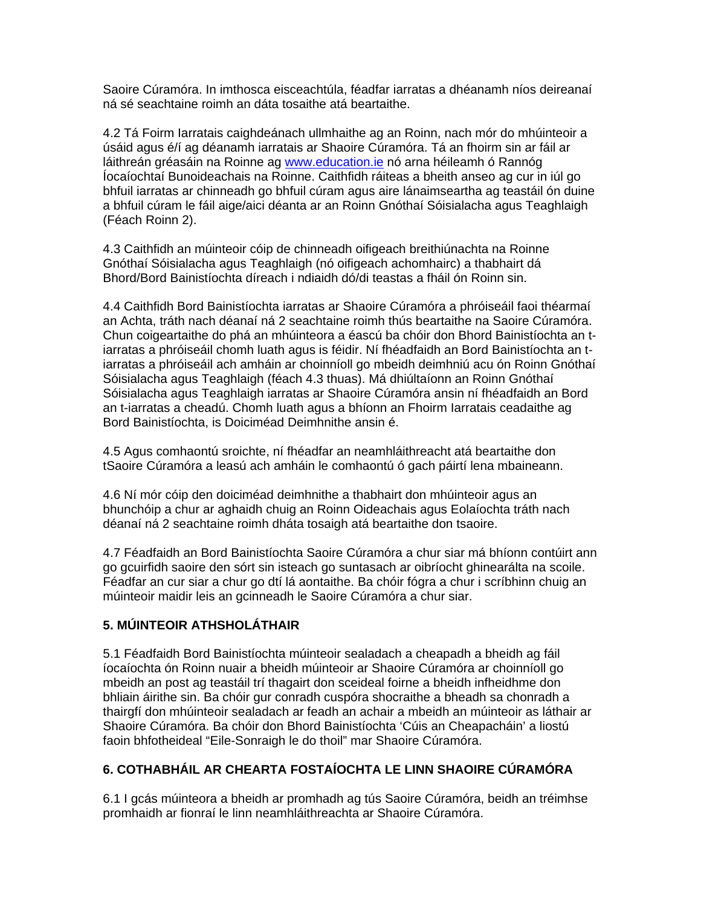Saoire Cúramóra. In imthosca eisceachtúla, féadfar iarratas a dhéanamh níos deireanaí ná sé seachtaine roimh an dáta tosaithe atá beartaithe.

4.2 Tá Foirm Iarratais caighdeánach ullmhaithe ag an Roinn, nach mór do mhúinteoir a úsáid agus é/í ag déanamh iarratais ar Shaoire Cúramóra. Tá an fhoirm sin ar fáil ar láithreán gréasáin na Roinne ag www.education.ie nó arna héileamh ó Rannóg Íocaíochtaí Bunoideachais na Roinne. Caithfidh ráiteas a bheith anseo ag cur in iúl go bhfuil iarratas ar chinneadh go bhfuil cúram agus aire lánaimseartha ag teastáil ón duine a bhfuil cúram le fáil aige/aici déanta ar an Roinn Gnóthaí Sóisialacha agus Teaghlaigh (Féach Roinn 2).

4.3 Caithfidh an múinteoir cóip de chinneadh oifigeach breithiúnachta na Roinne Gnóthaí Sóisialacha agus Teaghlaigh (nó oifigeach achomhairc) a thabhairt dá Bhord/Bord Bainistíochta díreach i ndiaidh dó/di teastas a fháil ón Roinn sin.

4.4 Caithfidh Bord Bainistíochta iarratas ar Shaoire Cúramóra a phróiseáil faoi théarmaí an Achta, tráth nach déanaí ná 2 seachtaine roimh thús beartaithe na Saoire Cúramóra. Chun coigeartaithe do phá an mhúinteora a éascú ba chóir don Bhord Bainistíochta an t-iarratas a phróiseáil chomh luath agus is féidir. Ní fhéadfaidh an Bord Bainistíochta an t-iarratas a phróiseáil ach amháin ar choinníoll go mbeidh deimhniú acu ón Roinn Gnóthaí Sóisialacha agus Teaghlaigh (féach 4.3 thuas). Má dhiúltaíonn an Roinn Gnóthaí Sóisialacha agus Teaghlaigh iarratas ar Shaoire Cúramóra ansin ní fhéadfaidh an Bord an t-iarratas a cheadú. Chomh luath agus a bhíonn an Fhoirm Iarratais ceadaithe ag Bord Bainistíochta, is Doiciméad Deimhnithe ansin é.

4.5 Agus comhaontú sroichte, ní fhéadfar an neamhláithreacht atá beartaithe don tSaoire Cúramóra a leasú ach amháin le comhaontú ó gach páirtí lena mbaineann.

4.6 Ní mór cóip den doiciméad deimhnithe a thabhairt don mhúinteoir agus an bhunchóip a chur ar aghaidh chuig an Roinn Oideachais agus Eolaíochta tráth nach déanaí ná 2 seachtaine roimh dháta tosaigh atá beartaithe don tsaoire.

4.7 Féadfaidh an Bord Bainistíochta Saoire Cúramóra a chur siar má bhíonn contúirt ann go gcuirfidh saoire den sórt sin isteach go suntasach ar oibríocht ghinearálta na scoile. Féadfar an cur siar a chur go dtí lá aontaithe. Ba chóir fógra a chur i scríbhinn chuig an múinteoir maidir leis an gcinneadh le Saoire Cúramóra a chur siar.

## 5. MÚINTEOIR ATHSHOLÁTHAIR

5.1 Féadfaidh Bord Bainistíochta múinteoir sealadach a cheapadh a bheidh ag fáil íocaíochta ón Roinn nuair a bheidh múinteoir ar Shaoire Cúramóra ar choinníoll go mbeidh an post ag teastáil trí thagairt don sceideal foirne a bheidh infheidhme don bhliain áirithe sin. Ba chóir gur conradh cuspóra shocraithe a bheadh sa chonradh a thairgfí don mhúinteoir sealadach ar feadh an achair a mbeidh an múinteoir as láthair ar Shaoire Cúramóra. Ba chóir don Bhord Bainistíochta 'Cúis an Cheapacháin' a liostú faoin bhfotheideal "Eile-Sonraigh le do thoil" mar Shaoire Cúramóra.

## 6. COTHABHÁIL AR CHEARTA FOSTAÍOCHTA LE LINN SHAOIRE CÚRAMÓRA

6.1 I gcás múinteora a bheidh ar promhadh ag tús Saoire Cúramóra, beidh an tréimhse promhaidh ar fionraí le linn neamhláithreachta ar Shaoire Cúramóra.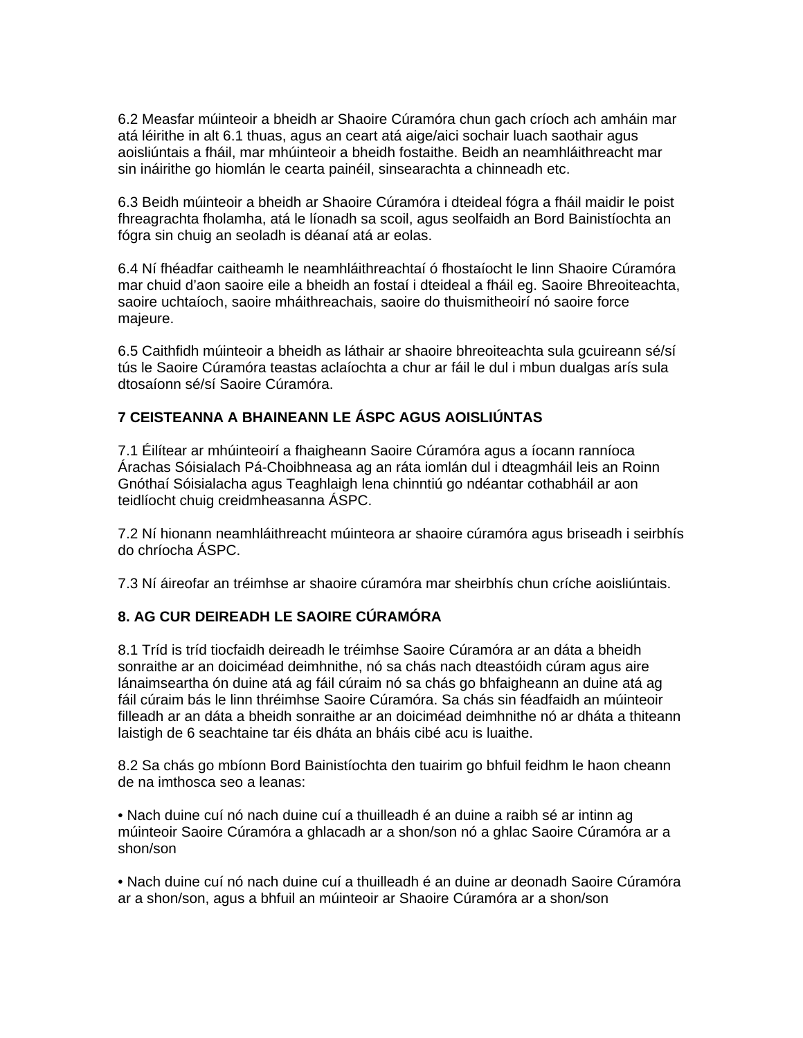6.2 Measfar múinteoir a bheidh ar Shaoire Cúramóra chun gach críoch ach amháin mar atá léirithe in alt 6.1 thuas, agus an ceart atá aige/aici sochair luach saothair agus aoisliúntais a fháil, mar mhúinteoir a bheidh fostaithe. Beidh an neamhláithreacht mar sin ináirithe go hiomlán le cearta painéil, sinsearachta a chinneadh etc.

6.3 Beidh múinteoir a bheidh ar Shaoire Cúramóra i dteideal fógra a fháil maidir le poist fhreagrachta fholamha, atá le líonadh sa scoil, agus seolfaidh an Bord Bainistíochta an fógra sin chuig an seoladh is déanaí atá ar eolas.

6.4 Ní fhéadfar caitheamh le neamhláithreachtaí ó fhostaíocht le linn Shaoire Cúramóra mar chuid d'aon saoire eile a bheidh an fostaí i dteideal a fháil eg. Saoire Bhreoiteachta, saoire uchtaíoch, saoire mháithreachais, saoire do thuismitheoirí nó saoire force majeure.

6.5 Caithfidh múinteoir a bheidh as láthair ar shaoire bhreoiteachta sula gcuireann sé/sí tús le Saoire Cúramóra teastas aclaíochta a chur ar fáil le dul i mbun dualgas arís sula dtosaíonn sé/sí Saoire Cúramóra.

**7 CEISTEANNA A BHAINEANN LE ÁSPC AGUS AOISLIÚNTAS**

7.1 Éilítear ar mhúinteoirí a fhaigheann Saoire Cúramóra agus a íocann ranníoca Árachas Sóisialach Pá-Choibhneasa ag an ráta iomlán dul i dteagmháil leis an Roinn Gnóthaí Sóisialacha agus Teaghlaigh lena chinntiú go ndéantar cothabháil ar aon teidlíocht chuig creidmheasanna ÁSPC.

7.2 Ní hionann neamhláithreacht múinteora ar shaoire cúramóra agus briseadh i seirbhís do chríocha ÁSPC.

7.3 Ní áireofar an tréimhse ar shaoire cúramóra mar sheirbhís chun críche aoisliúntais.

**8. AG CUR DEIREADH LE SAOIRE CÚRAMÓRA**

8.1 Tríd is tríd tiocfaidh deireadh le tréimhse Saoire Cúramóra ar an dáta a bheidh sonraithe ar an doiciméad deimhnithe, nó sa chás nach dteastóidh cúram agus aire lánaimseartha ón duine atá ag fáil cúraim nó sa chás go bhfaigheann an duine atá ag fáil cúraim bás le linn thréimhse Saoire Cúramóra. Sa chás sin féadfaidh an múinteoir filleadh ar an dáta a bheidh sonraithe ar an doiciméad deimhnithe nó ar dháta a thiteann laistigh de 6 seachtaine tar éis dháta an bháis cibé acu is luaithe.

8.2 Sa chás go mbíonn Bord Bainistíochta den tuairim go bhfuil feidhm le haon cheann de na imthosca seo a leanas:

• Nach duine cuí nó nach duine cuí a thuilleadh é an duine a raibh sé ar intinn ag múinteoir Saoire Cúramóra a ghlacadh ar a shon/son nó a ghlac Saoire Cúramóra ar a shon/son

• Nach duine cuí nó nach duine cuí a thuilleadh é an duine ar deonadh Saoire Cúramóra ar a shon/son, agus a bhfuil an múinteoir ar Shaoire Cúramóra ar a shon/son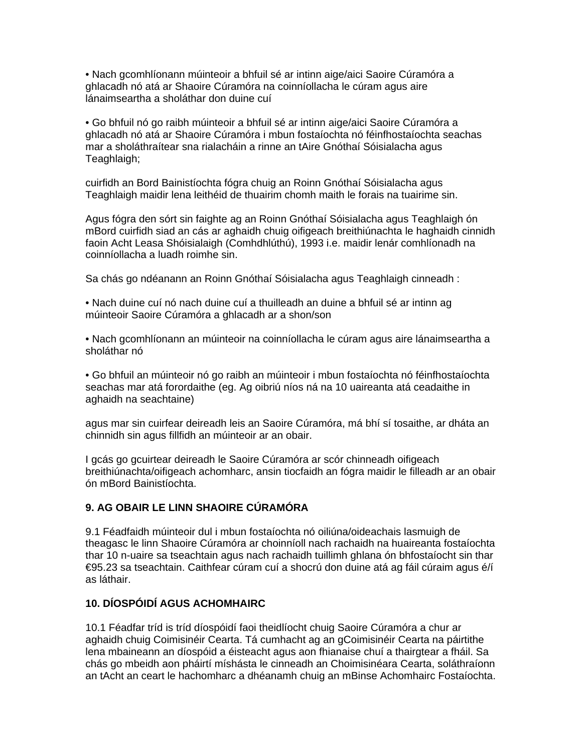- Nach gcomhlíonann múinteoir a bhfuil sé ar intinn aige/aici Saoire Cúramóra a ghlacadh nó atá ar Shaoire Cúramóra na coinníollacha le cúram agus aire lánaimseartha a sholáthar don duine cuí

- Go bhfuil nó go raibh múinteoir a bhfuil sé ar intinn aige/aici Saoire Cúramóra a ghlacadh nó atá ar Shaoire Cúramóra i mbun fostaíochta nó féinfhostaíochta seachas mar a sholáthraítear sna rialacháin a rinne an tAire Gnóthaí Sóisialacha agus Teaghlaigh;

cuirfidh an Bord Bainistíochta fógra chuig an Roinn Gnóthaí Sóisialacha agus Teaghlaigh maidir lena leithéid de thuairim chomh maith le forais na tuairime sin.

Agus fógra den sórt sin faighte ag an Roinn Gnóthaí Sóisialacha agus Teaghlaigh ón mBord cuirfidh siad an cás ar aghaidh chuig oifigeach breithiúnachta le haghaidh cinnidh faoin Acht Leasa Shóisialaigh (Comhdhlúthú), 1993 i.e. maidir lenár comhlíonadh na coinníollacha a luadh roimhe sin.

Sa chás go ndéanann an Roinn Gnóthaí Sóisialacha agus Teaghlaigh cinneadh :

- Nach duine cuí nó nach duine cuí a thuilleadh an duine a bhfuil sé ar intinn ag múinteoir Saoire Cúramóra a ghlacadh ar a shon/son

- Nach gcomhlíonann an múinteoir na coinníollacha le cúram agus aire lánaimseartha a sholáthar nó

- Go bhfuil an múinteoir nó go raibh an múinteoir i mbun fostaíochta nó féinfhostaíochta seachas mar atá forordaithe (eg. Ag oibriú níos ná na 10 uaireanta atá ceadaithe in aghaidh na seachtaine)

agus mar sin cuirfear deireadh leis an Saoire Cúramóra, má bhí sí tosaithe, ar dháta an chinnidh sin agus fillfidh an múinteoir ar an obair.

I gcás go gcuirtear deireadh le Saoire Cúramóra ar scór chinneadh oifigeach breithiúnachta/oifigeach achomharc, ansin tiocfaidh an fógra maidir le filleadh ar an obair ón mBord Bainistíochta.

## 9. AG OBAIR LE LINN SHAOIRE CÚRAMÓRA

9.1 Féadfaidh múinteoir dul i mbun fostaíochta nó oiliúna/oideachais lasmuigh de theagasc le linn Shaoire Cúramóra ar choinníoll nach rachaidh na huaireanta fostaíochta thar 10 n-uaire sa tseachtain agus nach rachaidh tuillimh ghlana ón bhfostaíocht sin thar €95.23 sa tseachtain. Caithfear cúram cuí a shocrú don duine atá ag fáil cúraim agus é/í as láthair.

## 10. DÍOSPÓIDÍ AGUS ACHOMHAIRC

10.1 Féadfar tríd is tríd díospóidí faoi theidlíocht chuig Saoire Cúramóra a chur ar aghaidh chuig Coimisinéir Cearta. Tá cumhacht ag an gCoimisinéir Cearta na páirtithe lena mbaineann an díospóid a éisteacht agus aon fhianaise chuí a thairgtear a fháil. Sa chás go mbeidh aon pháirtí míshásta le cinneadh an Choimisinéara Cearta, soláthraíonn an tAcht an ceart le hachomharc a dhéanamh chuig an mBinse Achomhairc Fostaíochta.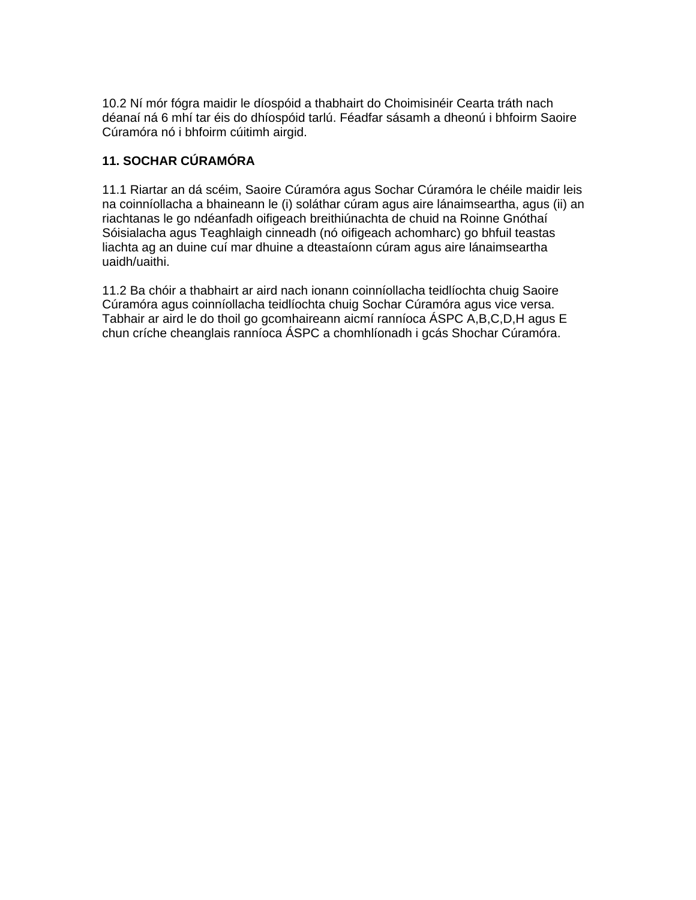10.2 Ní mór fógra maidir le díospóid a thabhairt do Choimisinéir Cearta tráth nach déanaí ná 6 mhí tar éis do dhíospóid tarlú. Féadfar sásamh a dheonú i bhfoirm Saoire Cúramóra nó i bhfoirm cúitimh airgid.

**11. SOCHAR CÚRAMÓRA**

11.1 Riartar an dá scéim, Saoire Cúramóra agus Sochar Cúramóra le chéile maidir leis na coinníollacha a bhaineann le (i) soláthar cúram agus aire lánaimseartha, agus (ii) an riachtanas le go ndéanfadh oifigeach breithiúnachta de chuid na Roinne Gnóthaí Sóisialacha agus Teaghlaigh cinneadh (nó oifigeach achomharc) go bhfuil teastas liachta ag an duine cuí mar dhuine a dteastaíonn cúram agus aire lánaimseartha uaidh/uaithi.

11.2 Ba chóir a thabhairt ar aird nach ionann coinníollacha teidlíochta chuig Saoire Cúramóra agus coinníollacha teidlíochta chuig Sochar Cúramóra agus vice versa. Tabhair ar aird le do thoil go gcomhaireann aicmí ranníoca ÁSPC A,B,C,D,H agus E chun críche cheanglais ranníoca ÁSPC a chomhlíonadh i gcás Shochar Cúramóra.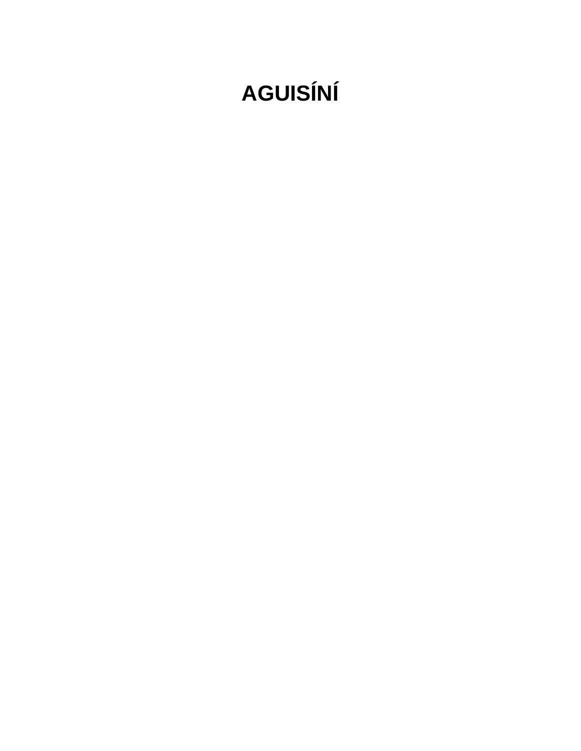# AGUISÍNÍ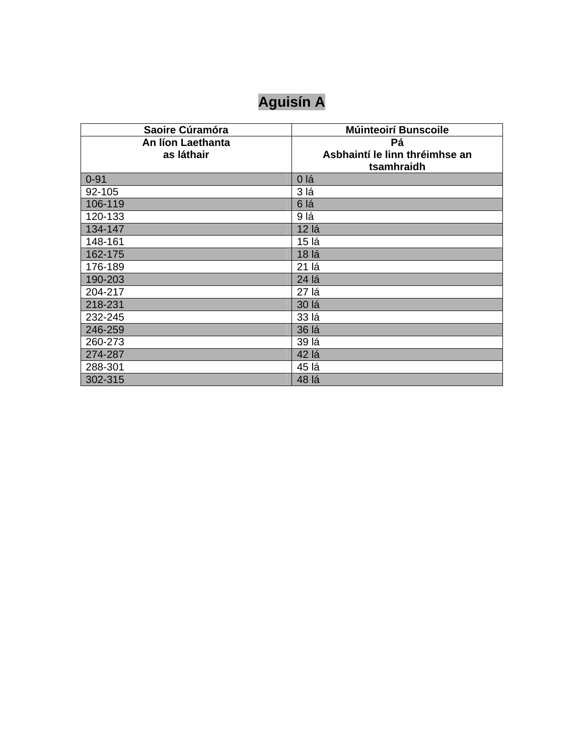# Aguisín A

| Saoire Cúramóra | Múinteoirí Bunscoile |
|---|---|
| An líon Laethanta as láthair | Pá Asbhaintí le linn thréimhse an tsamhraidh |
| 0-91 | 0 lá |
| 92-105 | 3 lá |
| 106-119 | 6 lá |
| 120-133 | 9 lá |
| 134-147 | 12 lá |
| 148-161 | 15 lá |
| 162-175 | 18 lá |
| 176-189 | 21 lá |
| 190-203 | 24 lá |
| 204-217 | 27 lá |
| 218-231 | 30 lá |
| 232-245 | 33 lá |
| 246-259 | 36 lá |
| 260-273 | 39 lá |
| 274-287 | 42 lá |
| 288-301 | 45 lá |
| 302-315 | 48 lá |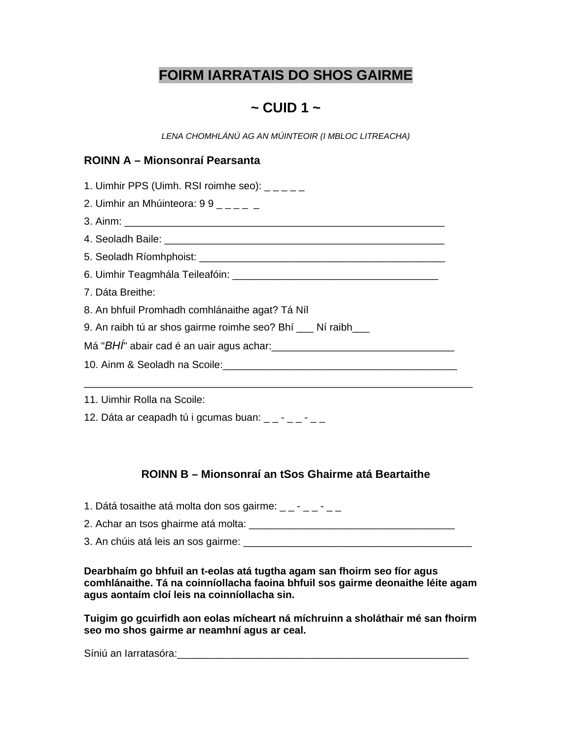# FOIRM IARRATAIS DO SHOS GAIRME

## ~ CUID 1 ~

*LENA CHOMHLÁNÚ AG AN MÚINTEOIR (I MBLOC LITREACHA)*

### ROINN A – Mionsonraí Pearsanta

1. Uimhir PPS (Uimh. RSI roimhe seo): _ _ _ _ _
2. Uimhir an Mhúinteora: 9 9 _ _ _ _  _
3. Ainm: ___________________________________________________________
4. Seoladh Baile: ____________________________________________________
5. Seoladh Ríomhphoist: ______________________________________________
6. Uimhir Teagmhála Teileafóin: _____________________________________
7. Dáta Breithe:
8. An bhfuil Promhadh comhlánaithe agat? Tá Níl
9. An raibh tú ar shos gairme roimhe seo? Bhí ___ Ní raibh___

Má "*BHÍ*" abair cad é an uair agus achar:________________________________

10. Ainm & Seoladh na Scoile:__________________________________________

_______________________________________________________________________

11. Uimhir Rolla na Scoile:
12. Dáta ar ceapadh tú i gcumas buan: _ _ - _ _ - _ _

### ROINN B – Mionsonraí an tSos Ghairme atá Beartaithe

1. Dátá tosaithe atá molta don sos gairme: _ _ - _ _ - _ _
2. Achar an tsos ghairme atá molta: _____________________________________
3. An chúis atá leis an sos gairme: ________________________________________

**Dearbhaím go bhfuil an t-eolas atá tugtha agam san fhoirm seo fíor agus comhlánaithe. Tá na coinníollacha faoina bhfuil sos gairme deonaithe léite agam agus aontaím cloí leis na coinníollacha sin.**

**Tuigim go gcuirfidh aon eolas mícheart ná míchruinn a sholáthair mé san fhoirm seo mo shos gairme ar neamhní agus ar ceal.**

Síniú an Iarratasóra:______________________________________________________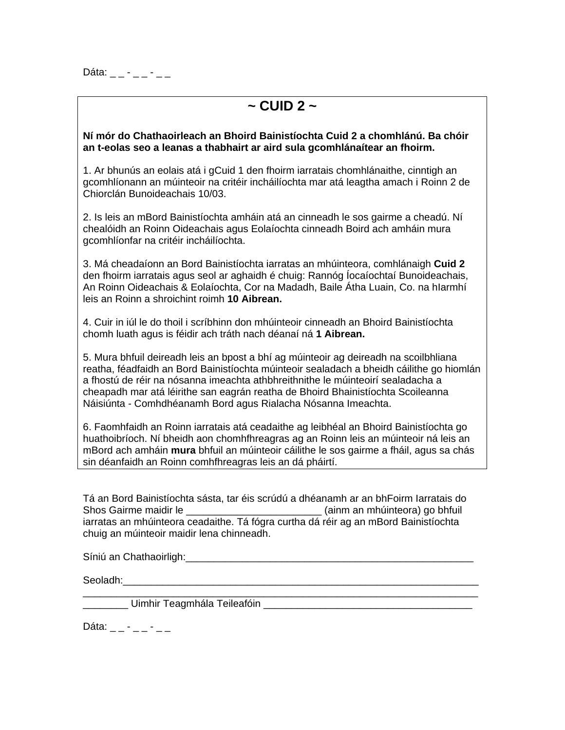Dáta: _ _ - _ _ - _ _

## ~ CUID 2 ~

**Ní mór do Chathaoirleach an Bhoird Bainistíochta Cuid 2 a chomhlánú. Ba chóir an t-eolas seo a leanas a thabhairt ar aird sula gcomhlánaítear an fhoirm.**

1. Ar bhunús an eolais atá i gCuid 1 den fhoirm iarratais chomhlánaithe, cinntigh an gcomhlíonann an múinteoir na critéir incháilíochta mar atá leagtha amach i Roinn 2 de Chiorclán Bunoideachais 10/03.

2. Is leis an mBord Bainistíochta amháin atá an cinneadh le sos gairme a cheadú. Ní chealóidh an Roinn Oideachais agus Eolaíochta cinneadh Boird ach amháin mura gcomhlíonfar na critéir incháilíochta.

3. Má cheadaíonn an Bord Bainistíochta iarratas an mhúinteora, comhlánaigh **Cuid 2** den fhoirm iarratais agus seol ar aghaidh é chuig: Rannóg Íocaíochtaí Bunoideachais, An Roinn Oideachais & Eolaíochta, Cor na Madadh, Baile Átha Luain, Co. na hIarmhí leis an Roinn a shroichint roimh **10 Aibrean.**

4. Cuir in iúl le do thoil i scríbhinn don mhúinteoir cinneadh an Bhoird Bainistíochta chomh luath agus is féidir ach tráth nach déanaí ná **1 Aibrean.**

5. Mura bhfuil deireadh leis an bpost a bhí ag múinteoir ag deireadh na scoilbhliana reatha, féadfaidh an Bord Bainistíochta múinteoir sealadach a bheidh cáilithe go hiomlán a fhostú de réir na nósanna imeachta athbhreithnithe le múinteoirí sealadacha a cheapadh mar atá léirithe san eagrán reatha de Bhoird Bhainistíochta Scoileanna Náisiúnta - Comhdhéanamh Bord agus Rialacha Nósanna Imeachta.

6. Faomhfaidh an Roinn iarratais atá ceadaithe ag leibhéal an Bhoird Bainistíochta go huathoibríoch. Ní bheidh aon chomhfhreagras ag an Roinn leis an múinteoir ná leis an mBord ach amháin **mura** bhfuil an múinteoir cáilithe le sos gairme a fháil, agus sa chás sin déanfaidh an Roinn comhfhreagras leis an dá pháirtí.

Tá an Bord Bainistíochta sásta, tar éis scrúdú a dhéanamh ar an bhFoirm Iarratais do Shos Gairme maidir le ________________________ (ainm an mhúinteora) go bhfuil iarratas an mhúinteora ceadaithe. Tá fógra curtha dá réir ag an mBord Bainistíochta chuig an múinteoir maidir lena chinneadh.

Síniú an Chathaoirligh:_____________________________________________________

Seoladh:___________________________________________________________________
__________________________________________________________________________
________ Uimhir Teagmhála Teileafóin _____________________________________

Dáta: _ _ - _ _ - _ _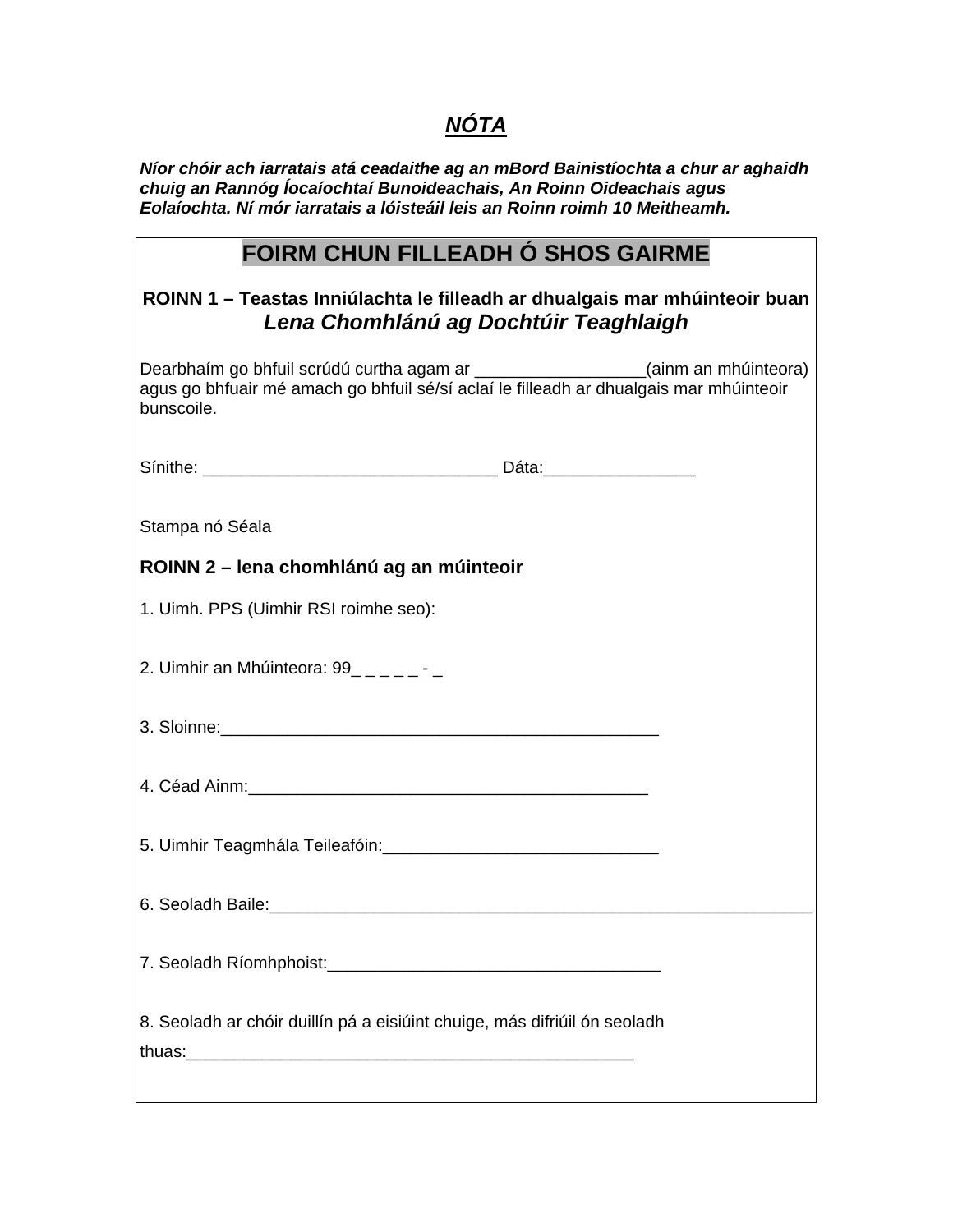## ***NÓTA***

***Níor chóir ach iarratais atá ceadaithe ag an mBord Bainistíochta a chur ar aghaidh chuig an Rannóg Íocaíochtaí Bunoideachais, An Roinn Oideachais agus Eolaíochta. Ní mór iarratais a lóisteáil leis an Roinn roimh 10 Meitheamh.***

# FOIRM CHUN FILLEADH Ó SHOS GAIRME

**ROINN 1 – Teastas Inniúlachta le filleadh ar dhualgais mar mhúinteoir buan**
***Lena Chomhlánú ag Dochtúir Teaghlaigh***

Dearbhaím go bhfuil scrúdú curtha agam ar __________________(ainm an mhúinteora) agus go bhfuair mé amach go bhfuil sé/sí aclaí le filleadh ar dhualgais mar mhúinteoir bunscoile.

Sínithe: _______________________________ Dáta:________________

Stampa nó Séala

**ROINN 2 – lena chomhlánú ag an múinteoir**

1. Uimh. PPS (Uimhir RSI roimhe seo):

2. Uimhir an Mhúinteora: 99_ _ _ _ _ - _

3. Sloinne:______________________________________________

4. Céad Ainm:__________________________________________

5. Uimhir Teagmhála Teileafóin:_____________________________

6. Seoladh Baile:_________________________________________________________

7. Seoladh Ríomhphoist:___________________________________

8. Seoladh ar chóir duillín pá a eisiúint chuige, más difriúil ón seoladh thuas:_______________________________________________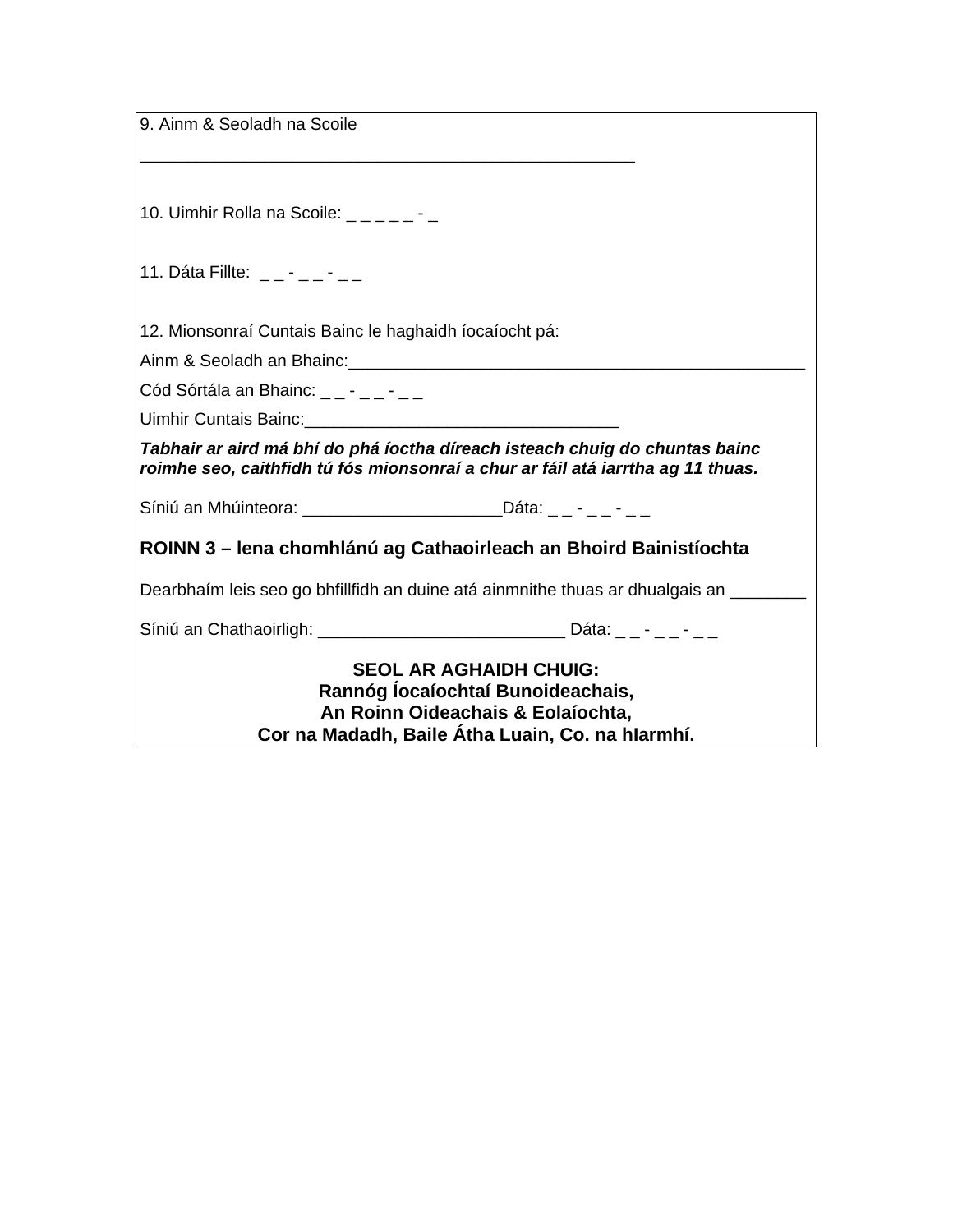9. Ainm & Seoladh na Scoile

_______________________________________________________

10. Uimhir Rolla na Scoile: _ _ _ _ _ - _

11. Dáta Fillte:  _ _ - _ _ - _ _

12. Mionsonraí Cuntais Bainc le haghaidh íocaíocht pá:

Ainm & Seoladh an Bhainc:_______________________________________________

Cód Sórtála an Bhainc: _ _ - _ _ - _ _

Uimhir Cuntais Bainc:_________________________________

***Tabhair ar aird má bhí do phá íoctha díreach isteach chuig do chuntas bainc roimhe seo, caithfidh tú fós mionsonraí a chur ar fáil atá iarrtha ag 11 thuas.***

Síniú an Mhúinteora: _____________________Dáta: _ _ - _ _ - _ _

**ROINN 3 – lena chomhlánú ag Cathaoirleach an Bhoird Bainistíochta**

Dearbhaím leis seo go bhfillfidh an duine atá ainmnithe thuas ar dhualgais an ________

Síniú an Chathaoirligh: __________________________ Dáta: _ _ - _ _ - _ _

**SEOL AR AGHAIDH CHUIG:**
**Rannóg Íocaíochtaí Bunoideachais,**
**An Roinn Oideachais & Eolaíochta,**
**Cor na Madadh, Baile Átha Luain, Co. na hIarmhí.**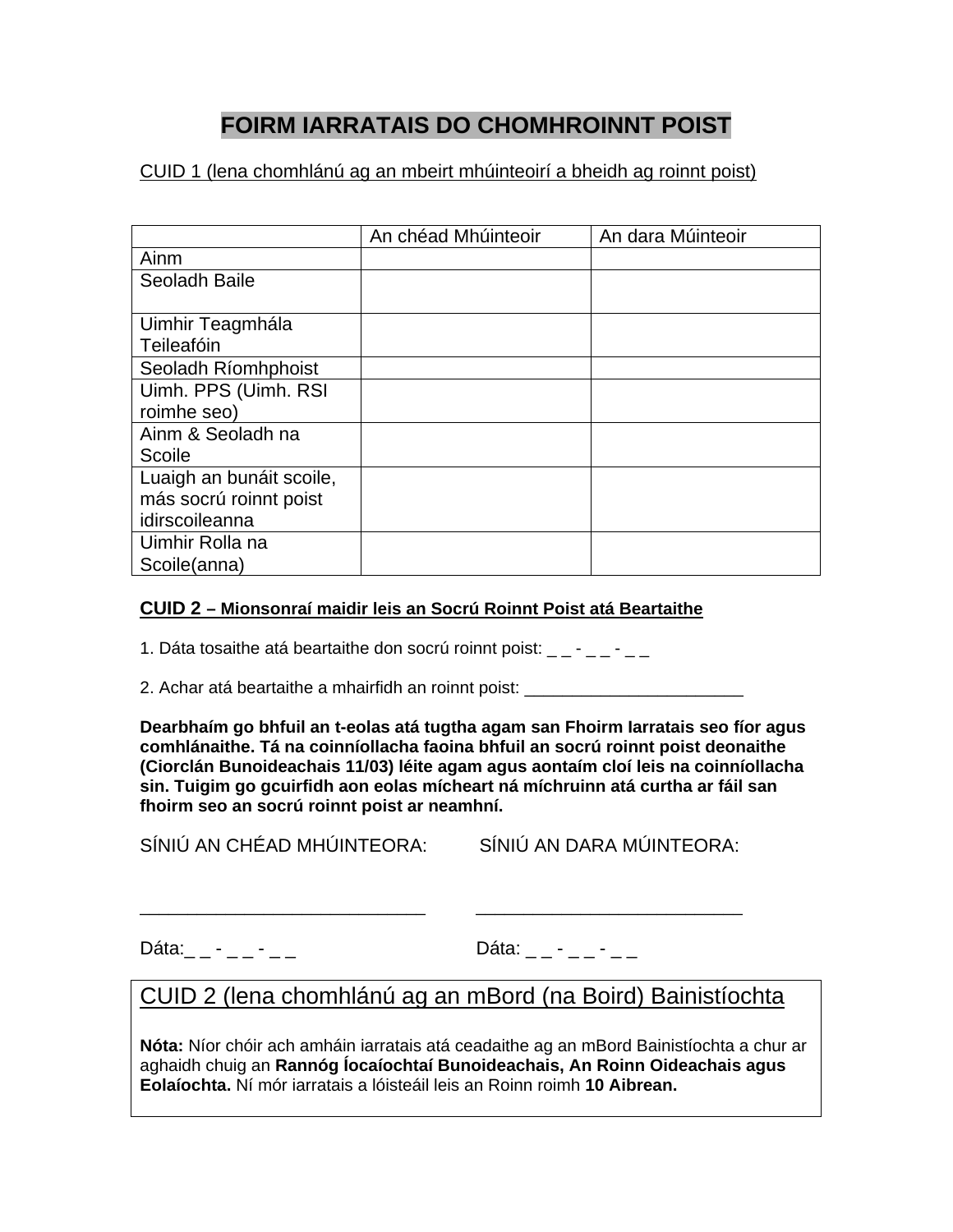# FOIRM IARRATAIS DO CHOMHROINNT POIST

CUID 1 (lena chomhlánú ag an mbeirt mhúinteoirí a bheidh ag roinnt poist)

| | An chéad Mhúinteoir | An dara Múinteoir |
|---|---|---|
| Ainm | | |
| Seoladh Baile | | |
| Uimhir Teagmhála Teileafóin | | |
| Seoladh Ríomhphoist | | |
| Uimh. PPS (Uimh. RSI roimhe seo) | | |
| Ainm & Seoladh na Scoile | | |
| Luaigh an bunáit scoile, más socrú roinnt poist idirscoileanna | | |
| Uimhir Rolla na Scoile(anna) | | |

**CUID 2 – Mionsonraí maidir leis an Socrú Roinnt Poist atá Beartaithe**

1. Dáta tosaithe atá beartaithe don socrú roinnt poist: _ _ - _ _ - _ _

2. Achar atá beartaithe a mhairfidh an roinnt poist: ________________________

**Dearbhaím go bhfuil an t-eolas atá tugtha agam san Fhoirm Iarratais seo fíor agus comhlánaithe. Tá na coinníollacha faoina bhfuil an socrú roinnt poist deonaithe (Ciorclán Bunoideachais 11/03) léite agam agus aontaím cloí leis na coinníollacha sin. Tuigim go gcuirfidh aon eolas mícheart ná míchruinn atá curtha ar fáil san fhoirm seo an socrú roinnt poist ar neamhní.**

SÍNIÚ AN CHÉAD MHÚINTEORA: SÍNIÚ AN DARA MÚINTEORA:

____________________________ __________________________

Dáta:_ _ - _ _ - _ _ Dáta: _ _ - _ _ - _ _

CUID 2 (lena chomhlánú ag an mBord (na Boird) Bainistíochta

**Nóta:** Níor chóir ach amháin iarratais atá ceadaithe ag an mBord Bainistíochta a chur ar aghaidh chuig an **Rannóg Íocaíochtaí Bunoideachais, An Roinn Oideachais agus Eolaíochta.** Ní mór iarratais a lóisteáil leis an Roinn roimh **10 Aibrean.**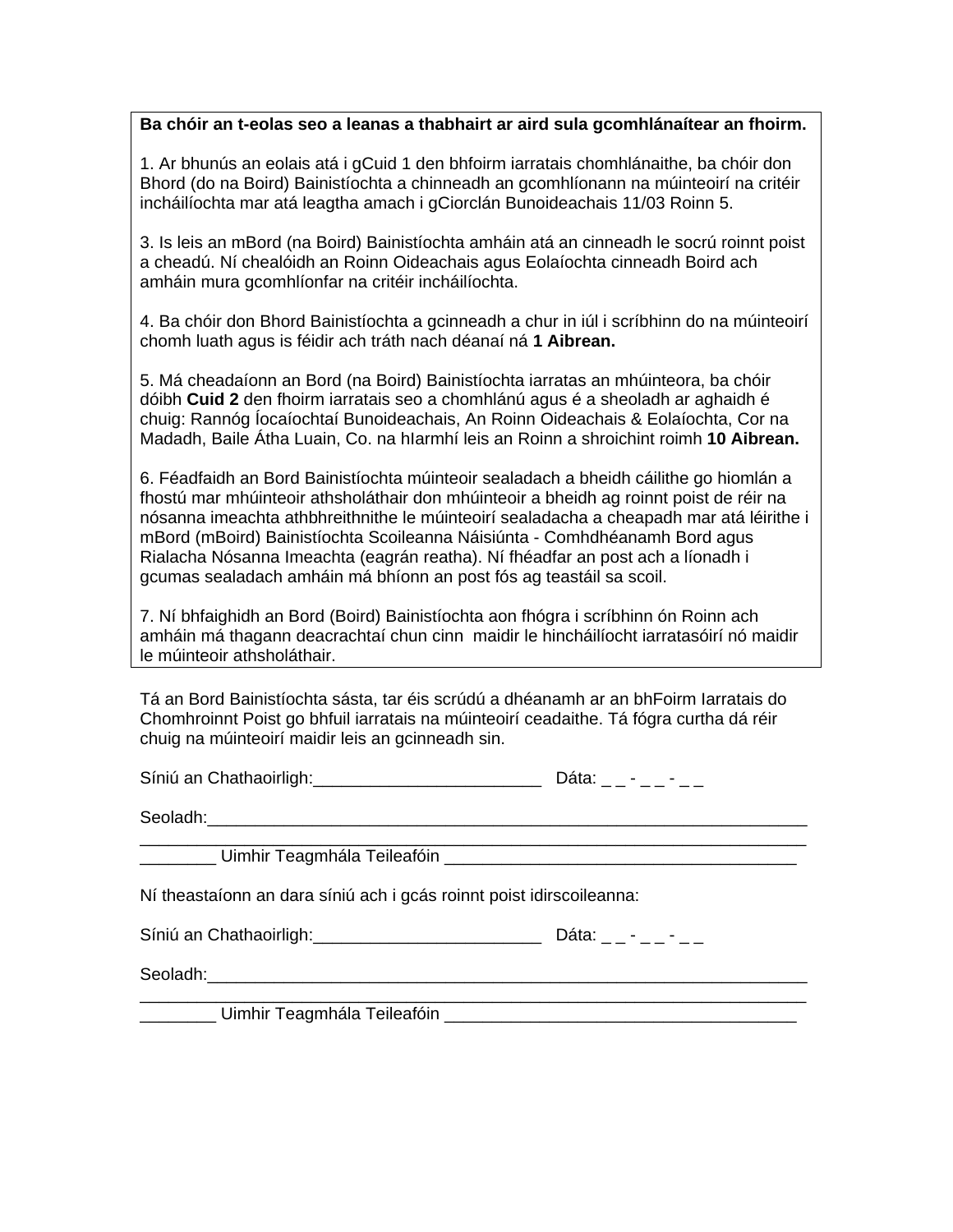**Ba chóir an t-eolas seo a leanas a thabhairt ar aird sula gcomhlánaítear an fhoirm.**

1. Ar bhunús an eolais atá i gCuid 1 den bhfoirm iarratais chomhlánaithe, ba chóir don Bhord (do na Boird) Bainistíochta a chinneadh an gcomhlíonann na múinteoirí na critéir incháilíochta mar atá leagtha amach i gCiorclán Bunoideachais 11/03 Roinn 5.

3. Is leis an mBord (na Boird) Bainistíochta amháin atá an cinneadh le socrú roinnt poist a cheadú. Ní chealóidh an Roinn Oideachais agus Eolaíochta cinneadh Boird ach amháin mura gcomhlíonfar na critéir incháilíochta.

4. Ba chóir don Bhord Bainistíochta a gcinneadh a chur in iúl i scríbhinn do na múinteoirí chomh luath agus is féidir ach tráth nach déanaí ná **1 Aibrean.**

5. Má cheadaíonn an Bord (na Boird) Bainistíochta iarratas an mhúinteora, ba chóir dóibh **Cuid 2** den fhoirm iarratais seo a chomhlánú agus é a sheoladh ar aghaidh é chuig: Rannóg Íocaíochtaí Bunoideachais, An Roinn Oideachais & Eolaíochta, Cor na Madadh, Baile Átha Luain, Co. na hIarmhí leis an Roinn a shroichint roimh **10 Aibrean.**

6. Féadfaidh an Bord Bainistíochta múinteoir sealadach a bheidh cáilithe go hiomlán a fhostú mar mhúinteoir athsholáthair don mhúinteoir a bheidh ag roinnt poist de réir na nósanna imeachta athbhreithnithe le múinteoirí sealadacha a cheapadh mar atá léirithe i mBord (mBoird) Bainistíochta Scoileanna Náisiúnta - Comhdhéanamh Bord agus Rialacha Nósanna Imeachta (eagrán reatha). Ní fhéadfar an post ach a líonadh i gcumas sealadach amháin má bhíonn an post fós ag teastáil sa scoil.

7. Ní bhfaighidh an Bord (Boird) Bainistíochta aon fhógra i scríbhinn ón Roinn ach amháin má thagann deacrachtaí chun cinn maidir le hincháilíocht iarratasóirí nó maidir le múinteoir athsholáthair.

Tá an Bord Bainistíochta sásta, tar éis scrúdú a dhéanamh ar an bhFoirm Iarratais do Chomhroinnt Poist go bhfuil iarratais na múinteoirí ceadaithe. Tá fógra curtha dá réir chuig na múinteoirí maidir leis an gcinneadh sin.

Síniú an Chathaoirligh:________________________ Dáta: _ _ - _ _ - _ _

Seoladh:_________________________________________________________________
_________________________________________________________________________
________ Uimhir Teagmhála Teileafóin ____________________________________

Ní theastaíonn an dara síniú ach i gcás roinnt poist idirscoileanna:

Síniú an Chathaoirligh:________________________ Dáta: _ _ - _ _ - _ _

Seoladh:_________________________________________________________________
_________________________________________________________________________
________ Uimhir Teagmhála Teileafóin ____________________________________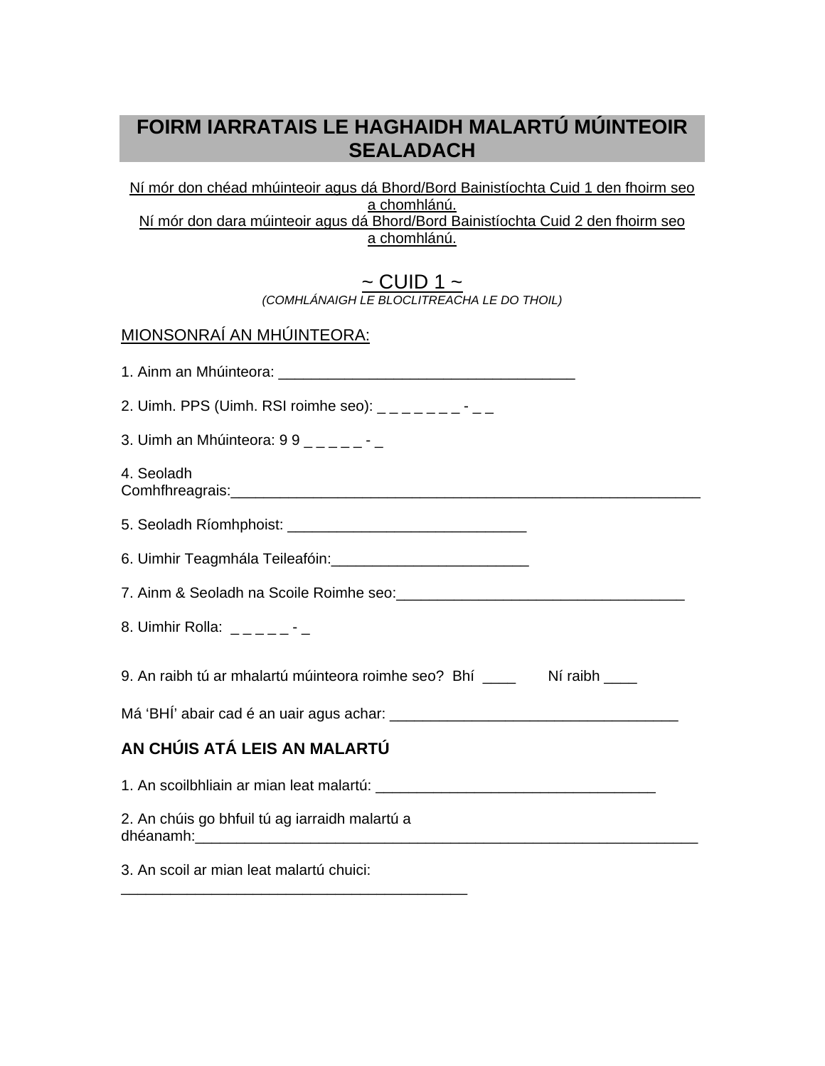# FOIRM IARRATAIS LE HAGHAIDH MALARTÚ MÚINTEOIR SEALADACH

Ní mór don chéad mhúinteoir agus dá Bhord/Bord Bainistíochta Cuid 1 den fhoirm seo a chomhlánú.
Ní mór don dara múinteoir agus dá Bhord/Bord Bainistíochta Cuid 2 den fhoirm seo a chomhlánú.

## ~ CUID 1 ~

*(COMHLÁNAIGH LE BLOCLITREACHA LE DO THOIL)*

MIONSONRAÍ AN MHÚINTEORA:

1. Ainm an Mhúinteora: ____________________________________

2. Uimh. PPS (Uimh. RSI roimhe seo): _ _ _ _ _ _ _ - _ _

3. Uimh an Mhúinteora: 9 9 _ _ _ _ _ - _

4. Seoladh Comhfhreagrais:____________________________________________________________

5. Seoladh Ríomhphoist: _____________________________

6. Uimhir Teagmhála Teileafóin:________________________

7. Ainm & Seoladh na Scoile Roimhe seo:___________________________________

8. Uimhir Rolla: _ _ _ _ _ - _

9. An raibh tú ar mhalartú múinteora roimhe seo? Bhí ____ Ní raibh ____

Má 'BHÍ' abair cad é an uair agus achar: ___________________________________

**AN CHÚIS ATÁ LEIS AN MALARTÚ**

1. An scoilbhliain ar mian leat malartú: __________________________________

2. An chúis go bhfuil tú ag iarraidh malartú a dhéanamh:_______________________________________________________________

3. An scoil ar mian leat malartú chuici: __________________________________________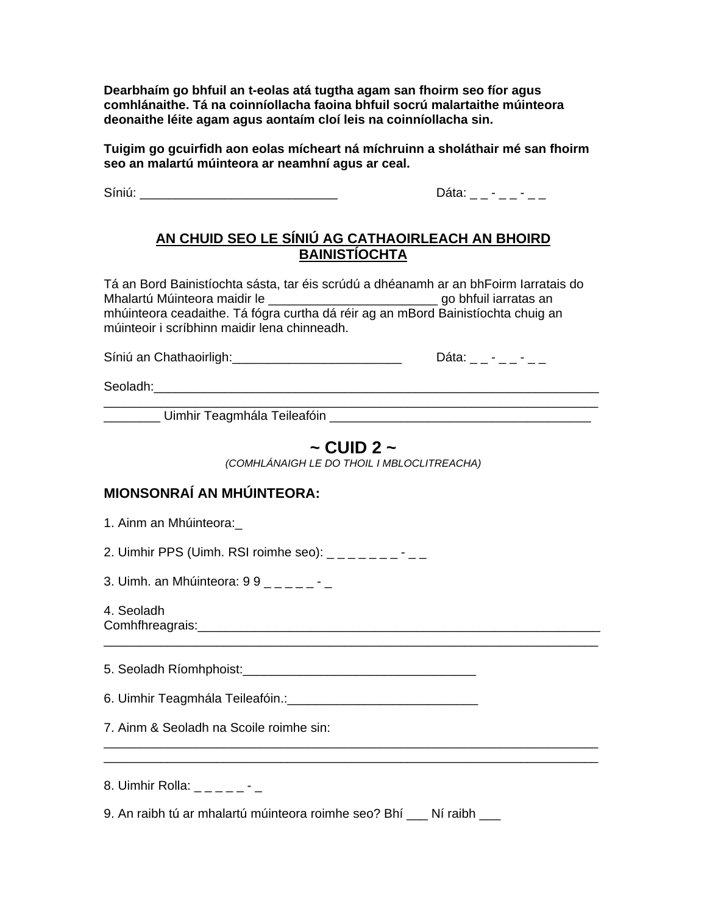**Dearbhaím go bhfuil an t-eolas atá tugtha agam san fhoirm seo fíor agus comhlánaithe. Tá na coinníollacha faoina bhfuil socrú malartaithe múinteora deonaithe léite agam agus aontaím cloí leis na coinníollacha sin.**

**Tuigim go gcuirfidh aon eolas mícheart ná míchruinn a sholáthair mé san fhoirm seo an malartú múinteora ar neamhní agus ar ceal.**

Síniú: ____________________________ Dáta: _ _ - _ _ - _ _

## AN CHUID SEO LE SÍNIÚ AG CATHAOIRLEACH AN BHOIRD BAINISTÍOCHTA

Tá an Bord Bainistíochta sásta, tar éis scrúdú a dhéanamh ar an bhFoirm Iarratais do Mhalartú Múinteora maidir le ________________________ go bhfuil iarratas an mhúinteora ceadaithe. Tá fógra curtha dá réir ag an mBord Bainistíochta chuig an múinteoir i scríbhinn maidir lena chinneadh.

Síniú an Chathaoirligh:________________________ Dáta: _ _ - _ _ - _ _

Seoladh:_________________________________________________________________
_______________________________________________________________________
________ Uimhir Teagmhála Teileafóin ____________________________________

## ~ CUID 2 ~

*(COMHLÁNAIGH LE DO THOIL I MBLOCLITREACHA)*

### MIONSONRAÍ AN MHÚINTEORA:

1. Ainm an Mhúinteora:_

2. Uimhir PPS (Uimh. RSI roimhe seo): _ _ _ _ _ _ _ - _ _

3. Uimh. an Mhúinteora: 9 9 _ _ _ _ _ - _

4. Seoladh Comhfhreagrais:___________________________________________________________
_______________________________________________________________________

5. Seoladh Ríomhphoist:_________________________________

6. Uimhir Teagmhála Teileafóin.:___________________________

7. Ainm & Seoladh na Scoile roimhe sin:
_______________________________________________________________________
_______________________________________________________________________

8. Uimhir Rolla: _ _ _ _ _ - _

9. An raibh tú ar mhalartú múinteora roimhe seo? Bhí ___ Ní raibh ___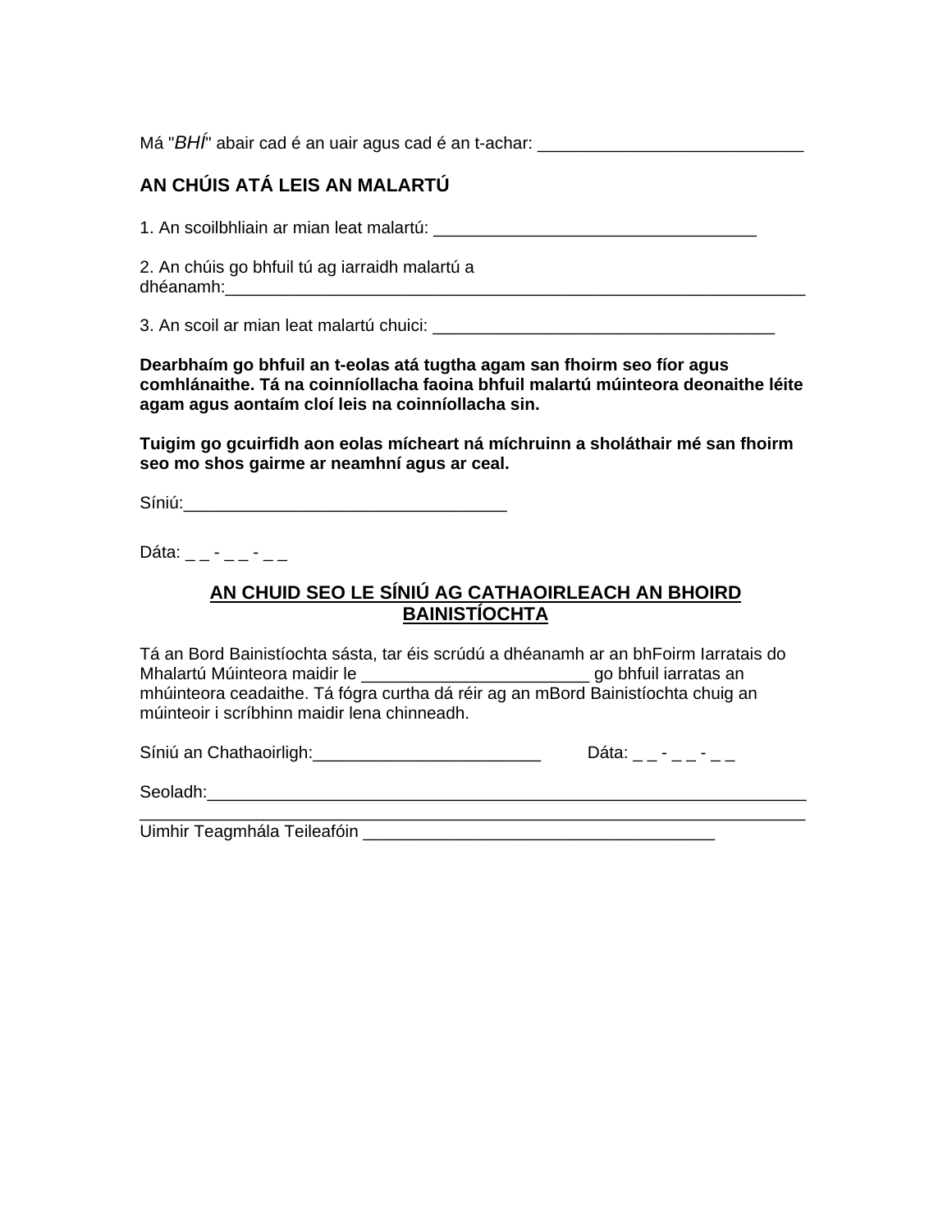Má "*BHÍ*" abair cad é an uair agus cad é an t-achar: ____________________________

**AN CHÚIS ATÁ LEIS AN MALARTÚ**

1. An scoilbhliain ar mian leat malartú: __________________________________

2. An chúis go bhfuil tú ag iarraidh malartú a dhéanamh:_______________________________________________________________

3. An scoil ar mian leat malartú chuici: ____________________________________

**Dearbhaím go bhfuil an t-eolas atá tugtha agam san fhoirm seo fíor agus comhlánaithe. Tá na coinníollacha faoina bhfuil malartú múinteora deonaithe léite agam agus aontaím cloí leis na coinníollacha sin.**

**Tuigim go gcuirfidh aon eolas mícheart ná míchruinn a sholáthair mé san fhoirm seo mo shos gairme ar neamhní agus ar ceal.**

Síniú:_________________________________

Dáta: _ _ - _ _ - _ _

## AN CHUID SEO LE SÍNIÚ AG CATHAOIRLEACH AN BHOIRD BAINISTÍOCHTA

Tá an Bord Bainistíochta sásta, tar éis scrúdú a dhéanamh ar an bhFoirm Iarratais do Mhalartú Múinteora maidir le ________________________ go bhfuil iarratas an mhúinteora ceadaithe. Tá fógra curtha dá réir ag an mBord Bainistíochta chuig an múinteoir i scríbhinn maidir lena chinneadh.

Síniú an Chathaoirligh:________________________ Dáta: _ _ - _ _ - _ _

Seoladh:_________________________________________________________________
______________________________________________________________________
Uimhir Teagmhála Teileafóin _____________________________________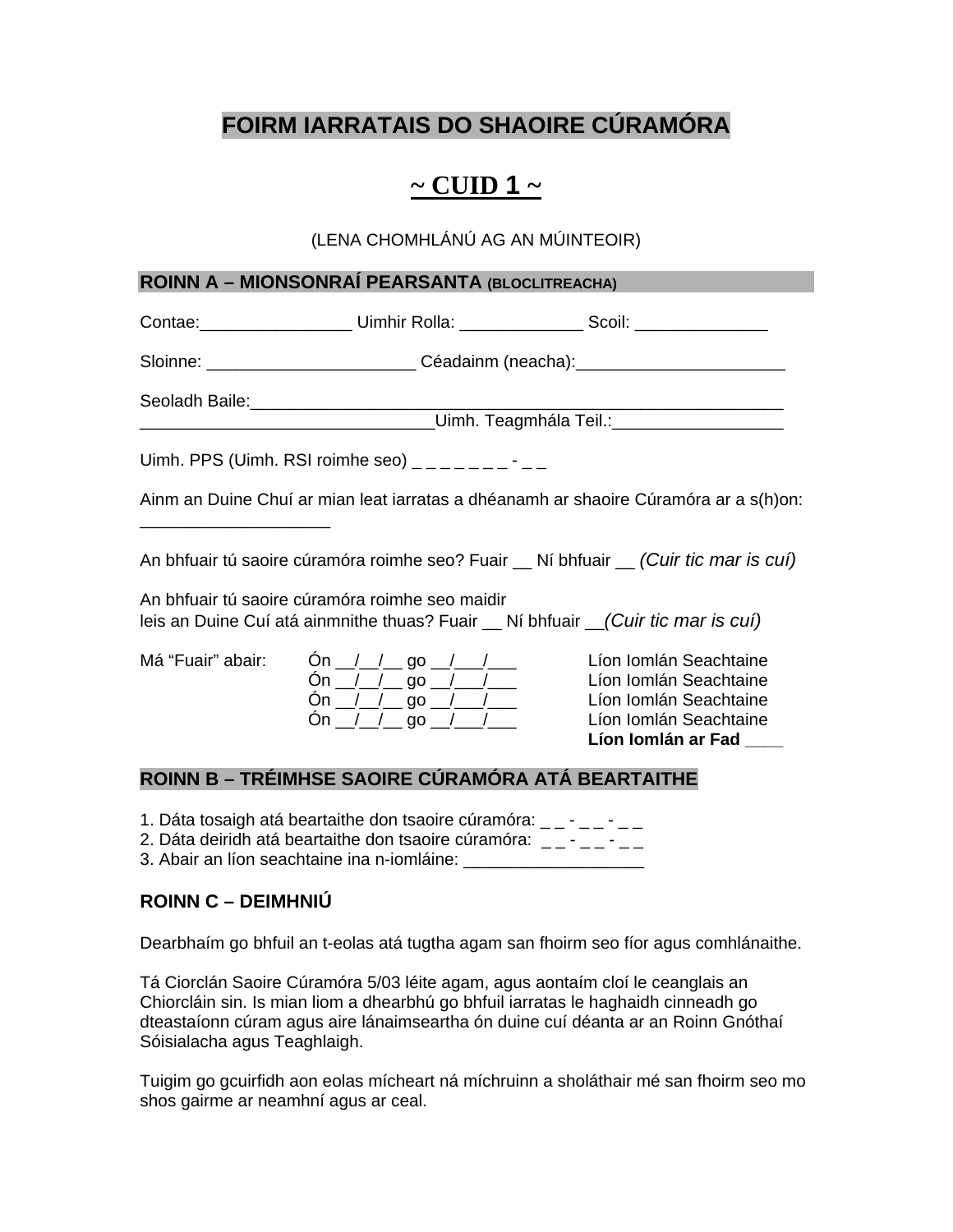# FOIRM IARRATAIS DO SHAOIRE CÚRAMÓRA

## ~ CUID 1 ~

(LENA CHOMHLÁNÚ AG AN MÚINTEOIR)

### ROINN A – MIONSONRAÍ PEARSANTA (BLOCLITREACHA)

Contae:________________ Uimhir Rolla: _____________ Scoil: ______________

Sloinne: ______________________ Céadainm (neacha):______________________

Seoladh Baile:__________________________________________________________
_______________________________Uimh. Teagmhála Teil.:__________________

Uimh. PPS (Uimh. RSI roimhe seo) _ _ _ _ _ _ _ - _ _

Ainm an Duine Chuí ar mian leat iarratas a dhéanamh ar shaoire Cúramóra ar a s(h)on: ____________________

An bhfuair tú saoire cúramóra roimhe seo? Fuair __ Ní bhfuair __ *(Cuir tic mar is cuí)*

An bhfuair tú saoire cúramóra roimhe seo maidir leis an Duine Cuí atá ainmnithe thuas? Fuair __ Ní bhfuair __*(Cuir tic mar is cuí)*

Má "Fuair" abair:

Ón __/__/__ go __/___/___ Líon Iomlán Seachtaine
Ón __/__/__ go __/___/___ Líon Iomlán Seachtaine
Ón __/__/__ go __/___/___ Líon Iomlán Seachtaine
Ón __/__/__ go __/___/___ Líon Iomlán Seachtaine
**Líon Iomlán ar Fad ____**

### ROINN B – TRÉIMHSE SAOIRE CÚRAMÓRA ATÁ BEARTAITHE

1. Dáta tosaigh atá beartaithe don tsaoire cúramóra: _ _ - _ _ - _ _
2. Dáta deiridh atá beartaithe don tsaoire cúramóra: _ _ - _ _ - _ _
3. Abair an líon seachtaine ina n-iomláine: ___________________

### ROINN C – DEIMHNIÚ

Dearbhaím go bhfuil an t-eolas atá tugtha agam san fhoirm seo fíor agus comhlánaithe.

Tá Ciorclán Saoire Cúramóra 5/03 léite agam, agus aontaím cloí le ceanglais an Chiorcláin sin. Is mian liom a dhearbhú go bhfuil iarratas le haghaidh cinneadh go dteastaíonn cúram agus aire lánaimseartha ón duine cuí déanta ar an Roinn Gnóthaí Sóisialacha agus Teaghlaigh.

Tuigim go gcuirfidh aon eolas mícheart ná míchruinn a sholáthair mé san fhoirm seo mo shos gairme ar neamhní agus ar ceal.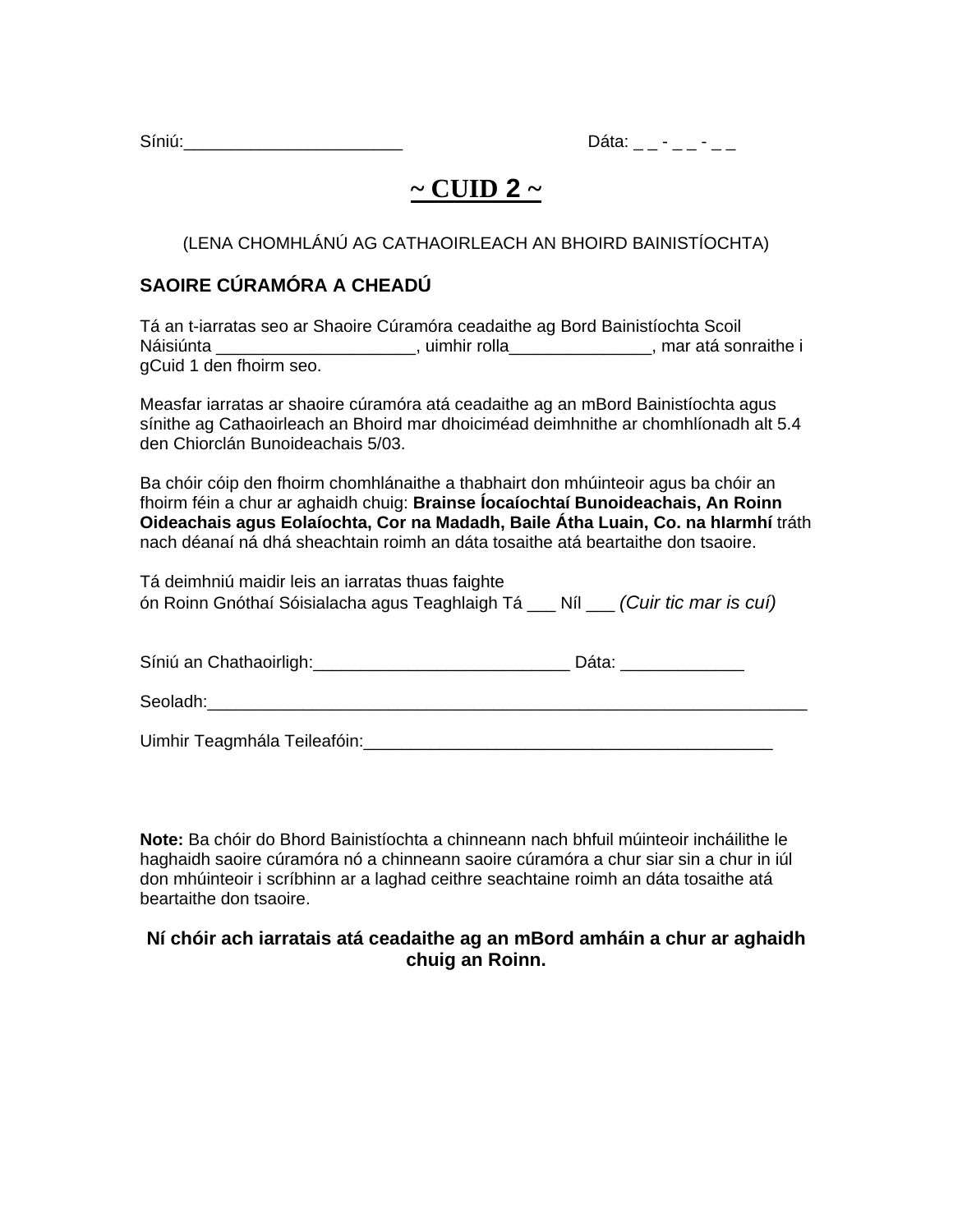Síniú:______________________ Dáta: _ _ - _ _ - _ _

## ~ CUID 2 ~

(LENA CHOMHLÁNÚ AG CATHAOIRLEACH AN BHOIRD BAINISTÍOCHTA)

### SAOIRE CÚRAMÓRA A CHEADÚ

Tá an t-iarratas seo ar Shaoire Cúramóra ceadaithe ag Bord Bainistíochta Scoil Náisiúnta _____________________, uimhir rolla_______________, mar atá sonraithe i gCuid 1 den fhoirm seo.

Measfar iarratas ar shaoire cúramóra atá ceadaithe ag an mBord Bainistíochta agus sínithe ag Cathaoirleach an Bhoird mar dhoiciméad deimhnithe ar chomhlíonadh alt 5.4 den Chiorclán Bunoideachais 5/03.

Ba chóir cóip den fhoirm chomhlánaithe a thabhairt don mhúinteoir agus ba chóir an fhoirm féin a chur ar aghaidh chuig: **Brainse Íocaíochtaí Bunoideachais, An Roinn Oideachais agus Eolaíochta, Cor na Madadh, Baile Átha Luain, Co. na hIarmhí** tráth nach déanaí ná dhá sheachtain roimh an dáta tosaithe atá beartaithe don tsaoire.

Tá deimhniú maidir leis an iarratas thuas faighte
ón Roinn Gnóthaí Sóisialacha agus Teaghlaigh Tá ___ Níl ___ *(Cuir tic mar is cuí)*

Síniú an Chathaoirligh:___________________________ Dáta: _____________

Seoladh:_________________________________________________________________

Uimhir Teagmhála Teileafóin:___________________________________________

**Note:** Ba chóir do Bhord Bainistíochta a chinneann nach bhfuil múinteoir incháilithe le haghaidh saoire cúramóra nó a chinneann saoire cúramóra a chur siar sin a chur in iúl don mhúinteoir i scríbhinn ar a laghad ceithre seachtaine roimh an dáta tosaithe atá beartaithe don tsaoire.

**Ní chóir ach iarratais atá ceadaithe ag an mBord amháin a chur ar aghaidh chuig an Roinn.**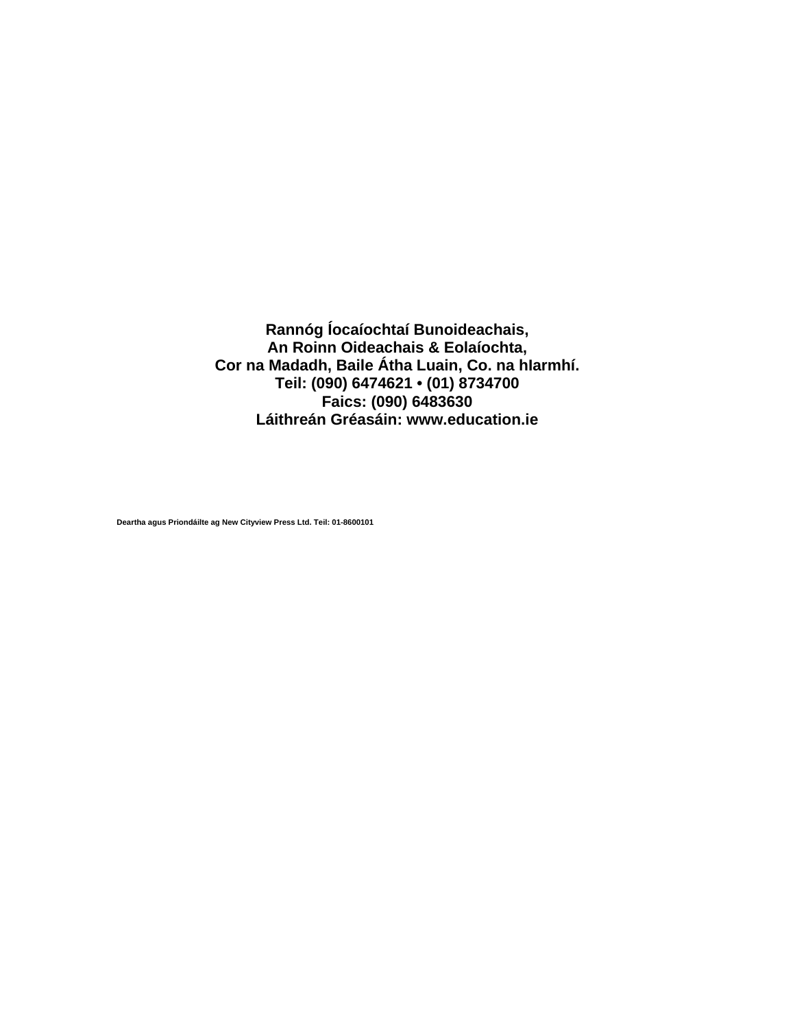**Rannóg Íocaíochtaí Bunoideachais,**
**An Roinn Oideachais & Eolaíochta,**
**Cor na Madadh, Baile Átha Luain, Co. na hIarmhí.**
**Teil: (090) 6474621 • (01) 8734700**
**Faics: (090) 6483630**
**Láithreán Gréasáin: www.education.ie**

**Deartha agus Priondáilte ag New Cityview Press Ltd. Teil: 01-8600101**